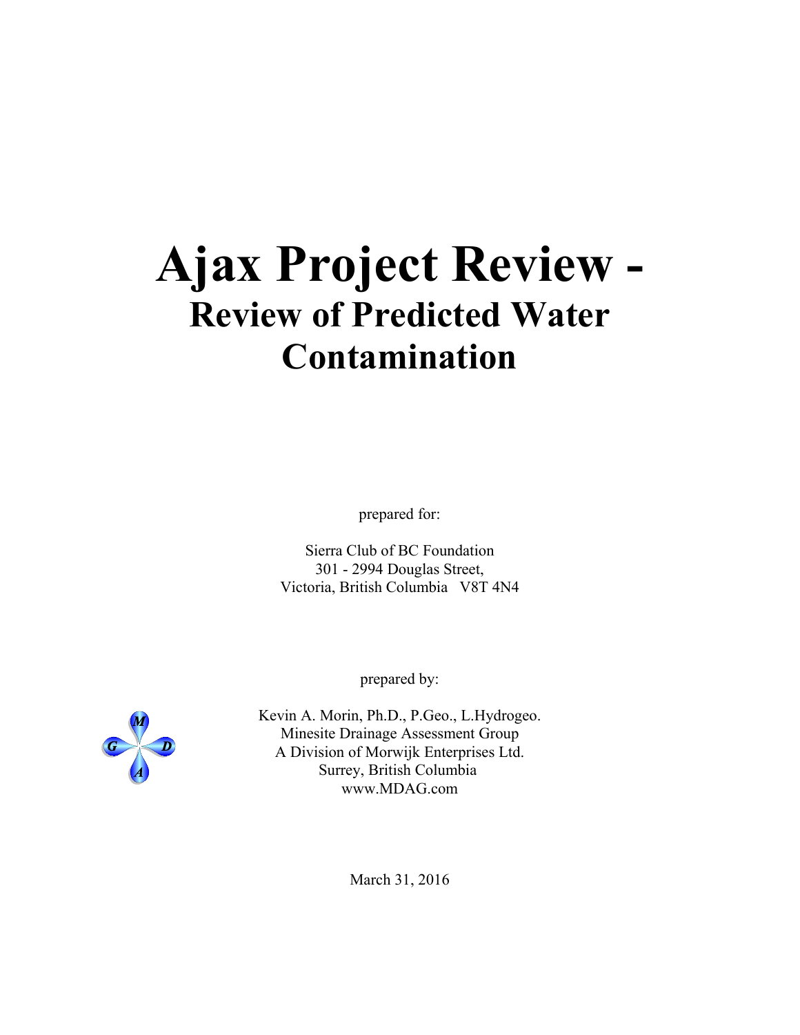# Ajax Project Review -

## Review of Predicted Water Contamination

prepared for:

Sierra Club of BC Foundation
301 - 2994 Douglas Street,
Victoria, British Columbia V8T 4N4

prepared by:

Kevin A. Morin, Ph.D., P.Geo., L.Hydrogeo.
Minesite Drainage Assessment Group
A Division of Morwijk Enterprises Ltd.
Surrey, British Columbia
www.MDAG.com

March 31, 2016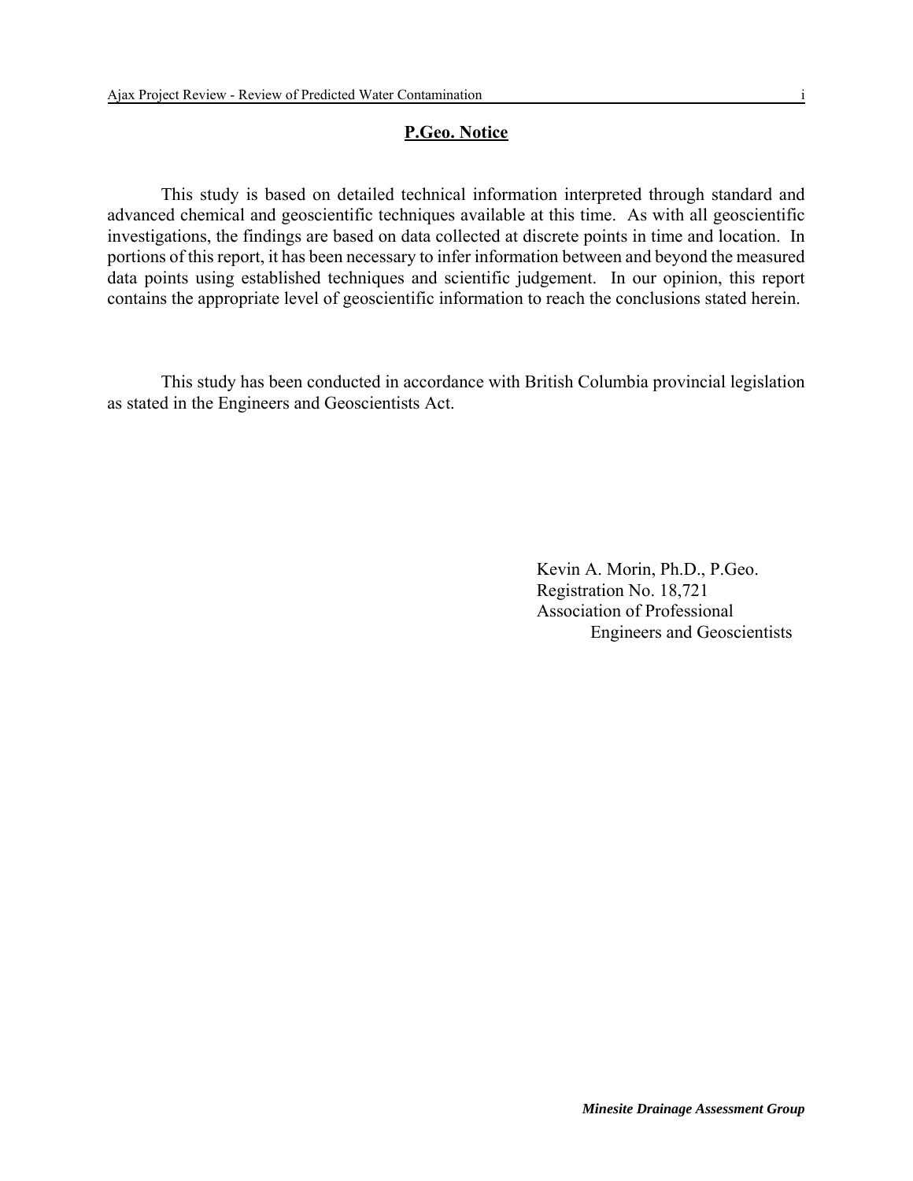## P.Geo. Notice

This study is based on detailed technical information interpreted through standard and advanced chemical and geoscientific techniques available at this time. As with all geoscientific investigations, the findings are based on data collected at discrete points in time and location. In portions of this report, it has been necessary to infer information between and beyond the measured data points using established techniques and scientific judgement. In our opinion, this report contains the appropriate level of geoscientific information to reach the conclusions stated herein.

This study has been conducted in accordance with British Columbia provincial legislation as stated in the Engineers and Geoscientists Act.

Kevin A. Morin, Ph.D., P.Geo.
Registration No. 18,721
Association of Professional
Engineers and Geoscientists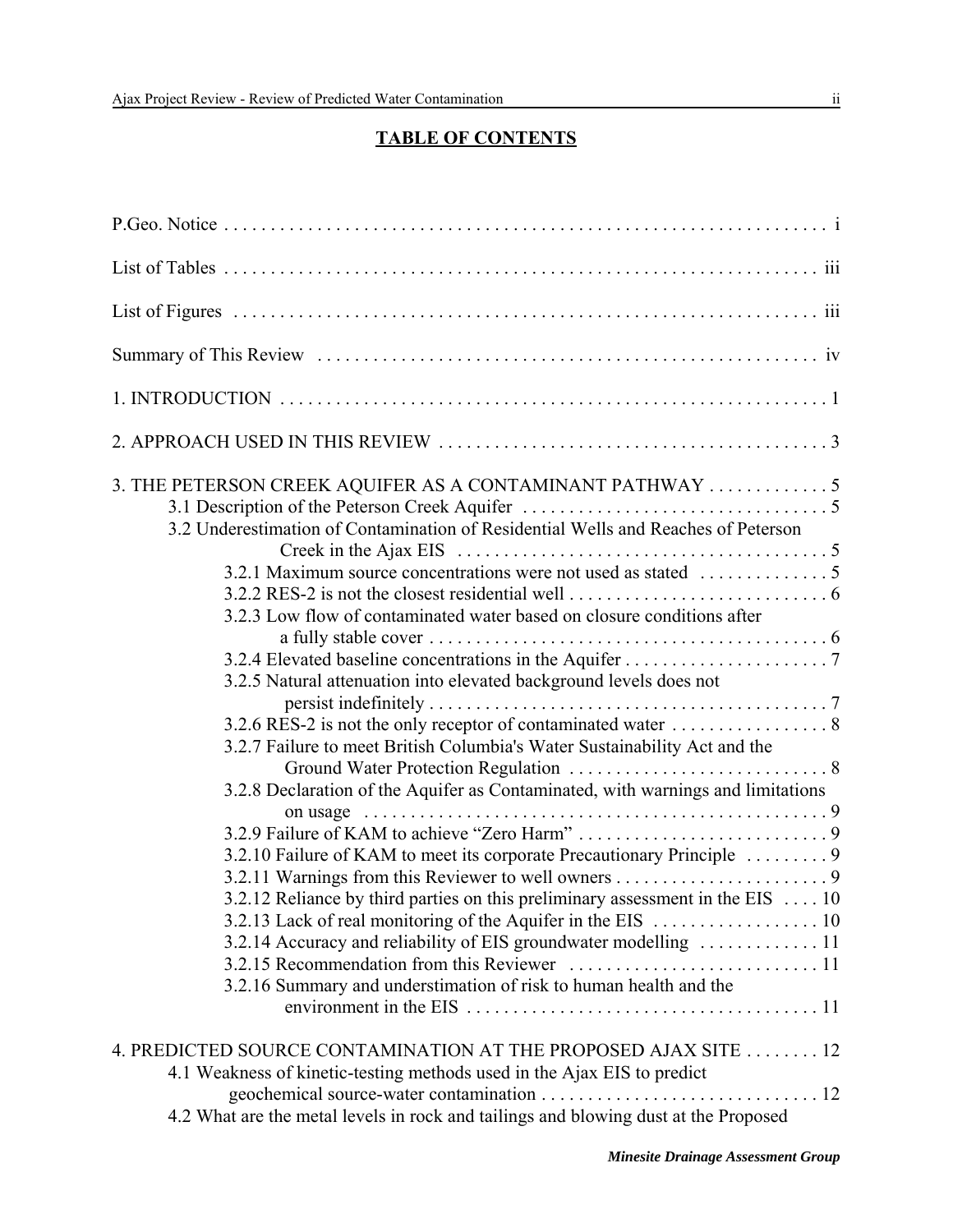# TABLE OF CONTENTS

P.Geo. Notice . . . . . . . . . . . . . . . . . . . . . . . . . . . . . . . . . . . . . . . . . . . . . . . . . . . . . . . . . . . . . . i

List of Tables . . . . . . . . . . . . . . . . . . . . . . . . . . . . . . . . . . . . . . . . . . . . . . . . . . . . . . . . . . . . . iii

List of Figures . . . . . . . . . . . . . . . . . . . . . . . . . . . . . . . . . . . . . . . . . . . . . . . . . . . . . . . . . . . . iii

Summary of This Review . . . . . . . . . . . . . . . . . . . . . . . . . . . . . . . . . . . . . . . . . . . . . . . . . . . iv

1. INTRODUCTION . . . . . . . . . . . . . . . . . . . . . . . . . . . . . . . . . . . . . . . . . . . . . . . . . . . . . . . . . 1

2. APPROACH USED IN THIS REVIEW . . . . . . . . . . . . . . . . . . . . . . . . . . . . . . . . . . . . . . . . 3

3. THE PETERSON CREEK AQUIFER AS A CONTAMINANT PATHWAY . . . . . . . . . . . . . 5
- 3.1 Description of the Peterson Creek Aquifer . . . . . . . . . . . . . . . . . . . . . . . . . . . . . . . . . 5
- 3.2 Underestimation of Contamination of Residential Wells and Reaches of Peterson Creek in the Ajax EIS . . . . . . . . . . . . . . . . . . . . . . . . . . . . . . . . . . . . . . . . 5
  - 3.2.1 Maximum source concentrations were not used as stated . . . . . . . . . . . . . . 5
  - 3.2.2 RES-2 is not the closest residential well . . . . . . . . . . . . . . . . . . . . . . . . . . . . 6
  - 3.2.3 Low flow of contaminated water based on closure conditions after a fully stable cover . . . . . . . . . . . . . . . . . . . . . . . . . . . . . . . . . . . . . . . . . . 6
  - 3.2.4 Elevated baseline concentrations in the Aquifer . . . . . . . . . . . . . . . . . . . . . . . 7
  - 3.2.5 Natural attenuation into elevated background levels does not persist indefinitely . . . . . . . . . . . . . . . . . . . . . . . . . . . . . . . . . . . . . . . . . . . 7
  - 3.2.6 RES-2 is not the only receptor of contaminated water . . . . . . . . . . . . . . . . . 8
  - 3.2.7 Failure to meet British Columbia's Water Sustainability Act and the Ground Water Protection Regulation . . . . . . . . . . . . . . . . . . . . . . . . . . . . 8
  - 3.2.8 Declaration of the Aquifer as Contaminated, with warnings and limitations on usage . . . . . . . . . . . . . . . . . . . . . . . . . . . . . . . . . . . . . . . . . . . . . . . . . . 9
  - 3.2.9 Failure of KAM to achieve "Zero Harm" . . . . . . . . . . . . . . . . . . . . . . . . . . . 9
  - 3.2.10 Failure of KAM to meet its corporate Precautionary Principle . . . . . . . . . 9
  - 3.2.11 Warnings from this Reviewer to well owners . . . . . . . . . . . . . . . . . . . . . . . 9
  - 3.2.12 Reliance by third parties on this preliminary assessment in the EIS . . . . 10
  - 3.2.13 Lack of real monitoring of the Aquifer in the EIS . . . . . . . . . . . . . . . . . . 10
  - 3.2.14 Accuracy and reliability of EIS groundwater modelling . . . . . . . . . . . . . 11
  - 3.2.15 Recommendation from this Reviewer . . . . . . . . . . . . . . . . . . . . . . . . . . . 11
  - 3.2.16 Summary and understimation of risk to human health and the environment in the EIS . . . . . . . . . . . . . . . . . . . . . . . . . . . . . . . . . . . . . . 11

4. PREDICTED SOURCE CONTAMINATION AT THE PROPOSED AJAX SITE . . . . . . . . 12
- 4.1 Weakness of kinetic-testing methods used in the Ajax EIS to predict geochemical source-water contamination . . . . . . . . . . . . . . . . . . . . . . . . . . . . . . 12
- 4.2 What are the metal levels in rock and tailings and blowing dust at the Proposed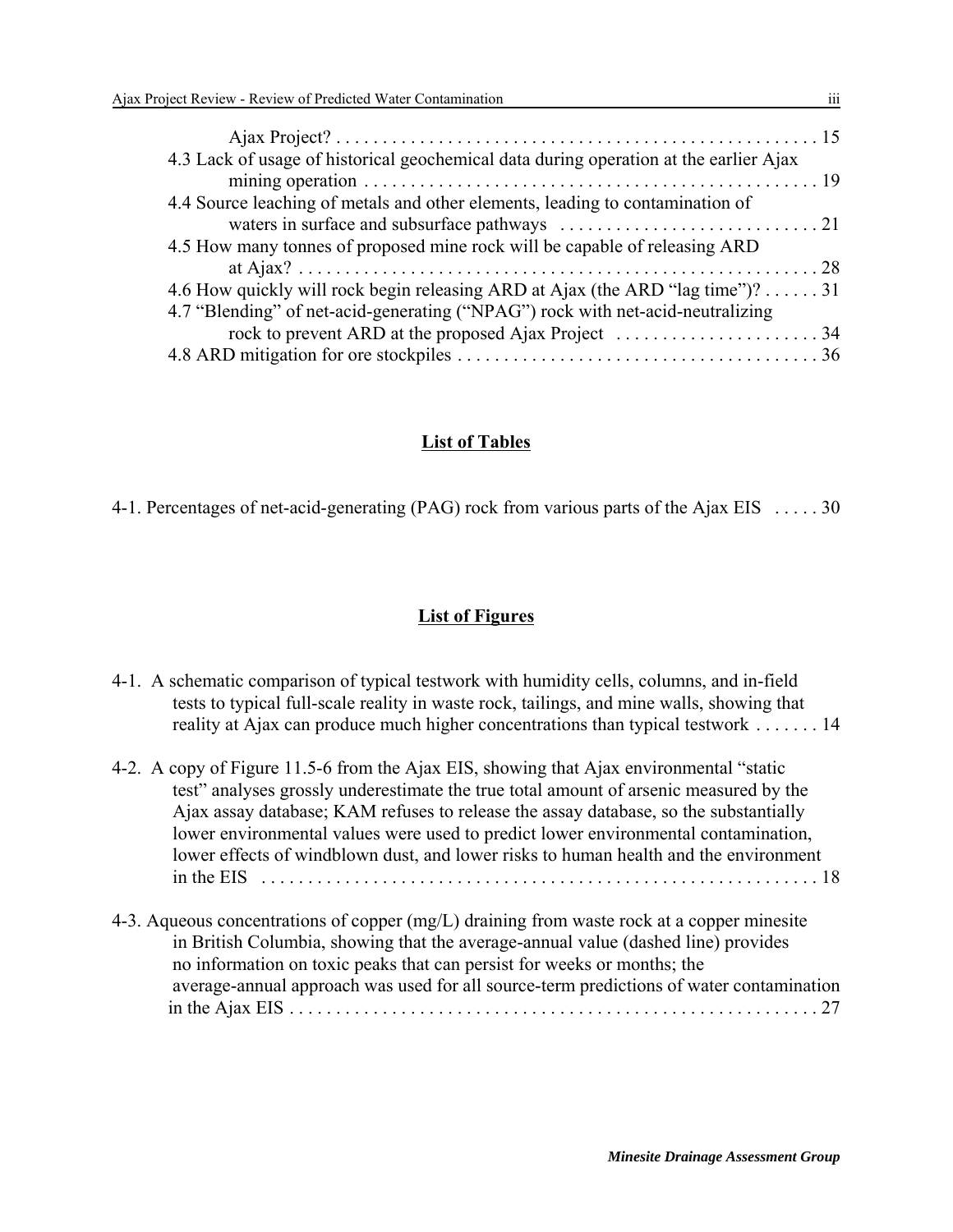Ajax Project? . . . . . . . . . . . . . . . . . . . . . . . . . . . . . . . . . . . . . . . . . . . . . . . . . . . 15

4.3 Lack of usage of historical geochemical data during operation at the earlier Ajax mining operation . . . . . . . . . . . . . . . . . . . . . . . . . . . . . . . . . . . . . . . . . . . . . . . . 19

4.4 Source leaching of metals and other elements, leading to contamination of waters in surface and subsurface pathways . . . . . . . . . . . . . . . . . . . . . . . . . . . . 21

4.5 How many tonnes of proposed mine rock will be capable of releasing ARD at Ajax? . . . . . . . . . . . . . . . . . . . . . . . . . . . . . . . . . . . . . . . . . . . . . . . . . . . . . . 28

4.6 How quickly will rock begin releasing ARD at Ajax (the ARD "lag time")? . . . . . . 31

4.7 "Blending" of net-acid-generating ("NPAG") rock with net-acid-neutralizing rock to prevent ARD at the proposed Ajax Project . . . . . . . . . . . . . . . . . . . . . . 34

4.8 ARD mitigation for ore stockpiles . . . . . . . . . . . . . . . . . . . . . . . . . . . . . . . . . . . . . . . 36

## List of Tables

4-1. Percentages of net-acid-generating (PAG) rock from various parts of the Ajax EIS . . . . . 30

## List of Figures

4-1. A schematic comparison of typical testwork with humidity cells, columns, and in-field tests to typical full-scale reality in waste rock, tailings, and mine walls, showing that reality at Ajax can produce much higher concentrations than typical testwork . . . . . . . 14

4-2. A copy of Figure 11.5-6 from the Ajax EIS, showing that Ajax environmental "static test" analyses grossly underestimate the true total amount of arsenic measured by the Ajax assay database; KAM refuses to release the assay database, so the substantially lower environmental values were used to predict lower environmental contamination, lower effects of windblown dust, and lower risks to human health and the environment in the EIS . . . . . . . . . . . . . . . . . . . . . . . . . . . . . . . . . . . . . . . . . . . . . . . . . . . . . . . . . . . . 18

4-3. Aqueous concentrations of copper (mg/L) draining from waste rock at a copper minesite in British Columbia, showing that the average-annual value (dashed line) provides no information on toxic peaks that can persist for weeks or months; the average-annual approach was used for all source-term predictions of water contamination in the Ajax EIS . . . . . . . . . . . . . . . . . . . . . . . . . . . . . . . . . . . . . . . . . . . . . . . . . . . . . . . . . 27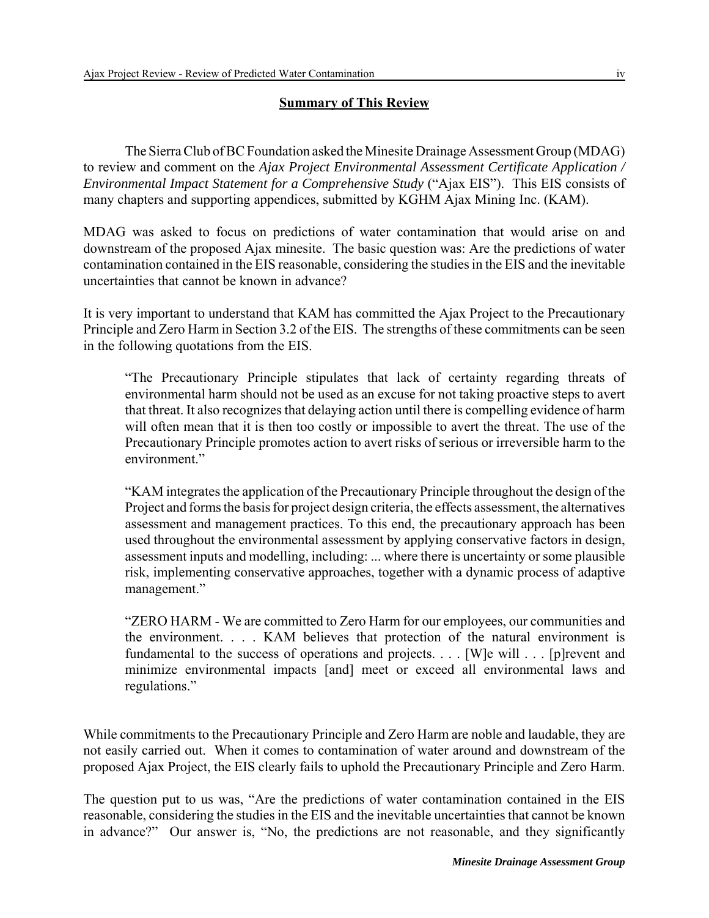## Summary of This Review

The Sierra Club of BC Foundation asked the Minesite Drainage Assessment Group (MDAG) to review and comment on the *Ajax Project Environmental Assessment Certificate Application / Environmental Impact Statement for a Comprehensive Study* ("Ajax EIS"). This EIS consists of many chapters and supporting appendices, submitted by KGHM Ajax Mining Inc. (KAM).

MDAG was asked to focus on predictions of water contamination that would arise on and downstream of the proposed Ajax minesite. The basic question was: Are the predictions of water contamination contained in the EIS reasonable, considering the studies in the EIS and the inevitable uncertainties that cannot be known in advance?

It is very important to understand that KAM has committed the Ajax Project to the Precautionary Principle and Zero Harm in Section 3.2 of the EIS. The strengths of these commitments can be seen in the following quotations from the EIS.

> "The Precautionary Principle stipulates that lack of certainty regarding threats of environmental harm should not be used as an excuse for not taking proactive steps to avert that threat. It also recognizes that delaying action until there is compelling evidence of harm will often mean that it is then too costly or impossible to avert the threat. The use of the Precautionary Principle promotes action to avert risks of serious or irreversible harm to the environment."

> "KAM integrates the application of the Precautionary Principle throughout the design of the Project and forms the basis for project design criteria, the effects assessment, the alternatives assessment and management practices. To this end, the precautionary approach has been used throughout the environmental assessment by applying conservative factors in design, assessment inputs and modelling, including: ... where there is uncertainty or some plausible risk, implementing conservative approaches, together with a dynamic process of adaptive management."

> "ZERO HARM - We are committed to Zero Harm for our employees, our communities and the environment. . . . KAM believes that protection of the natural environment is fundamental to the success of operations and projects. . . . [W]e will . . . [p]revent and minimize environmental impacts [and] meet or exceed all environmental laws and regulations."

While commitments to the Precautionary Principle and Zero Harm are noble and laudable, they are not easily carried out. When it comes to contamination of water around and downstream of the proposed Ajax Project, the EIS clearly fails to uphold the Precautionary Principle and Zero Harm.

The question put to us was, "Are the predictions of water contamination contained in the EIS reasonable, considering the studies in the EIS and the inevitable uncertainties that cannot be known in advance?" Our answer is, "No, the predictions are not reasonable, and they significantly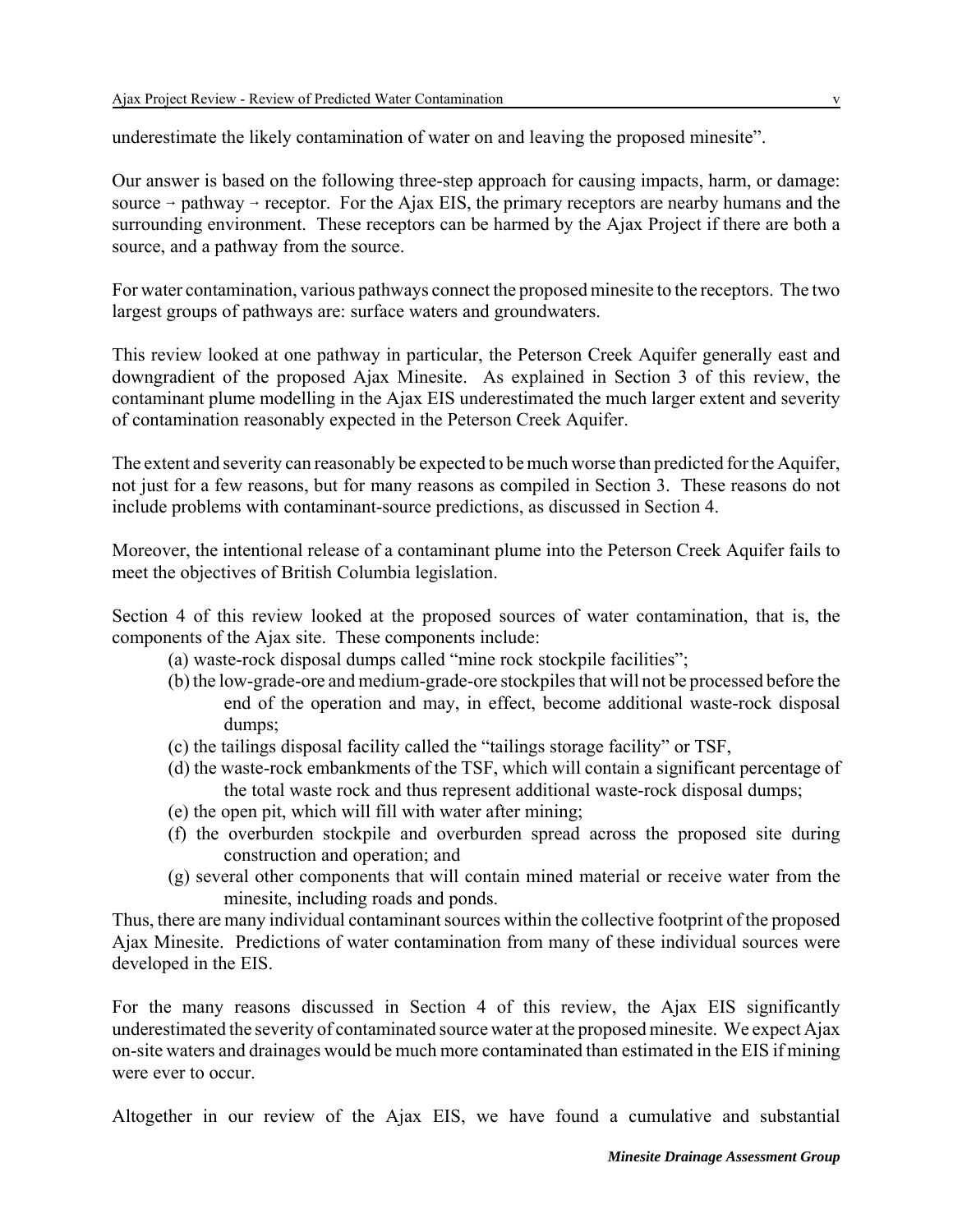underestimate the likely contamination of water on and leaving the proposed minesite".

Our answer is based on the following three-step approach for causing impacts, harm, or damage: source → pathway → receptor. For the Ajax EIS, the primary receptors are nearby humans and the surrounding environment. These receptors can be harmed by the Ajax Project if there are both a source, and a pathway from the source.

For water contamination, various pathways connect the proposed minesite to the receptors. The two largest groups of pathways are: surface waters and groundwaters.

This review looked at one pathway in particular, the Peterson Creek Aquifer generally east and downgradient of the proposed Ajax Minesite. As explained in Section 3 of this review, the contaminant plume modelling in the Ajax EIS underestimated the much larger extent and severity of contamination reasonably expected in the Peterson Creek Aquifer.

The extent and severity can reasonably be expected to be much worse than predicted for the Aquifer, not just for a few reasons, but for many reasons as compiled in Section 3. These reasons do not include problems with contaminant-source predictions, as discussed in Section 4.

Moreover, the intentional release of a contaminant plume into the Peterson Creek Aquifer fails to meet the objectives of British Columbia legislation.

Section 4 of this review looked at the proposed sources of water contamination, that is, the components of the Ajax site. These components include:

(a) waste-rock disposal dumps called "mine rock stockpile facilities";
(b) the low-grade-ore and medium-grade-ore stockpiles that will not be processed before the end of the operation and may, in effect, become additional waste-rock disposal dumps;
(c) the tailings disposal facility called the "tailings storage facility" or TSF,
(d) the waste-rock embankments of the TSF, which will contain a significant percentage of the total waste rock and thus represent additional waste-rock disposal dumps;
(e) the open pit, which will fill with water after mining;
(f) the overburden stockpile and overburden spread across the proposed site during construction and operation; and
(g) several other components that will contain mined material or receive water from the minesite, including roads and ponds.

Thus, there are many individual contaminant sources within the collective footprint of the proposed Ajax Minesite. Predictions of water contamination from many of these individual sources were developed in the EIS.

For the many reasons discussed in Section 4 of this review, the Ajax EIS significantly underestimated the severity of contaminated source water at the proposed minesite. We expect Ajax on-site waters and drainages would be much more contaminated than estimated in the EIS if mining were ever to occur.

Altogether in our review of the Ajax EIS, we have found a cumulative and substantial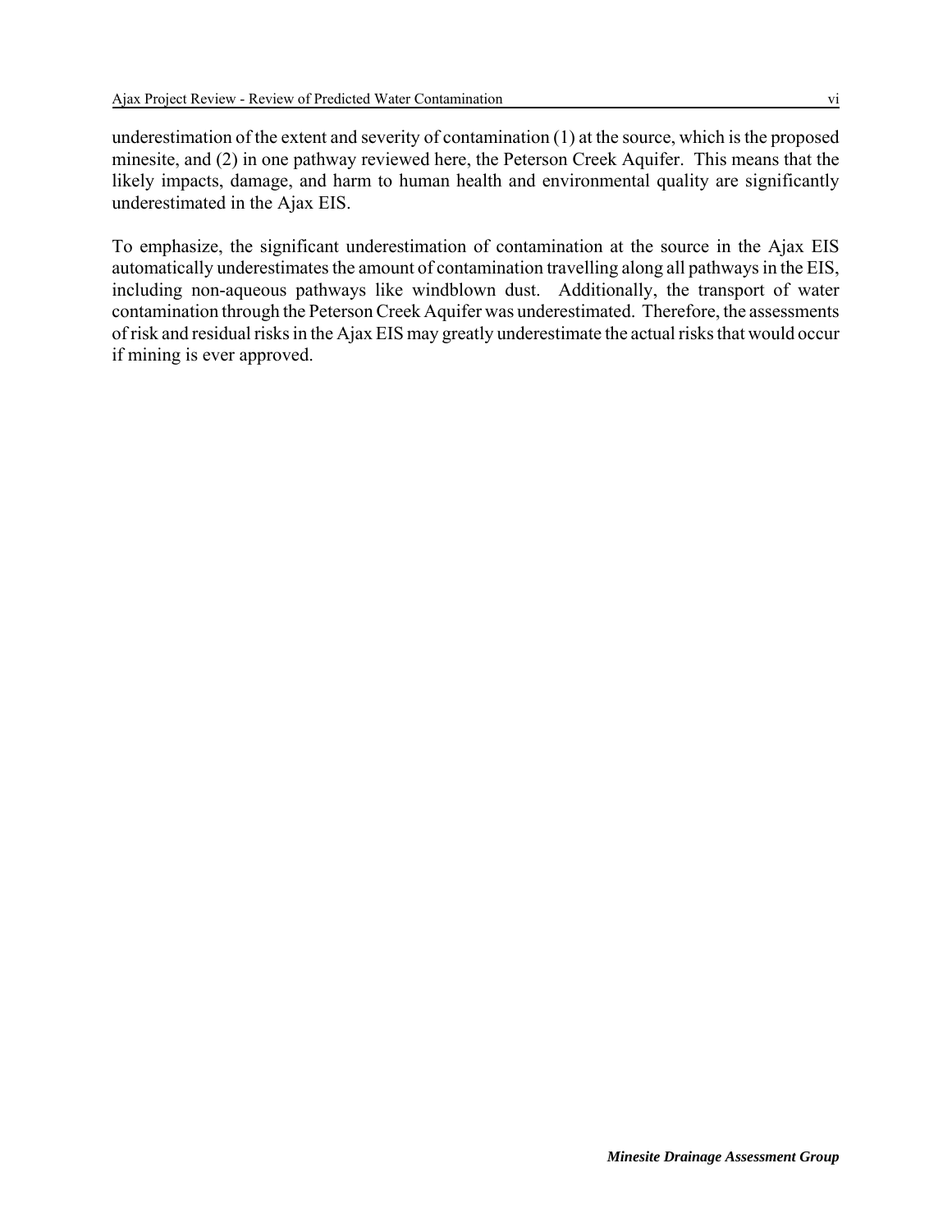underestimation of the extent and severity of contamination (1) at the source, which is the proposed minesite, and (2) in one pathway reviewed here, the Peterson Creek Aquifer. This means that the likely impacts, damage, and harm to human health and environmental quality are significantly underestimated in the Ajax EIS.

To emphasize, the significant underestimation of contamination at the source in the Ajax EIS automatically underestimates the amount of contamination travelling along all pathways in the EIS, including non-aqueous pathways like windblown dust. Additionally, the transport of water contamination through the Peterson Creek Aquifer was underestimated. Therefore, the assessments of risk and residual risks in the Ajax EIS may greatly underestimate the actual risks that would occur if mining is ever approved.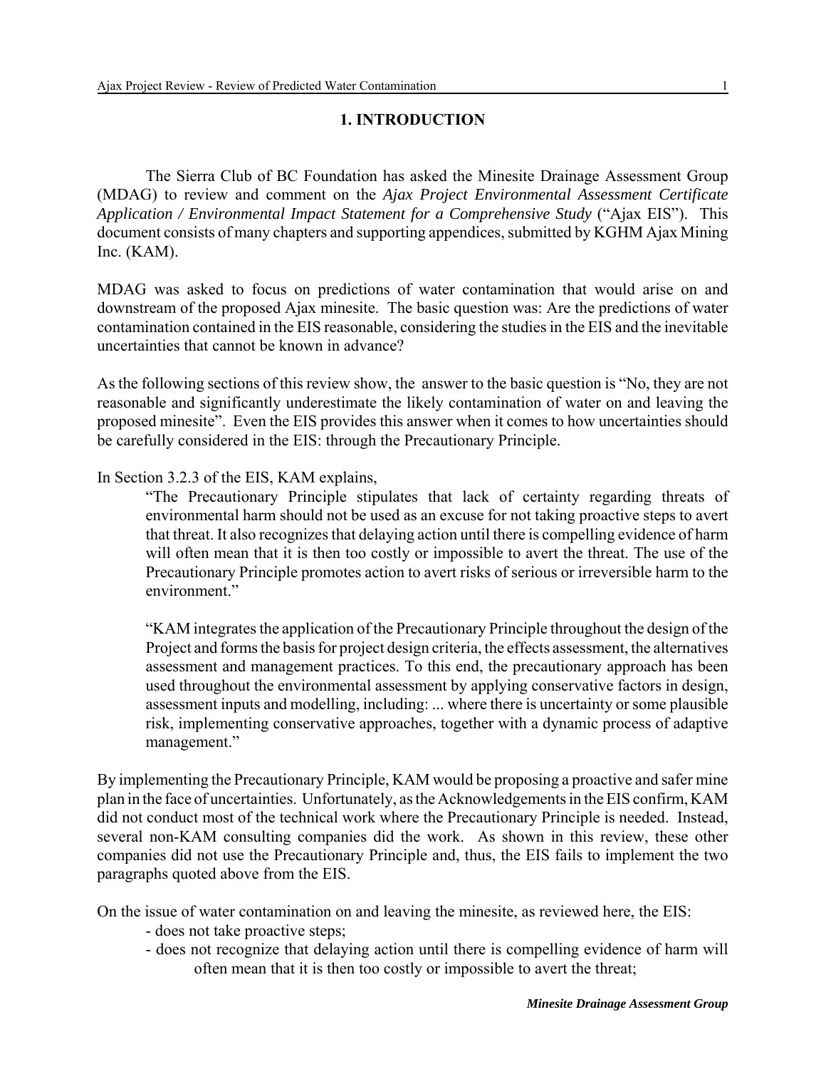# 1. INTRODUCTION

The Sierra Club of BC Foundation has asked the Minesite Drainage Assessment Group (MDAG) to review and comment on the *Ajax Project Environmental Assessment Certificate Application / Environmental Impact Statement for a Comprehensive Study* ("Ajax EIS"). This document consists of many chapters and supporting appendices, submitted by KGHM Ajax Mining Inc. (KAM).

MDAG was asked to focus on predictions of water contamination that would arise on and downstream of the proposed Ajax minesite. The basic question was: Are the predictions of water contamination contained in the EIS reasonable, considering the studies in the EIS and the inevitable uncertainties that cannot be known in advance?

As the following sections of this review show, the answer to the basic question is "No, they are not reasonable and significantly underestimate the likely contamination of water on and leaving the proposed minesite". Even the EIS provides this answer when it comes to how uncertainties should be carefully considered in the EIS: through the Precautionary Principle.

In Section 3.2.3 of the EIS, KAM explains,

> "The Precautionary Principle stipulates that lack of certainty regarding threats of environmental harm should not be used as an excuse for not taking proactive steps to avert that threat. It also recognizes that delaying action until there is compelling evidence of harm will often mean that it is then too costly or impossible to avert the threat. The use of the Precautionary Principle promotes action to avert risks of serious or irreversible harm to the environment."
>
> "KAM integrates the application of the Precautionary Principle throughout the design of the Project and forms the basis for project design criteria, the effects assessment, the alternatives assessment and management practices. To this end, the precautionary approach has been used throughout the environmental assessment by applying conservative factors in design, assessment inputs and modelling, including: ... where there is uncertainty or some plausible risk, implementing conservative approaches, together with a dynamic process of adaptive management."

By implementing the Precautionary Principle, KAM would be proposing a proactive and safer mine plan in the face of uncertainties. Unfortunately, as the Acknowledgements in the EIS confirm, KAM did not conduct most of the technical work where the Precautionary Principle is needed. Instead, several non-KAM consulting companies did the work. As shown in this review, these other companies did not use the Precautionary Principle and, thus, the EIS fails to implement the two paragraphs quoted above from the EIS.

On the issue of water contamination on and leaving the minesite, as reviewed here, the EIS:

- does not take proactive steps;
- does not recognize that delaying action until there is compelling evidence of harm will often mean that it is then too costly or impossible to avert the threat;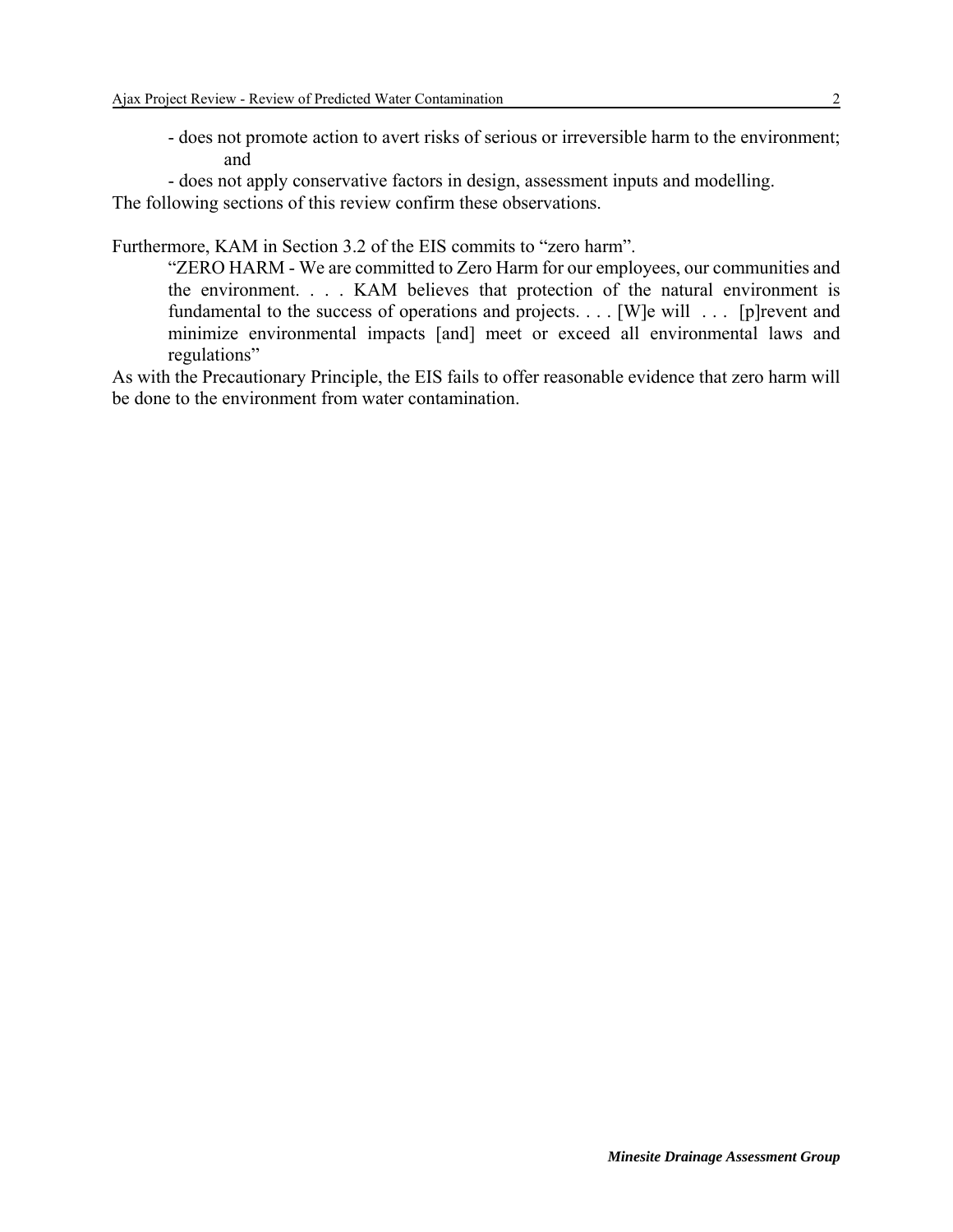- does not promote action to avert risks of serious or irreversible harm to the environment; and
- does not apply conservative factors in design, assessment inputs and modelling.

The following sections of this review confirm these observations.

Furthermore, KAM in Section 3.2 of the EIS commits to "zero harm".

> "ZERO HARM - We are committed to Zero Harm for our employees, our communities and the environment. . . . KAM believes that protection of the natural environment is fundamental to the success of operations and projects. . . . [W]e will . . . [p]revent and minimize environmental impacts [and] meet or exceed all environmental laws and regulations"

As with the Precautionary Principle, the EIS fails to offer reasonable evidence that zero harm will be done to the environment from water contamination.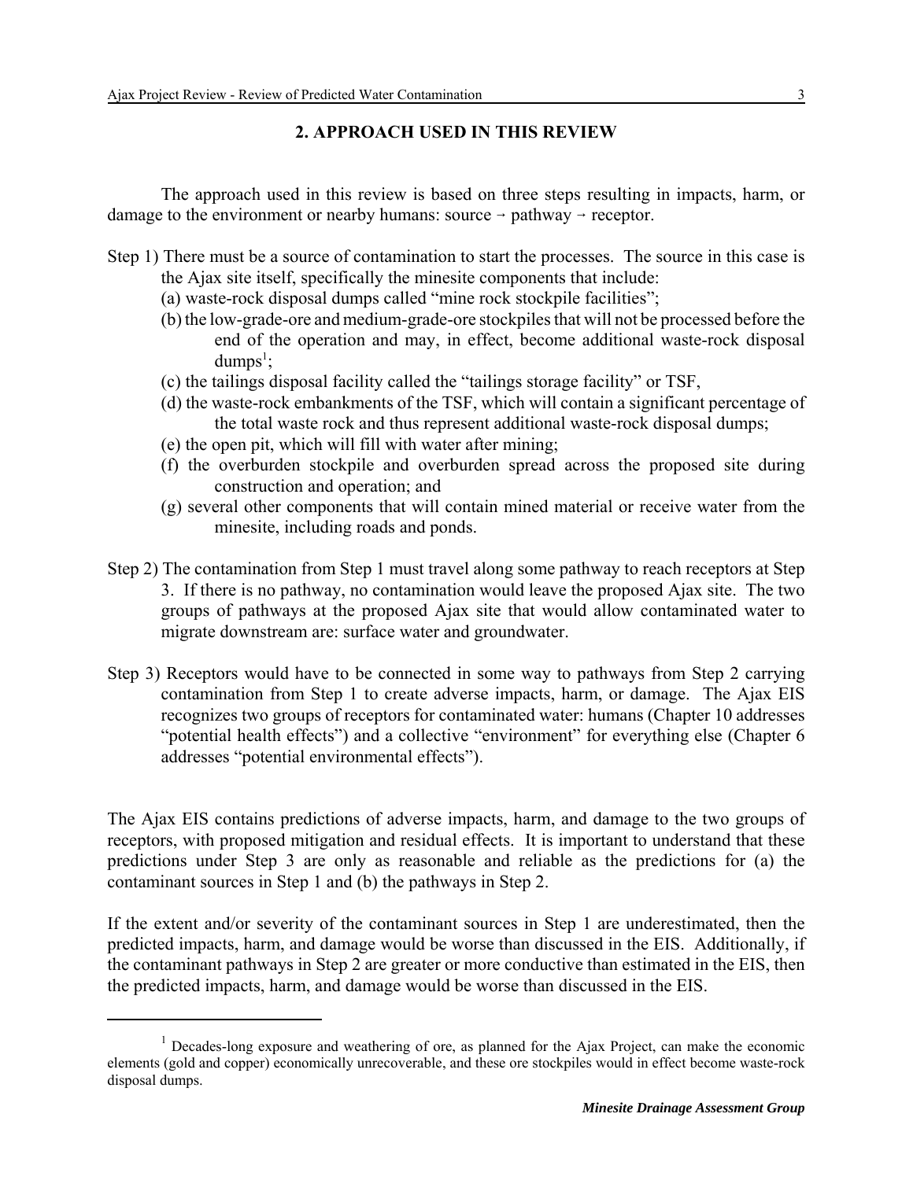## 2. APPROACH USED IN THIS REVIEW

The approach used in this review is based on three steps resulting in impacts, harm, or damage to the environment or nearby humans: source → pathway → receptor.

Step 1) There must be a source of contamination to start the processes. The source in this case is the Ajax site itself, specifically the minesite components that include:

(a) waste-rock disposal dumps called "mine rock stockpile facilities";

(b) the low-grade-ore and medium-grade-ore stockpiles that will not be processed before the end of the operation and may, in effect, become additional waste-rock disposal dumps[1];

(c) the tailings disposal facility called the "tailings storage facility" or TSF,

(d) the waste-rock embankments of the TSF, which will contain a significant percentage of the total waste rock and thus represent additional waste-rock disposal dumps;

(e) the open pit, which will fill with water after mining;

(f) the overburden stockpile and overburden spread across the proposed site during construction and operation; and

(g) several other components that will contain mined material or receive water from the minesite, including roads and ponds.

Step 2) The contamination from Step 1 must travel along some pathway to reach receptors at Step 3. If there is no pathway, no contamination would leave the proposed Ajax site. The two groups of pathways at the proposed Ajax site that would allow contaminated water to migrate downstream are: surface water and groundwater.

Step 3) Receptors would have to be connected in some way to pathways from Step 2 carrying contamination from Step 1 to create adverse impacts, harm, or damage. The Ajax EIS recognizes two groups of receptors for contaminated water: humans (Chapter 10 addresses "potential health effects") and a collective "environment" for everything else (Chapter 6 addresses "potential environmental effects").

The Ajax EIS contains predictions of adverse impacts, harm, and damage to the two groups of receptors, with proposed mitigation and residual effects. It is important to understand that these predictions under Step 3 are only as reasonable and reliable as the predictions for (a) the contaminant sources in Step 1 and (b) the pathways in Step 2.

If the extent and/or severity of the contaminant sources in Step 1 are underestimated, then the predicted impacts, harm, and damage would be worse than discussed in the EIS. Additionally, if the contaminant pathways in Step 2 are greater or more conductive than estimated in the EIS, then the predicted impacts, harm, and damage would be worse than discussed in the EIS.

---

[1] Decades-long exposure and weathering of ore, as planned for the Ajax Project, can make the economic elements (gold and copper) economically unrecoverable, and these ore stockpiles would in effect become waste-rock disposal dumps.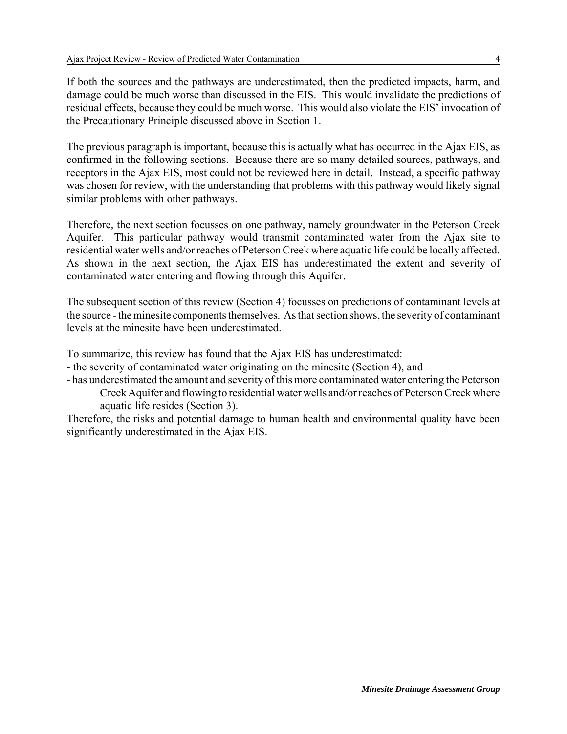If both the sources and the pathways are underestimated, then the predicted impacts, harm, and damage could be much worse than discussed in the EIS. This would invalidate the predictions of residual effects, because they could be much worse. This would also violate the EIS' invocation of the Precautionary Principle discussed above in Section 1.

The previous paragraph is important, because this is actually what has occurred in the Ajax EIS, as confirmed in the following sections. Because there are so many detailed sources, pathways, and receptors in the Ajax EIS, most could not be reviewed here in detail. Instead, a specific pathway was chosen for review, with the understanding that problems with this pathway would likely signal similar problems with other pathways.

Therefore, the next section focusses on one pathway, namely groundwater in the Peterson Creek Aquifer. This particular pathway would transmit contaminated water from the Ajax site to residential water wells and/or reaches of Peterson Creek where aquatic life could be locally affected. As shown in the next section, the Ajax EIS has underestimated the extent and severity of contaminated water entering and flowing through this Aquifer.

The subsequent section of this review (Section 4) focusses on predictions of contaminant levels at the source - the minesite components themselves. As that section shows, the severity of contaminant levels at the minesite have been underestimated.

To summarize, this review has found that the Ajax EIS has underestimated:

- the severity of contaminated water originating on the minesite (Section 4), and
- has underestimated the amount and severity of this more contaminated water entering the Peterson Creek Aquifer and flowing to residential water wells and/or reaches of Peterson Creek where aquatic life resides (Section 3).

Therefore, the risks and potential damage to human health and environmental quality have been significantly underestimated in the Ajax EIS.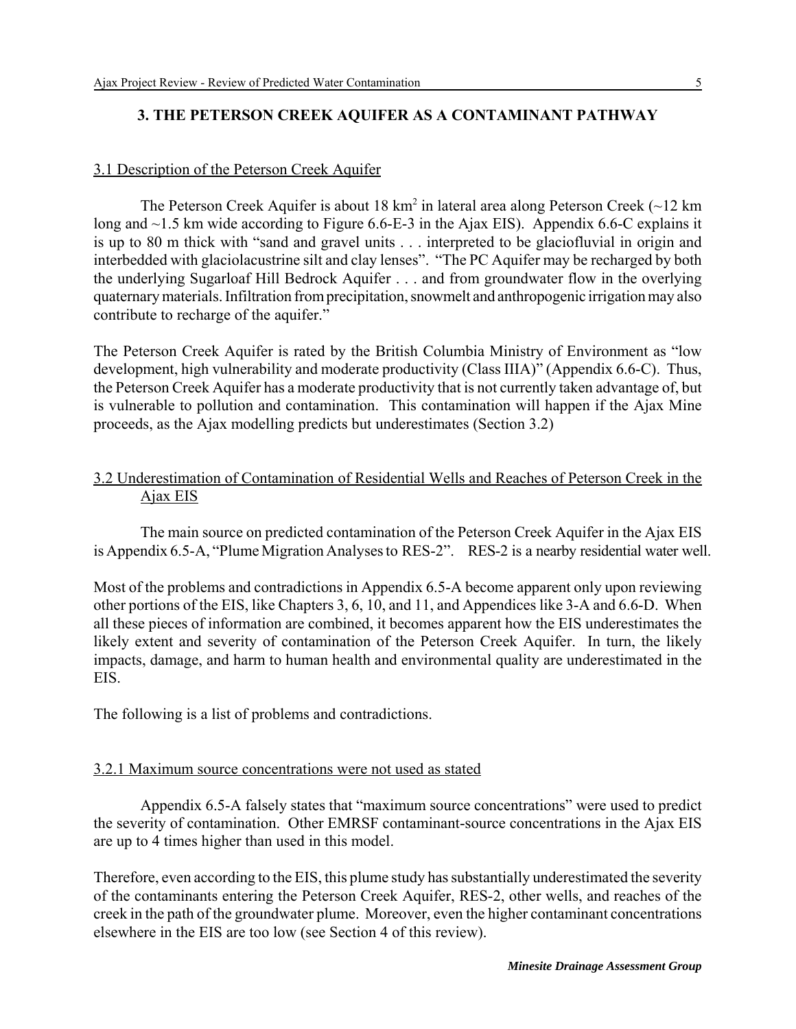## 3. THE PETERSON CREEK AQUIFER AS A CONTAMINANT PATHWAY

### 3.1 Description of the Peterson Creek Aquifer

The Peterson Creek Aquifer is about 18 $km^2$ in lateral area along Peterson Creek (~12 km long and ~1.5 km wide according to Figure 6.6-E-3 in the Ajax EIS). Appendix 6.6-C explains it is up to 80 m thick with "sand and gravel units . . . interpreted to be glaciofluvial in origin and interbedded with glaciolacustrine silt and clay lenses". "The PC Aquifer may be recharged by both the underlying Sugarloaf Hill Bedrock Aquifer . . . and from groundwater flow in the overlying quaternary materials. Infiltration from precipitation, snowmelt and anthropogenic irrigation may also contribute to recharge of the aquifer."

The Peterson Creek Aquifer is rated by the British Columbia Ministry of Environment as "low development, high vulnerability and moderate productivity (Class IIIA)" (Appendix 6.6-C). Thus, the Peterson Creek Aquifer has a moderate productivity that is not currently taken advantage of, but is vulnerable to pollution and contamination. This contamination will happen if the Ajax Mine proceeds, as the Ajax modelling predicts but underestimates (Section 3.2)

### 3.2 Underestimation of Contamination of Residential Wells and Reaches of Peterson Creek in the Ajax EIS

The main source on predicted contamination of the Peterson Creek Aquifer in the Ajax EIS is Appendix 6.5-A, "Plume Migration Analyses to RES-2". RES-2 is a nearby residential water well.

Most of the problems and contradictions in Appendix 6.5-A become apparent only upon reviewing other portions of the EIS, like Chapters 3, 6, 10, and 11, and Appendices like 3-A and 6.6-D. When all these pieces of information are combined, it becomes apparent how the EIS underestimates the likely extent and severity of contamination of the Peterson Creek Aquifer. In turn, the likely impacts, damage, and harm to human health and environmental quality are underestimated in the EIS.

The following is a list of problems and contradictions.

#### 3.2.1 Maximum source concentrations were not used as stated

Appendix 6.5-A falsely states that "maximum source concentrations" were used to predict the severity of contamination. Other EMRSF contaminant-source concentrations in the Ajax EIS are up to 4 times higher than used in this model.

Therefore, even according to the EIS, this plume study has substantially underestimated the severity of the contaminants entering the Peterson Creek Aquifer, RES-2, other wells, and reaches of the creek in the path of the groundwater plume. Moreover, even the higher contaminant concentrations elsewhere in the EIS are too low (see Section 4 of this review).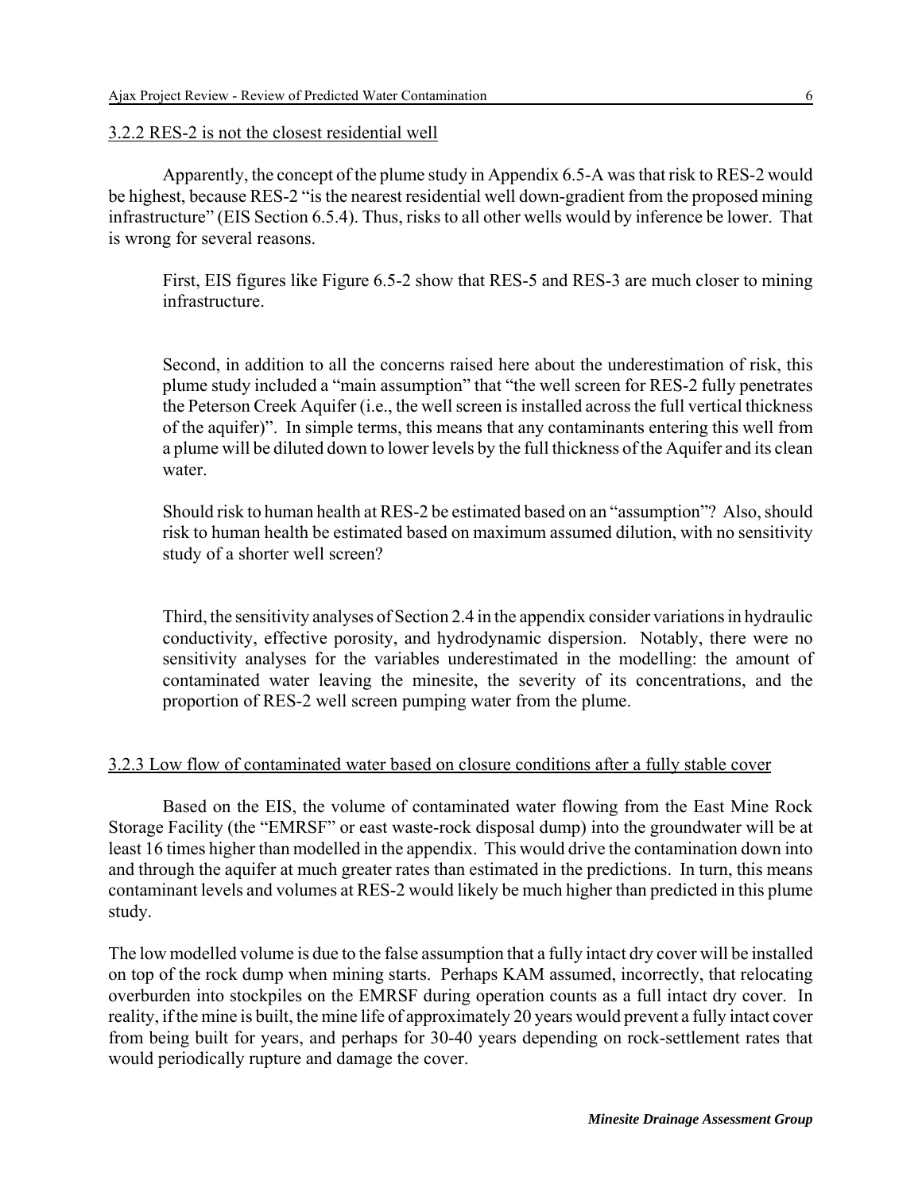3.2.2 RES-2 is not the closest residential well

Apparently, the concept of the plume study in Appendix 6.5-A was that risk to RES-2 would be highest, because RES-2 "is the nearest residential well down-gradient from the proposed mining infrastructure" (EIS Section 6.5.4). Thus, risks to all other wells would by inference be lower. That is wrong for several reasons.

> First, EIS figures like Figure 6.5-2 show that RES-5 and RES-3 are much closer to mining infrastructure.
>
> Second, in addition to all the concerns raised here about the underestimation of risk, this plume study included a "main assumption" that "the well screen for RES-2 fully penetrates the Peterson Creek Aquifer (i.e., the well screen is installed across the full vertical thickness of the aquifer)". In simple terms, this means that any contaminants entering this well from a plume will be diluted down to lower levels by the full thickness of the Aquifer and its clean water.
>
> Should risk to human health at RES-2 be estimated based on an "assumption"? Also, should risk to human health be estimated based on maximum assumed dilution, with no sensitivity study of a shorter well screen?
>
> Third, the sensitivity analyses of Section 2.4 in the appendix consider variations in hydraulic conductivity, effective porosity, and hydrodynamic dispersion. Notably, there were no sensitivity analyses for the variables underestimated in the modelling: the amount of contaminated water leaving the minesite, the severity of its concentrations, and the proportion of RES-2 well screen pumping water from the plume.

3.2.3 Low flow of contaminated water based on closure conditions after a fully stable cover

Based on the EIS, the volume of contaminated water flowing from the East Mine Rock Storage Facility (the "EMRSF" or east waste-rock disposal dump) into the groundwater will be at least 16 times higher than modelled in the appendix. This would drive the contamination down into and through the aquifer at much greater rates than estimated in the predictions. In turn, this means contaminant levels and volumes at RES-2 would likely be much higher than predicted in this plume study.

The low modelled volume is due to the false assumption that a fully intact dry cover will be installed on top of the rock dump when mining starts. Perhaps KAM assumed, incorrectly, that relocating overburden into stockpiles on the EMRSF during operation counts as a full intact dry cover. In reality, if the mine is built, the mine life of approximately 20 years would prevent a fully intact cover from being built for years, and perhaps for 30-40 years depending on rock-settlement rates that would periodically rupture and damage the cover.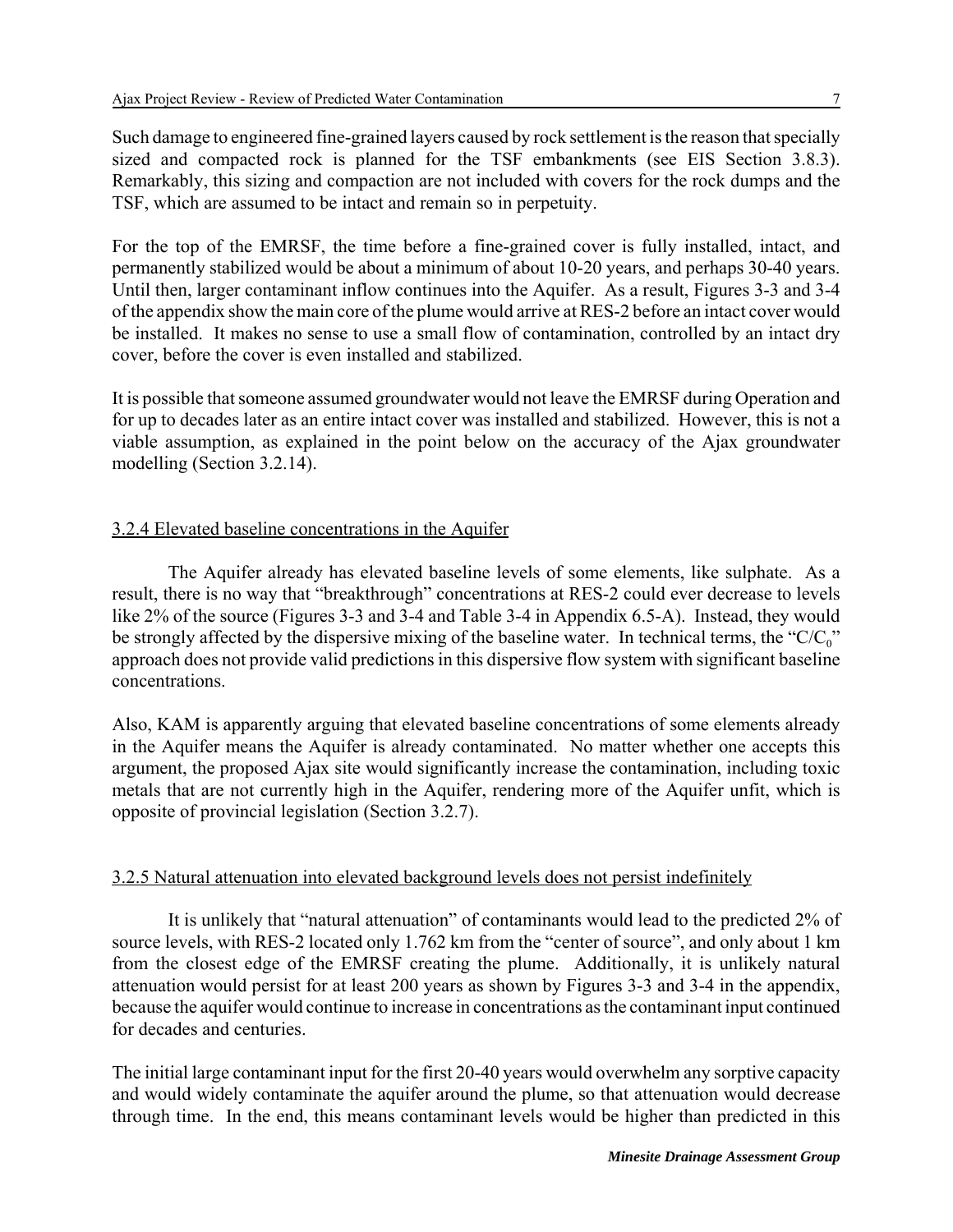Such damage to engineered fine-grained layers caused by rock settlement is the reason that specially sized and compacted rock is planned for the TSF embankments (see EIS Section 3.8.3). Remarkably, this sizing and compaction are not included with covers for the rock dumps and the TSF, which are assumed to be intact and remain so in perpetuity.

For the top of the EMRSF, the time before a fine-grained cover is fully installed, intact, and permanently stabilized would be about a minimum of about 10-20 years, and perhaps 30-40 years. Until then, larger contaminant inflow continues into the Aquifer. As a result, Figures 3-3 and 3-4 of the appendix show the main core of the plume would arrive at RES-2 before an intact cover would be installed. It makes no sense to use a small flow of contamination, controlled by an intact dry cover, before the cover is even installed and stabilized.

It is possible that someone assumed groundwater would not leave the EMRSF during Operation and for up to decades later as an entire intact cover was installed and stabilized. However, this is not a viable assumption, as explained in the point below on the accuracy of the Ajax groundwater modelling (Section 3.2.14).

### 3.2.4 Elevated baseline concentrations in the Aquifer

The Aquifer already has elevated baseline levels of some elements, like sulphate. As a result, there is no way that "breakthrough" concentrations at RES-2 could ever decrease to levels like 2% of the source (Figures 3-3 and 3-4 and Table 3-4 in Appendix 6.5-A). Instead, they would be strongly affected by the dispersive mixing of the baseline water. In technical terms, the "$C/C_0$" approach does not provide valid predictions in this dispersive flow system with significant baseline concentrations.

Also, KAM is apparently arguing that elevated baseline concentrations of some elements already in the Aquifer means the Aquifer is already contaminated. No matter whether one accepts this argument, the proposed Ajax site would significantly increase the contamination, including toxic metals that are not currently high in the Aquifer, rendering more of the Aquifer unfit, which is opposite of provincial legislation (Section 3.2.7).

### 3.2.5 Natural attenuation into elevated background levels does not persist indefinitely

It is unlikely that "natural attenuation" of contaminants would lead to the predicted 2% of source levels, with RES-2 located only 1.762 km from the "center of source", and only about 1 km from the closest edge of the EMRSF creating the plume. Additionally, it is unlikely natural attenuation would persist for at least 200 years as shown by Figures 3-3 and 3-4 in the appendix, because the aquifer would continue to increase in concentrations as the contaminant input continued for decades and centuries.

The initial large contaminant input for the first 20-40 years would overwhelm any sorptive capacity and would widely contaminate the aquifer around the plume, so that attenuation would decrease through time. In the end, this means contaminant levels would be higher than predicted in this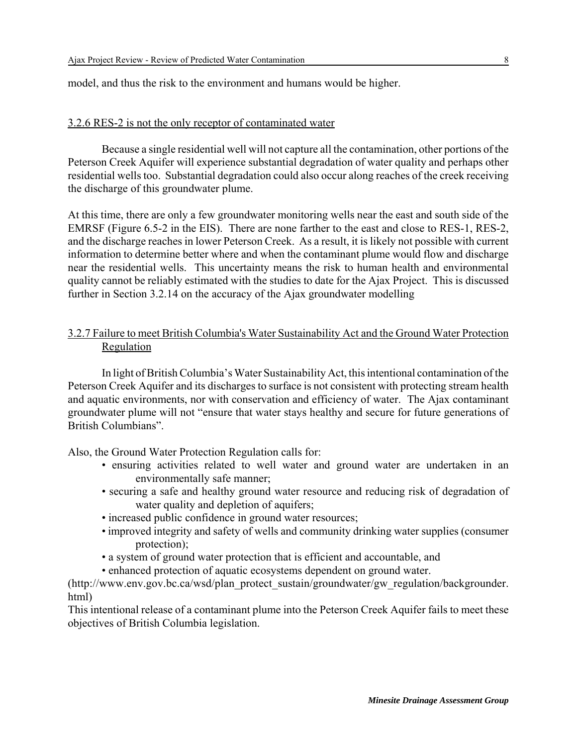model, and thus the risk to the environment and humans would be higher.

### 3.2.6 RES-2 is not the only receptor of contaminated water

Because a single residential well will not capture all the contamination, other portions of the Peterson Creek Aquifer will experience substantial degradation of water quality and perhaps other residential wells too. Substantial degradation could also occur along reaches of the creek receiving the discharge of this groundwater plume.

At this time, there are only a few groundwater monitoring wells near the east and south side of the EMRSF (Figure 6.5-2 in the EIS). There are none farther to the east and close to RES-1, RES-2, and the discharge reaches in lower Peterson Creek. As a result, it is likely not possible with current information to determine better where and when the contaminant plume would flow and discharge near the residential wells. This uncertainty means the risk to human health and environmental quality cannot be reliably estimated with the studies to date for the Ajax Project. This is discussed further in Section 3.2.14 on the accuracy of the Ajax groundwater modelling

### 3.2.7 Failure to meet British Columbia's Water Sustainability Act and the Ground Water Protection Regulation

In light of British Columbia's Water Sustainability Act, this intentional contamination of the Peterson Creek Aquifer and its discharges to surface is not consistent with protecting stream health and aquatic environments, nor with conservation and efficiency of water. The Ajax contaminant groundwater plume will not "ensure that water stays healthy and secure for future generations of British Columbians".

Also, the Ground Water Protection Regulation calls for:

- ensuring activities related to well water and ground water are undertaken in an environmentally safe manner;
- securing a safe and healthy ground water resource and reducing risk of degradation of water quality and depletion of aquifers;
- increased public confidence in ground water resources;
- improved integrity and safety of wells and community drinking water supplies (consumer protection);
- a system of ground water protection that is efficient and accountable, and
- enhanced protection of aquatic ecosystems dependent on ground water.

(http://www.env.gov.bc.ca/wsd/plan_protect_sustain/groundwater/gw_regulation/backgrounder.html)

This intentional release of a contaminant plume into the Peterson Creek Aquifer fails to meet these objectives of British Columbia legislation.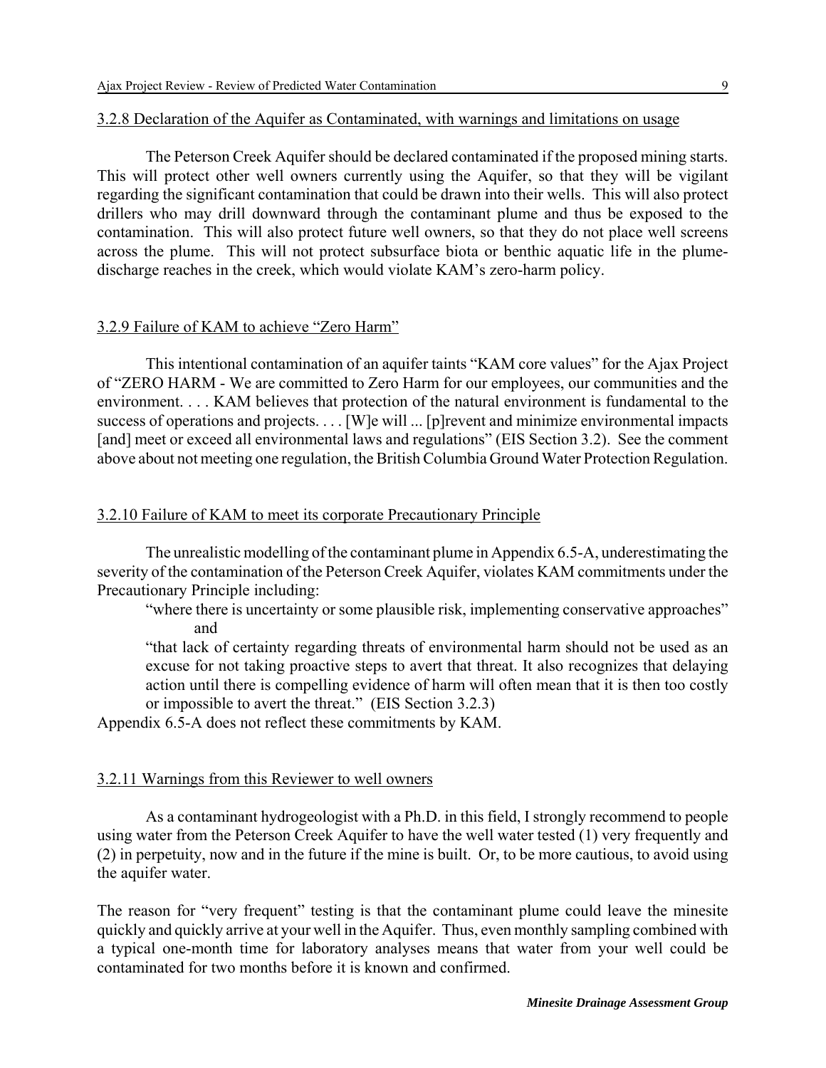### 3.2.8 Declaration of the Aquifer as Contaminated, with warnings and limitations on usage

The Peterson Creek Aquifer should be declared contaminated if the proposed mining starts. This will protect other well owners currently using the Aquifer, so that they will be vigilant regarding the significant contamination that could be drawn into their wells. This will also protect drillers who may drill downward through the contaminant plume and thus be exposed to the contamination. This will also protect future well owners, so that they do not place well screens across the plume. This will not protect subsurface biota or benthic aquatic life in the plume-discharge reaches in the creek, which would violate KAM's zero-harm policy.

### 3.2.9 Failure of KAM to achieve "Zero Harm"

This intentional contamination of an aquifer taints "KAM core values" for the Ajax Project of "ZERO HARM - We are committed to Zero Harm for our employees, our communities and the environment. . . . KAM believes that protection of the natural environment is fundamental to the success of operations and projects. . . . [W]e will ... [p]revent and minimize environmental impacts [and] meet or exceed all environmental laws and regulations" (EIS Section 3.2). See the comment above about not meeting one regulation, the British Columbia Ground Water Protection Regulation.

### 3.2.10 Failure of KAM to meet its corporate Precautionary Principle

The unrealistic modelling of the contaminant plume in Appendix 6.5-A, underestimating the severity of the contamination of the Peterson Creek Aquifer, violates KAM commitments under the Precautionary Principle including:

> "where there is uncertainty or some plausible risk, implementing conservative approaches"
>
> and
>
> "that lack of certainty regarding threats of environmental harm should not be used as an excuse for not taking proactive steps to avert that threat. It also recognizes that delaying action until there is compelling evidence of harm will often mean that it is then too costly or impossible to avert the threat." (EIS Section 3.2.3)

Appendix 6.5-A does not reflect these commitments by KAM.

### 3.2.11 Warnings from this Reviewer to well owners

As a contaminant hydrogeologist with a Ph.D. in this field, I strongly recommend to people using water from the Peterson Creek Aquifer to have the well water tested (1) very frequently and (2) in perpetuity, now and in the future if the mine is built. Or, to be more cautious, to avoid using the aquifer water.

The reason for "very frequent" testing is that the contaminant plume could leave the minesite quickly and quickly arrive at your well in the Aquifer. Thus, even monthly sampling combined with a typical one-month time for laboratory analyses means that water from your well could be contaminated for two months before it is known and confirmed.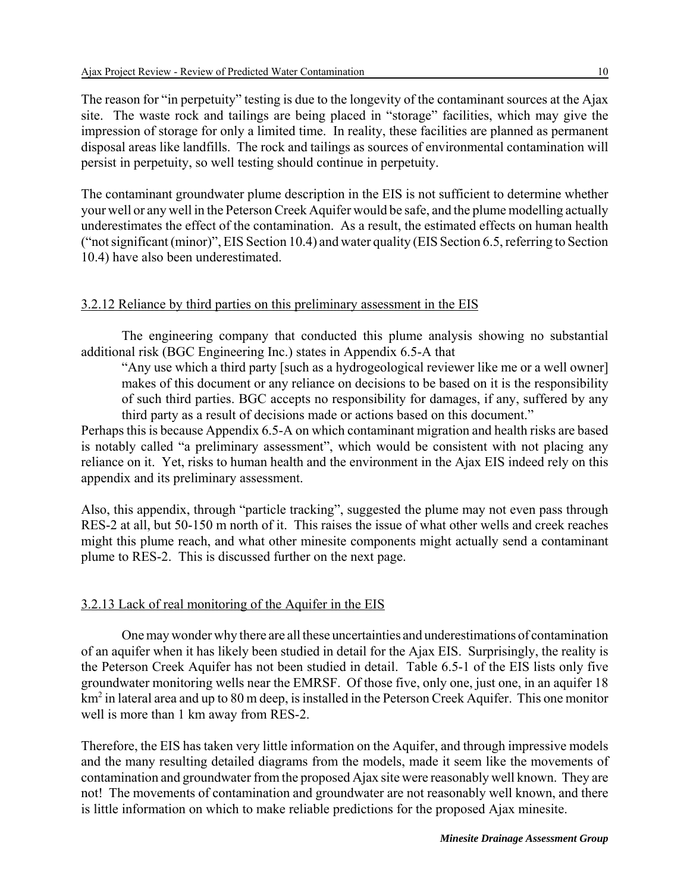The reason for "in perpetuity" testing is due to the longevity of the contaminant sources at the Ajax site. The waste rock and tailings are being placed in "storage" facilities, which may give the impression of storage for only a limited time. In reality, these facilities are planned as permanent disposal areas like landfills. The rock and tailings as sources of environmental contamination will persist in perpetuity, so well testing should continue in perpetuity.

The contaminant groundwater plume description in the EIS is not sufficient to determine whether your well or any well in the Peterson Creek Aquifer would be safe, and the plume modelling actually underestimates the effect of the contamination. As a result, the estimated effects on human health ("not significant (minor)", EIS Section 10.4) and water quality (EIS Section 6.5, referring to Section 10.4) have also been underestimated.

### 3.2.12 Reliance by third parties on this preliminary assessment in the EIS

The engineering company that conducted this plume analysis showing no substantial additional risk (BGC Engineering Inc.) states in Appendix 6.5-A that

> "Any use which a third party [such as a hydrogeological reviewer like me or a well owner] makes of this document or any reliance on decisions to be based on it is the responsibility of such third parties. BGC accepts no responsibility for damages, if any, suffered by any third party as a result of decisions made or actions based on this document."

Perhaps this is because Appendix 6.5-A on which contaminant migration and health risks are based is notably called "a preliminary assessment", which would be consistent with not placing any reliance on it. Yet, risks to human health and the environment in the Ajax EIS indeed rely on this appendix and its preliminary assessment.

Also, this appendix, through "particle tracking", suggested the plume may not even pass through RES-2 at all, but 50-150 m north of it. This raises the issue of what other wells and creek reaches might this plume reach, and what other minesite components might actually send a contaminant plume to RES-2. This is discussed further on the next page.

### 3.2.13 Lack of real monitoring of the Aquifer in the EIS

One may wonder why there are all these uncertainties and underestimations of contamination of an aquifer when it has likely been studied in detail for the Ajax EIS. Surprisingly, the reality is the Peterson Creek Aquifer has not been studied in detail. Table 6.5-1 of the EIS lists only five groundwater monitoring wells near the EMRSF. Of those five, only one, just one, in an aquifer 18 $km^2$ in lateral area and up to 80 m deep, is installed in the Peterson Creek Aquifer. This one monitor well is more than 1 km away from RES-2.

Therefore, the EIS has taken very little information on the Aquifer, and through impressive models and the many resulting detailed diagrams from the models, made it seem like the movements of contamination and groundwater from the proposed Ajax site were reasonably well known. They are not! The movements of contamination and groundwater are not reasonably well known, and there is little information on which to make reliable predictions for the proposed Ajax minesite.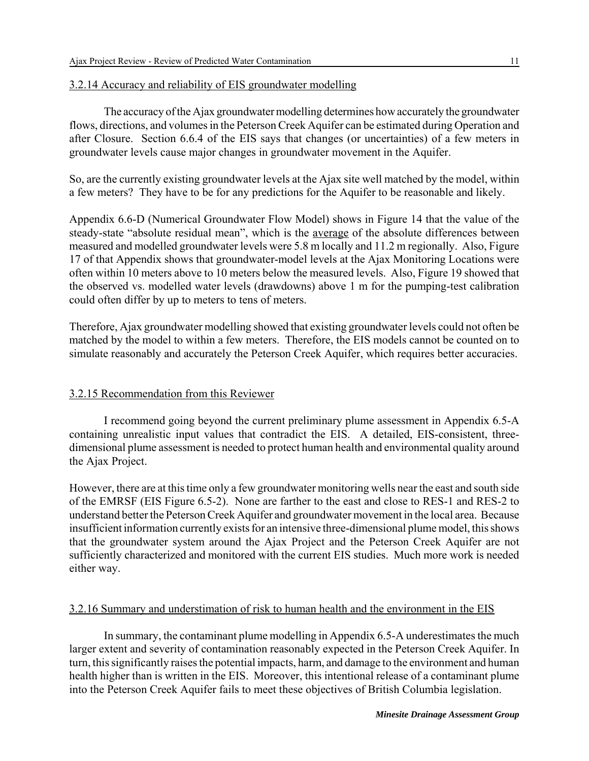### 3.2.14 Accuracy and reliability of EIS groundwater modelling

The accuracy of the Ajax groundwater modelling determines how accurately the groundwater flows, directions, and volumes in the Peterson Creek Aquifer can be estimated during Operation and after Closure. Section 6.6.4 of the EIS says that changes (or uncertainties) of a few meters in groundwater levels cause major changes in groundwater movement in the Aquifer.

So, are the currently existing groundwater levels at the Ajax site well matched by the model, within a few meters? They have to be for any predictions for the Aquifer to be reasonable and likely.

Appendix 6.6-D (Numerical Groundwater Flow Model) shows in Figure 14 that the value of the steady-state "absolute residual mean", which is the average of the absolute differences between measured and modelled groundwater levels were 5.8 m locally and 11.2 m regionally. Also, Figure 17 of that Appendix shows that groundwater-model levels at the Ajax Monitoring Locations were often within 10 meters above to 10 meters below the measured levels. Also, Figure 19 showed that the observed vs. modelled water levels (drawdowns) above 1 m for the pumping-test calibration could often differ by up to meters to tens of meters.

Therefore, Ajax groundwater modelling showed that existing groundwater levels could not often be matched by the model to within a few meters. Therefore, the EIS models cannot be counted on to simulate reasonably and accurately the Peterson Creek Aquifer, which requires better accuracies.

### 3.2.15 Recommendation from this Reviewer

I recommend going beyond the current preliminary plume assessment in Appendix 6.5-A containing unrealistic input values that contradict the EIS. A detailed, EIS-consistent, three-dimensional plume assessment is needed to protect human health and environmental quality around the Ajax Project.

However, there are at this time only a few groundwater monitoring wells near the east and south side of the EMRSF (EIS Figure 6.5-2). None are farther to the east and close to RES-1 and RES-2 to understand better the Peterson Creek Aquifer and groundwater movement in the local area. Because insufficient information currently exists for an intensive three-dimensional plume model, this shows that the groundwater system around the Ajax Project and the Peterson Creek Aquifer are not sufficiently characterized and monitored with the current EIS studies. Much more work is needed either way.

### 3.2.16 Summary and understimation of risk to human health and the environment in the EIS

In summary, the contaminant plume modelling in Appendix 6.5-A underestimates the much larger extent and severity of contamination reasonably expected in the Peterson Creek Aquifer. In turn, this significantly raises the potential impacts, harm, and damage to the environment and human health higher than is written in the EIS. Moreover, this intentional release of a contaminant plume into the Peterson Creek Aquifer fails to meet these objectives of British Columbia legislation.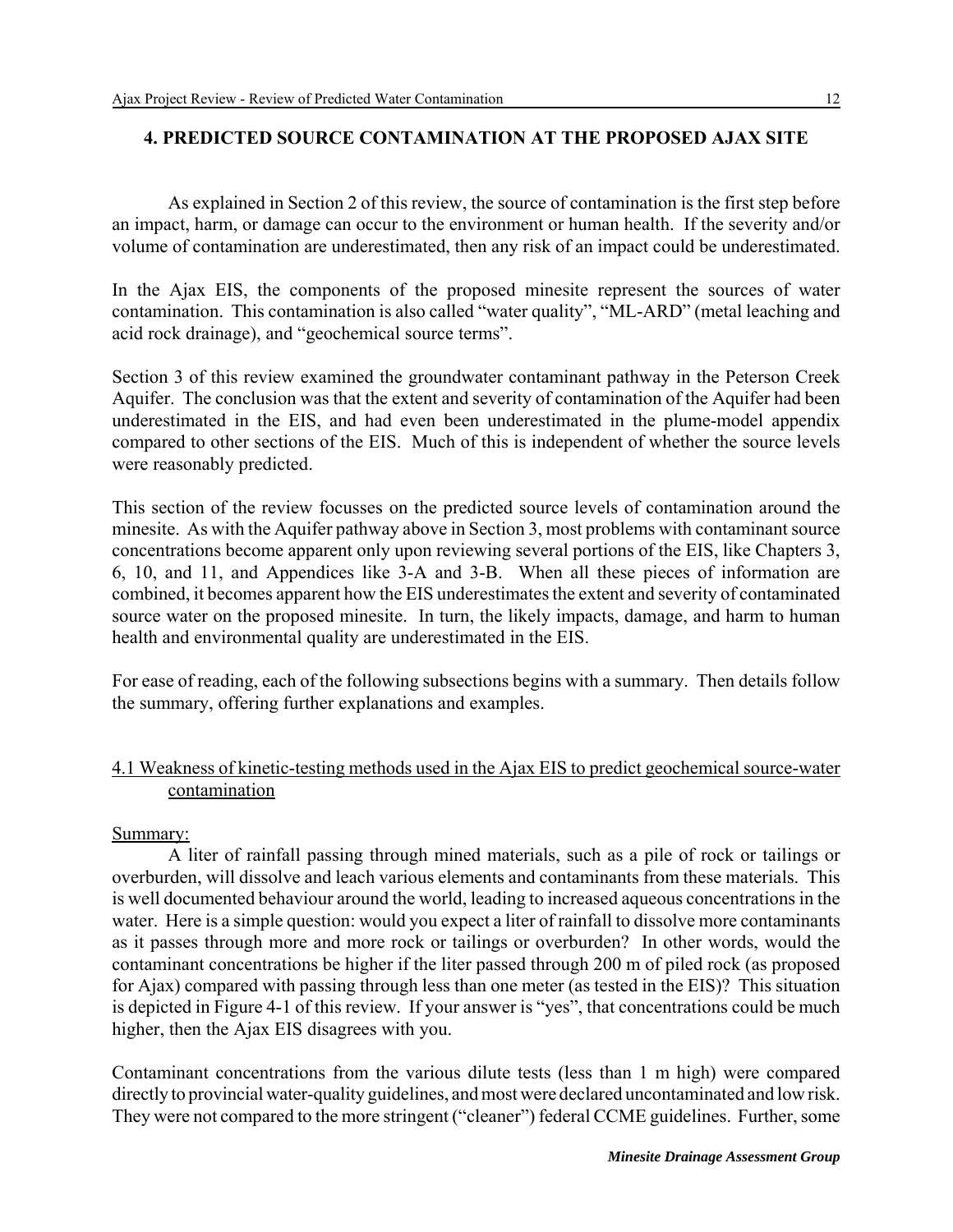## 4. PREDICTED SOURCE CONTAMINATION AT THE PROPOSED AJAX SITE

As explained in Section 2 of this review, the source of contamination is the first step before an impact, harm, or damage can occur to the environment or human health. If the severity and/or volume of contamination are underestimated, then any risk of an impact could be underestimated.

In the Ajax EIS, the components of the proposed minesite represent the sources of water contamination. This contamination is also called "water quality", "ML-ARD" (metal leaching and acid rock drainage), and "geochemical source terms".

Section 3 of this review examined the groundwater contaminant pathway in the Peterson Creek Aquifer. The conclusion was that the extent and severity of contamination of the Aquifer had been underestimated in the EIS, and had even been underestimated in the plume-model appendix compared to other sections of the EIS. Much of this is independent of whether the source levels were reasonably predicted.

This section of the review focusses on the predicted source levels of contamination around the minesite. As with the Aquifer pathway above in Section 3, most problems with contaminant source concentrations become apparent only upon reviewing several portions of the EIS, like Chapters 3, 6, 10, and 11, and Appendices like 3-A and 3-B. When all these pieces of information are combined, it becomes apparent how the EIS underestimates the extent and severity of contaminated source water on the proposed minesite. In turn, the likely impacts, damage, and harm to human health and environmental quality are underestimated in the EIS.

For ease of reading, each of the following subsections begins with a summary. Then details follow the summary, offering further explanations and examples.

### 4.1 Weakness of kinetic-testing methods used in the Ajax EIS to predict geochemical source-water contamination

Summary:

A liter of rainfall passing through mined materials, such as a pile of rock or tailings or overburden, will dissolve and leach various elements and contaminants from these materials. This is well documented behaviour around the world, leading to increased aqueous concentrations in the water. Here is a simple question: would you expect a liter of rainfall to dissolve more contaminants as it passes through more and more rock or tailings or overburden? In other words, would the contaminant concentrations be higher if the liter passed through 200 m of piled rock (as proposed for Ajax) compared with passing through less than one meter (as tested in the EIS)? This situation is depicted in Figure 4-1 of this review. If your answer is "yes", that concentrations could be much higher, then the Ajax EIS disagrees with you.

Contaminant concentrations from the various dilute tests (less than 1 m high) were compared directly to provincial water-quality guidelines, and most were declared uncontaminated and low risk. They were not compared to the more stringent ("cleaner") federal CCME guidelines. Further, some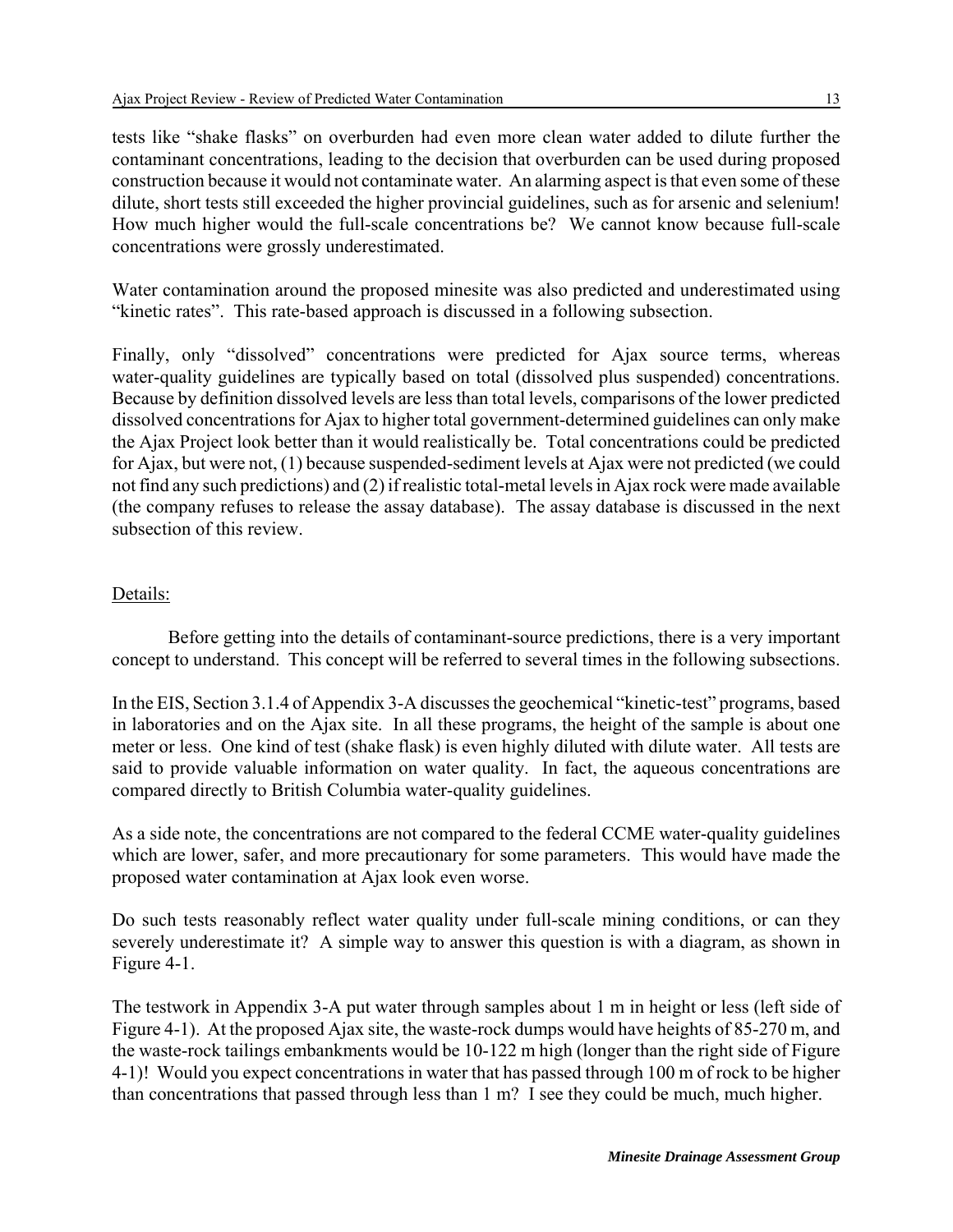tests like "shake flasks" on overburden had even more clean water added to dilute further the contaminant concentrations, leading to the decision that overburden can be used during proposed construction because it would not contaminate water. An alarming aspect is that even some of these dilute, short tests still exceeded the higher provincial guidelines, such as for arsenic and selenium! How much higher would the full-scale concentrations be? We cannot know because full-scale concentrations were grossly underestimated.

Water contamination around the proposed minesite was also predicted and underestimated using "kinetic rates". This rate-based approach is discussed in a following subsection.

Finally, only "dissolved" concentrations were predicted for Ajax source terms, whereas water-quality guidelines are typically based on total (dissolved plus suspended) concentrations. Because by definition dissolved levels are less than total levels, comparisons of the lower predicted dissolved concentrations for Ajax to higher total government-determined guidelines can only make the Ajax Project look better than it would realistically be. Total concentrations could be predicted for Ajax, but were not, (1) because suspended-sediment levels at Ajax were not predicted (we could not find any such predictions) and (2) if realistic total-metal levels in Ajax rock were made available (the company refuses to release the assay database). The assay database is discussed in the next subsection of this review.

Details:

Before getting into the details of contaminant-source predictions, there is a very important concept to understand. This concept will be referred to several times in the following subsections.

In the EIS, Section 3.1.4 of Appendix 3-A discusses the geochemical "kinetic-test" programs, based in laboratories and on the Ajax site. In all these programs, the height of the sample is about one meter or less. One kind of test (shake flask) is even highly diluted with dilute water. All tests are said to provide valuable information on water quality. In fact, the aqueous concentrations are compared directly to British Columbia water-quality guidelines.

As a side note, the concentrations are not compared to the federal CCME water-quality guidelines which are lower, safer, and more precautionary for some parameters. This would have made the proposed water contamination at Ajax look even worse.

Do such tests reasonably reflect water quality under full-scale mining conditions, or can they severely underestimate it? A simple way to answer this question is with a diagram, as shown in Figure 4-1.

The testwork in Appendix 3-A put water through samples about 1 m in height or less (left side of Figure 4-1). At the proposed Ajax site, the waste-rock dumps would have heights of 85-270 m, and the waste-rock tailings embankments would be 10-122 m high (longer than the right side of Figure 4-1)! Would you expect concentrations in water that has passed through 100 m of rock to be higher than concentrations that passed through less than 1 m? I see they could be much, much higher.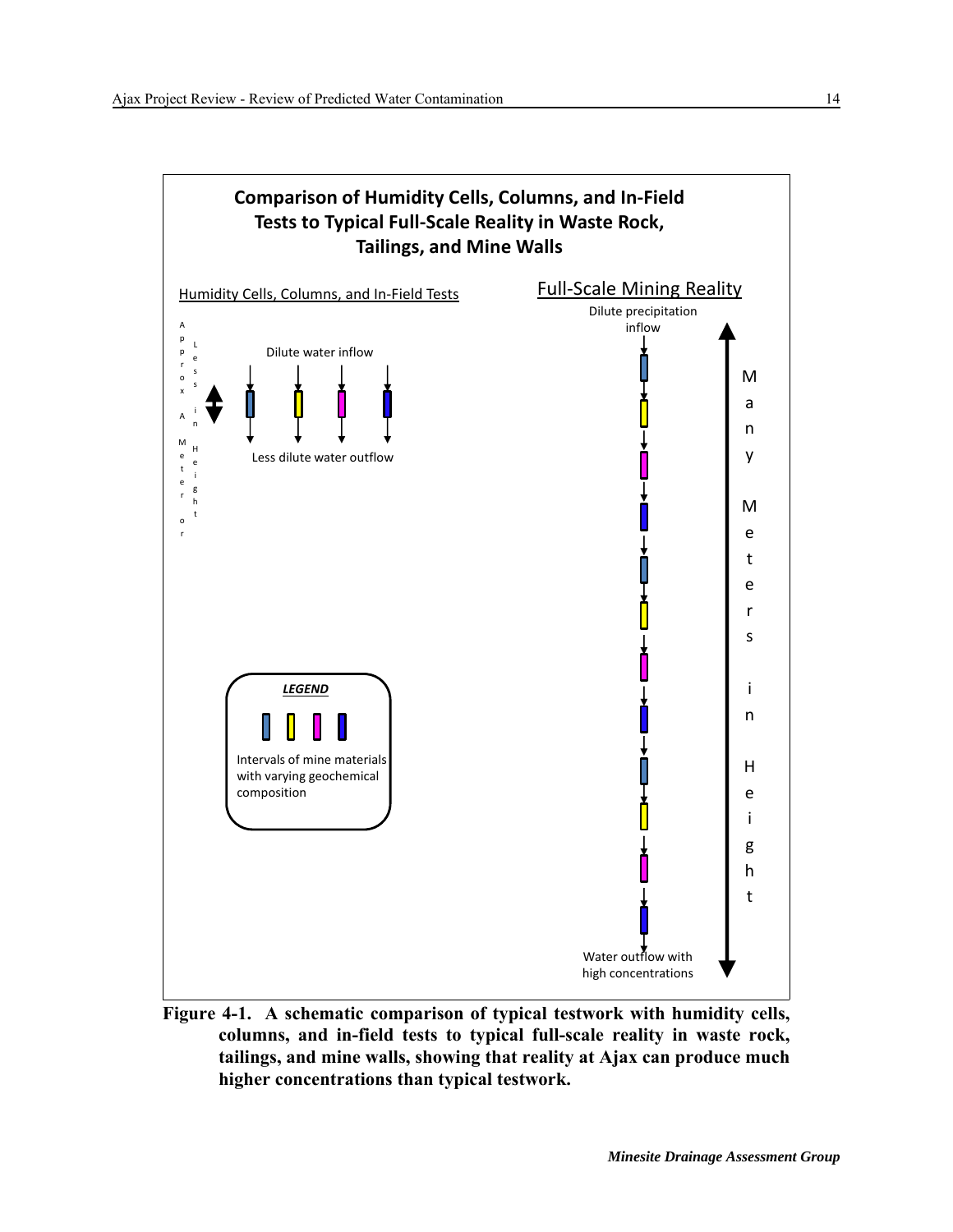**Comparison of Humidity Cells, Columns, and In-Field Tests to Typical Full-Scale Reality in Waste Rock, Tailings, and Mine Walls**

Humidity Cells, Columns, and In-Field Tests

Approx A Meter or Less in Height

Dilute water inflow

Less dilute water outflow

Full-Scale Mining Reality

Dilute precipitation inflow

Many Meters in Height

Water outflow with high concentrations

*LEGEND*

Intervals of mine materials with varying geochemical composition

**Figure 4-1. A schematic comparison of typical testwork with humidity cells, columns, and in-field tests to typical full-scale reality in waste rock, tailings, and mine walls, showing that reality at Ajax can produce much higher concentrations than typical testwork.**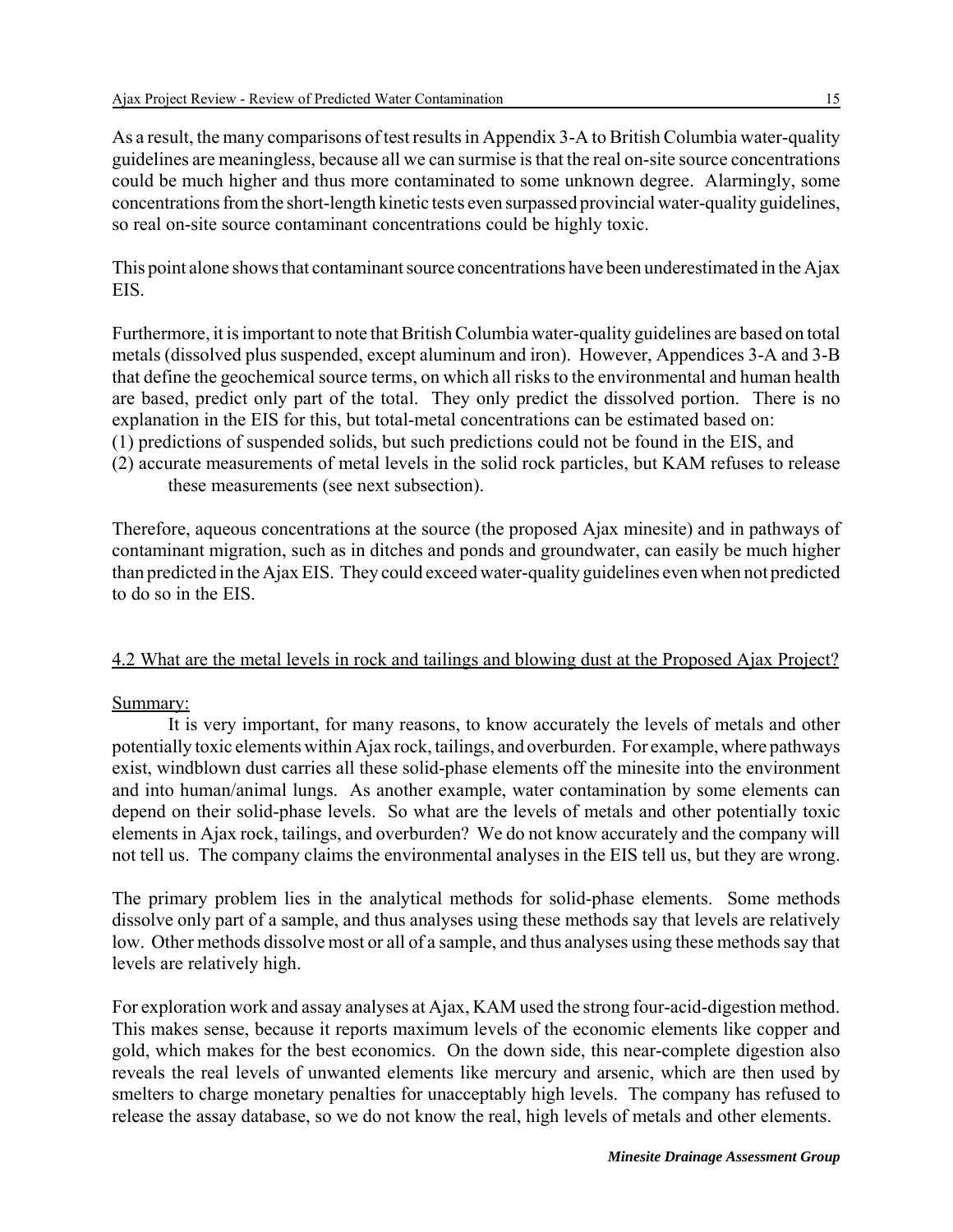As a result, the many comparisons of test results in Appendix 3-A to British Columbia water-quality guidelines are meaningless, because all we can surmise is that the real on-site source concentrations could be much higher and thus more contaminated to some unknown degree. Alarmingly, some concentrations from the short-length kinetic tests even surpassed provincial water-quality guidelines, so real on-site source contaminant concentrations could be highly toxic.

This point alone shows that contaminant source concentrations have been underestimated in the Ajax EIS.

Furthermore, it is important to note that British Columbia water-quality guidelines are based on total metals (dissolved plus suspended, except aluminum and iron). However, Appendices 3-A and 3-B that define the geochemical source terms, on which all risks to the environmental and human health are based, predict only part of the total. They only predict the dissolved portion. There is no explanation in the EIS for this, but total-metal concentrations can be estimated based on:

(1) predictions of suspended solids, but such predictions could not be found in the EIS, and

(2) accurate measurements of metal levels in the solid rock particles, but KAM refuses to release these measurements (see next subsection).

Therefore, aqueous concentrations at the source (the proposed Ajax minesite) and in pathways of contaminant migration, such as in ditches and ponds and groundwater, can easily be much higher than predicted in the Ajax EIS. They could exceed water-quality guidelines even when not predicted to do so in the EIS.

## 4.2 What are the metal levels in rock and tailings and blowing dust at the Proposed Ajax Project?

Summary:

It is very important, for many reasons, to know accurately the levels of metals and other potentially toxic elements within Ajax rock, tailings, and overburden. For example, where pathways exist, windblown dust carries all these solid-phase elements off the minesite into the environment and into human/animal lungs. As another example, water contamination by some elements can depend on their solid-phase levels. So what are the levels of metals and other potentially toxic elements in Ajax rock, tailings, and overburden? We do not know accurately and the company will not tell us. The company claims the environmental analyses in the EIS tell us, but they are wrong.

The primary problem lies in the analytical methods for solid-phase elements. Some methods dissolve only part of a sample, and thus analyses using these methods say that levels are relatively low. Other methods dissolve most or all of a sample, and thus analyses using these methods say that levels are relatively high.

For exploration work and assay analyses at Ajax, KAM used the strong four-acid-digestion method. This makes sense, because it reports maximum levels of the economic elements like copper and gold, which makes for the best economics. On the down side, this near-complete digestion also reveals the real levels of unwanted elements like mercury and arsenic, which are then used by smelters to charge monetary penalties for unacceptably high levels. The company has refused to release the assay database, so we do not know the real, high levels of metals and other elements.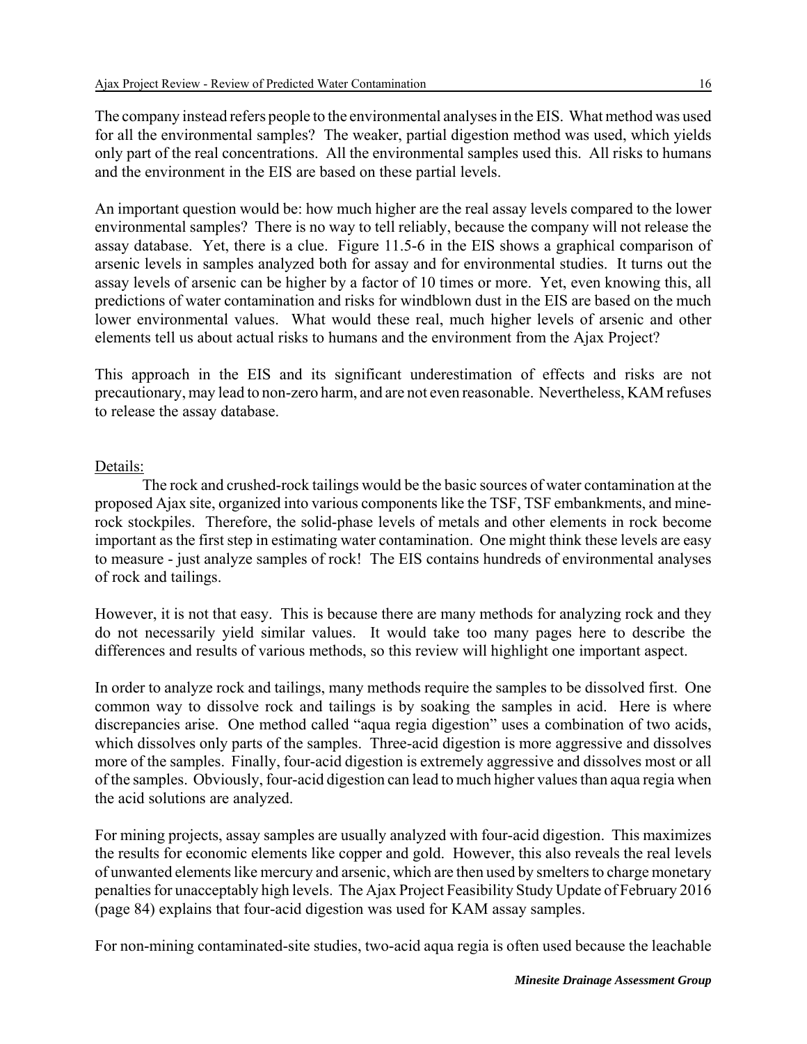The company instead refers people to the environmental analyses in the EIS. What method was used for all the environmental samples? The weaker, partial digestion method was used, which yields only part of the real concentrations. All the environmental samples used this. All risks to humans and the environment in the EIS are based on these partial levels.

An important question would be: how much higher are the real assay levels compared to the lower environmental samples? There is no way to tell reliably, because the company will not release the assay database. Yet, there is a clue. Figure 11.5-6 in the EIS shows a graphical comparison of arsenic levels in samples analyzed both for assay and for environmental studies. It turns out the assay levels of arsenic can be higher by a factor of 10 times or more. Yet, even knowing this, all predictions of water contamination and risks for windblown dust in the EIS are based on the much lower environmental values. What would these real, much higher levels of arsenic and other elements tell us about actual risks to humans and the environment from the Ajax Project?

This approach in the EIS and its significant underestimation of effects and risks are not precautionary, may lead to non-zero harm, and are not even reasonable. Nevertheless, KAM refuses to release the assay database.

<u>Details:</u>

The rock and crushed-rock tailings would be the basic sources of water contamination at the proposed Ajax site, organized into various components like the TSF, TSF embankments, and mine-rock stockpiles. Therefore, the solid-phase levels of metals and other elements in rock become important as the first step in estimating water contamination. One might think these levels are easy to measure - just analyze samples of rock! The EIS contains hundreds of environmental analyses of rock and tailings.

However, it is not that easy. This is because there are many methods for analyzing rock and they do not necessarily yield similar values. It would take too many pages here to describe the differences and results of various methods, so this review will highlight one important aspect.

In order to analyze rock and tailings, many methods require the samples to be dissolved first. One common way to dissolve rock and tailings is by soaking the samples in acid. Here is where discrepancies arise. One method called "aqua regia digestion" uses a combination of two acids, which dissolves only parts of the samples. Three-acid digestion is more aggressive and dissolves more of the samples. Finally, four-acid digestion is extremely aggressive and dissolves most or all of the samples. Obviously, four-acid digestion can lead to much higher values than aqua regia when the acid solutions are analyzed.

For mining projects, assay samples are usually analyzed with four-acid digestion. This maximizes the results for economic elements like copper and gold. However, this also reveals the real levels of unwanted elements like mercury and arsenic, which are then used by smelters to charge monetary penalties for unacceptably high levels. The Ajax Project Feasibility Study Update of February 2016 (page 84) explains that four-acid digestion was used for KAM assay samples.

For non-mining contaminated-site studies, two-acid aqua regia is often used because the leachable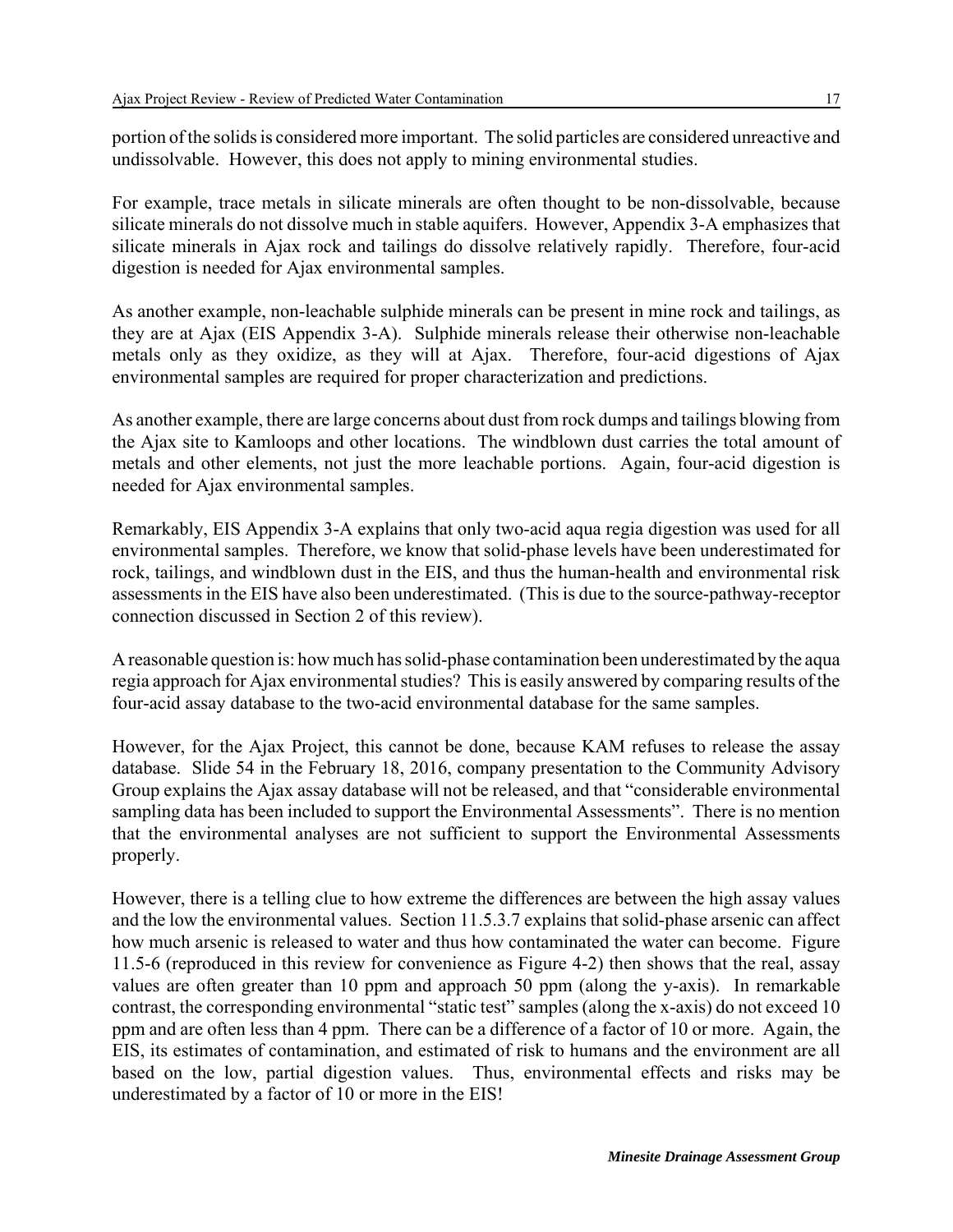portion of the solids is considered more important. The solid particles are considered unreactive and undissolvable. However, this does not apply to mining environmental studies.

For example, trace metals in silicate minerals are often thought to be non-dissolvable, because silicate minerals do not dissolve much in stable aquifers. However, Appendix 3-A emphasizes that silicate minerals in Ajax rock and tailings do dissolve relatively rapidly. Therefore, four-acid digestion is needed for Ajax environmental samples.

As another example, non-leachable sulphide minerals can be present in mine rock and tailings, as they are at Ajax (EIS Appendix 3-A). Sulphide minerals release their otherwise non-leachable metals only as they oxidize, as they will at Ajax. Therefore, four-acid digestions of Ajax environmental samples are required for proper characterization and predictions.

As another example, there are large concerns about dust from rock dumps and tailings blowing from the Ajax site to Kamloops and other locations. The windblown dust carries the total amount of metals and other elements, not just the more leachable portions. Again, four-acid digestion is needed for Ajax environmental samples.

Remarkably, EIS Appendix 3-A explains that only two-acid aqua regia digestion was used for all environmental samples. Therefore, we know that solid-phase levels have been underestimated for rock, tailings, and windblown dust in the EIS, and thus the human-health and environmental risk assessments in the EIS have also been underestimated. (This is due to the source-pathway-receptor connection discussed in Section 2 of this review).

A reasonable question is: how much has solid-phase contamination been underestimated by the aqua regia approach for Ajax environmental studies? This is easily answered by comparing results of the four-acid assay database to the two-acid environmental database for the same samples.

However, for the Ajax Project, this cannot be done, because KAM refuses to release the assay database. Slide 54 in the February 18, 2016, company presentation to the Community Advisory Group explains the Ajax assay database will not be released, and that "considerable environmental sampling data has been included to support the Environmental Assessments". There is no mention that the environmental analyses are not sufficient to support the Environmental Assessments properly.

However, there is a telling clue to how extreme the differences are between the high assay values and the low the environmental values. Section 11.5.3.7 explains that solid-phase arsenic can affect how much arsenic is released to water and thus how contaminated the water can become. Figure 11.5-6 (reproduced in this review for convenience as Figure 4-2) then shows that the real, assay values are often greater than 10 ppm and approach 50 ppm (along the y-axis). In remarkable contrast, the corresponding environmental "static test" samples (along the x-axis) do not exceed 10 ppm and are often less than 4 ppm. There can be a difference of a factor of 10 or more. Again, the EIS, its estimates of contamination, and estimated of risk to humans and the environment are all based on the low, partial digestion values. Thus, environmental effects and risks may be underestimated by a factor of 10 or more in the EIS!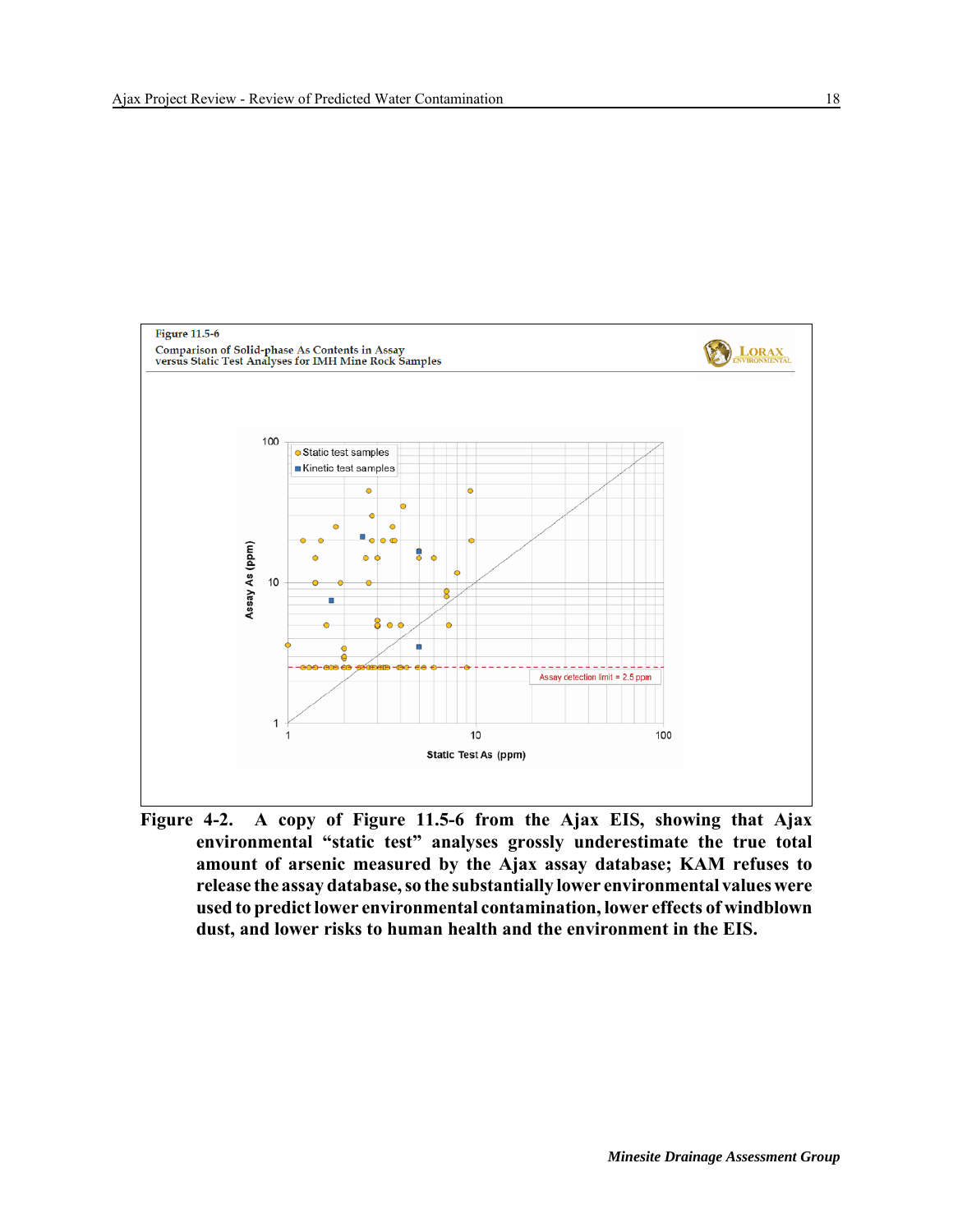Figure 11.5-6

Comparison of Solid-phase As Contents in Assay versus Static Test Analyses for IMH Mine Rock Samples

**Figure 4-2. A copy of Figure 11.5-6 from the Ajax EIS, showing that Ajax environmental "static test" analyses grossly underestimate the true total amount of arsenic measured by the Ajax assay database; KAM refuses to release the assay database, so the substantially lower environmental values were used to predict lower environmental contamination, lower effects of windblown dust, and lower risks to human health and the environment in the EIS.**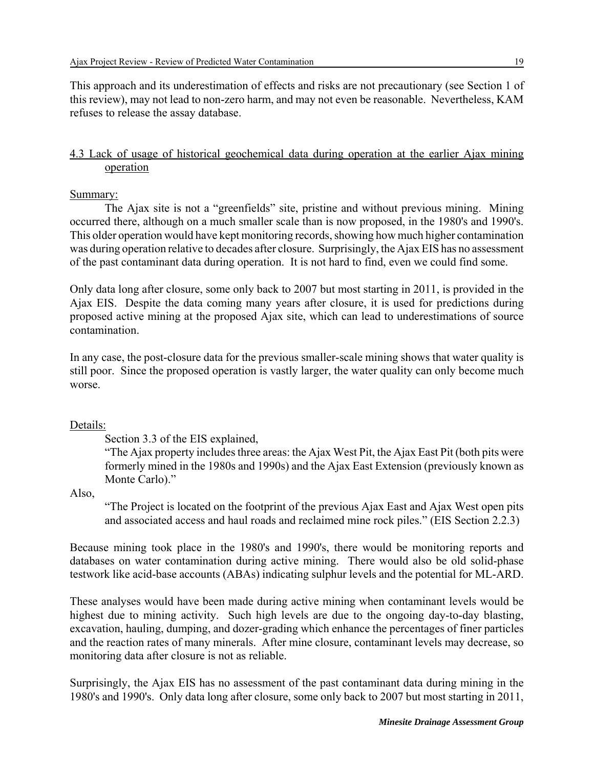This approach and its underestimation of effects and risks are not precautionary (see Section 1 of this review), may not lead to non-zero harm, and may not even be reasonable. Nevertheless, KAM refuses to release the assay database.

### 4.3 Lack of usage of historical geochemical data during operation at the earlier Ajax mining operation

Summary:

The Ajax site is not a "greenfields" site, pristine and without previous mining. Mining occurred there, although on a much smaller scale than is now proposed, in the 1980's and 1990's. This older operation would have kept monitoring records, showing how much higher contamination was during operation relative to decades after closure. Surprisingly, the Ajax EIS has no assessment of the past contaminant data during operation. It is not hard to find, even we could find some.

Only data long after closure, some only back to 2007 but most starting in 2011, is provided in the Ajax EIS. Despite the data coming many years after closure, it is used for predictions during proposed active mining at the proposed Ajax site, which can lead to underestimations of source contamination.

In any case, the post-closure data for the previous smaller-scale mining shows that water quality is still poor. Since the proposed operation is vastly larger, the water quality can only become much worse.

Details:

Section 3.3 of the EIS explained,

> "The Ajax property includes three areas: the Ajax West Pit, the Ajax East Pit (both pits were formerly mined in the 1980s and 1990s) and the Ajax East Extension (previously known as Monte Carlo)."

Also,

> "The Project is located on the footprint of the previous Ajax East and Ajax West open pits and associated access and haul roads and reclaimed mine rock piles." (EIS Section 2.2.3)

Because mining took place in the 1980's and 1990's, there would be monitoring reports and databases on water contamination during active mining. There would also be old solid-phase testwork like acid-base accounts (ABAs) indicating sulphur levels and the potential for ML-ARD.

These analyses would have been made during active mining when contaminant levels would be highest due to mining activity. Such high levels are due to the ongoing day-to-day blasting, excavation, hauling, dumping, and dozer-grading which enhance the percentages of finer particles and the reaction rates of many minerals. After mine closure, contaminant levels may decrease, so monitoring data after closure is not as reliable.

Surprisingly, the Ajax EIS has no assessment of the past contaminant data during mining in the 1980's and 1990's. Only data long after closure, some only back to 2007 but most starting in 2011,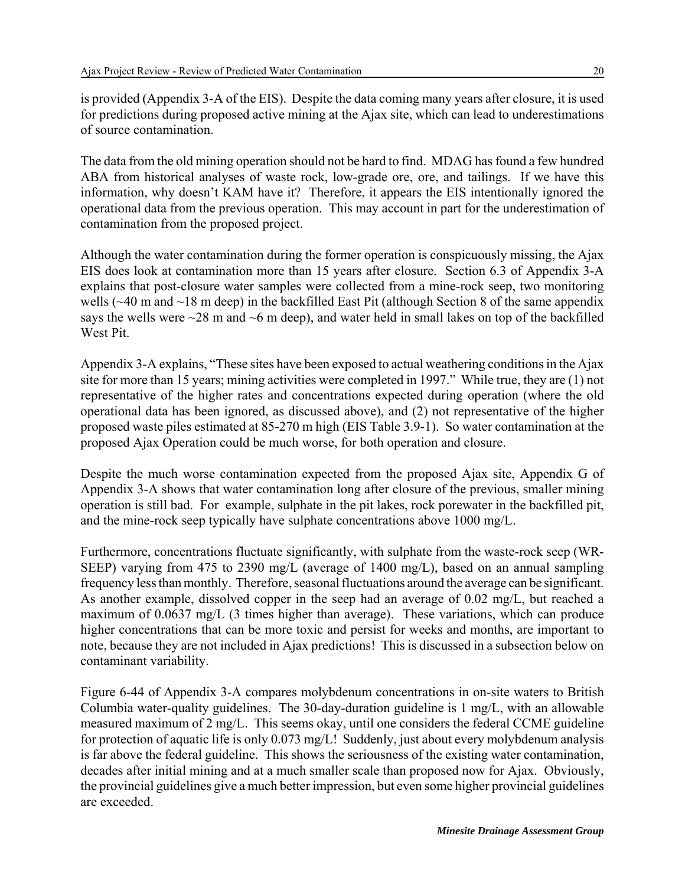is provided (Appendix 3-A of the EIS). Despite the data coming many years after closure, it is used for predictions during proposed active mining at the Ajax site, which can lead to underestimations of source contamination.

The data from the old mining operation should not be hard to find. MDAG has found a few hundred ABA from historical analyses of waste rock, low-grade ore, ore, and tailings. If we have this information, why doesn't KAM have it? Therefore, it appears the EIS intentionally ignored the operational data from the previous operation. This may account in part for the underestimation of contamination from the proposed project.

Although the water contamination during the former operation is conspicuously missing, the Ajax EIS does look at contamination more than 15 years after closure. Section 6.3 of Appendix 3-A explains that post-closure water samples were collected from a mine-rock seep, two monitoring wells (~40 m and ~18 m deep) in the backfilled East Pit (although Section 8 of the same appendix says the wells were ~28 m and ~6 m deep), and water held in small lakes on top of the backfilled West Pit.

Appendix 3-A explains, "These sites have been exposed to actual weathering conditions in the Ajax site for more than 15 years; mining activities were completed in 1997." While true, they are (1) not representative of the higher rates and concentrations expected during operation (where the old operational data has been ignored, as discussed above), and (2) not representative of the higher proposed waste piles estimated at 85-270 m high (EIS Table 3.9-1). So water contamination at the proposed Ajax Operation could be much worse, for both operation and closure.

Despite the much worse contamination expected from the proposed Ajax site, Appendix G of Appendix 3-A shows that water contamination long after closure of the previous, smaller mining operation is still bad. For example, sulphate in the pit lakes, rock porewater in the backfilled pit, and the mine-rock seep typically have sulphate concentrations above 1000 mg/L.

Furthermore, concentrations fluctuate significantly, with sulphate from the waste-rock seep (WR-SEEP) varying from 475 to 2390 mg/L (average of 1400 mg/L), based on an annual sampling frequency less than monthly. Therefore, seasonal fluctuations around the average can be significant. As another example, dissolved copper in the seep had an average of 0.02 mg/L, but reached a maximum of 0.0637 mg/L (3 times higher than average). These variations, which can produce higher concentrations that can be more toxic and persist for weeks and months, are important to note, because they are not included in Ajax predictions! This is discussed in a subsection below on contaminant variability.

Figure 6-44 of Appendix 3-A compares molybdenum concentrations in on-site waters to British Columbia water-quality guidelines. The 30-day-duration guideline is 1 mg/L, with an allowable measured maximum of 2 mg/L. This seems okay, until one considers the federal CCME guideline for protection of aquatic life is only 0.073 mg/L! Suddenly, just about every molybdenum analysis is far above the federal guideline. This shows the seriousness of the existing water contamination, decades after initial mining and at a much smaller scale than proposed now for Ajax. Obviously, the provincial guidelines give a much better impression, but even some higher provincial guidelines are exceeded.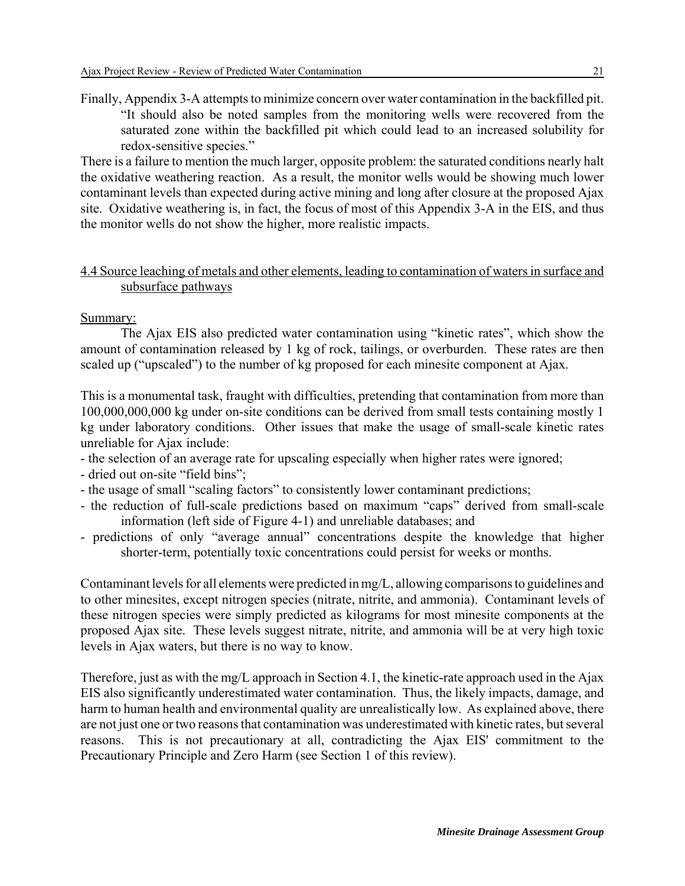Finally, Appendix 3-A attempts to minimize concern over water contamination in the backfilled pit.

> "It should also be noted samples from the monitoring wells were recovered from the saturated zone within the backfilled pit which could lead to an increased solubility for redox-sensitive species."

There is a failure to mention the much larger, opposite problem: the saturated conditions nearly halt the oxidative weathering reaction. As a result, the monitor wells would be showing much lower contaminant levels than expected during active mining and long after closure at the proposed Ajax site. Oxidative weathering is, in fact, the focus of most of this Appendix 3-A in the EIS, and thus the monitor wells do not show the higher, more realistic impacts.

## 4.4 Source leaching of metals and other elements, leading to contamination of waters in surface and subsurface pathways

Summary:

The Ajax EIS also predicted water contamination using "kinetic rates", which show the amount of contamination released by 1 kg of rock, tailings, or overburden. These rates are then scaled up ("upscaled") to the number of kg proposed for each minesite component at Ajax.

This is a monumental task, fraught with difficulties, pretending that contamination from more than 100,000,000,000 kg under on-site conditions can be derived from small tests containing mostly 1 kg under laboratory conditions. Other issues that make the usage of small-scale kinetic rates unreliable for Ajax include:

- the selection of an average rate for upscaling especially when higher rates were ignored;
- dried out on-site "field bins";
- the usage of small "scaling factors" to consistently lower contaminant predictions;
- the reduction of full-scale predictions based on maximum "caps" derived from small-scale information (left side of Figure 4-1) and unreliable databases; and
- predictions of only "average annual" concentrations despite the knowledge that higher shorter-term, potentially toxic concentrations could persist for weeks or months.

Contaminant levels for all elements were predicted in mg/L, allowing comparisons to guidelines and to other minesites, except nitrogen species (nitrate, nitrite, and ammonia). Contaminant levels of these nitrogen species were simply predicted as kilograms for most minesite components at the proposed Ajax site. These levels suggest nitrate, nitrite, and ammonia will be at very high toxic levels in Ajax waters, but there is no way to know.

Therefore, just as with the mg/L approach in Section 4.1, the kinetic-rate approach used in the Ajax EIS also significantly underestimated water contamination. Thus, the likely impacts, damage, and harm to human health and environmental quality are unrealistically low. As explained above, there are not just one or two reasons that contamination was underestimated with kinetic rates, but several reasons. This is not precautionary at all, contradicting the Ajax EIS' commitment to the Precautionary Principle and Zero Harm (see Section 1 of this review).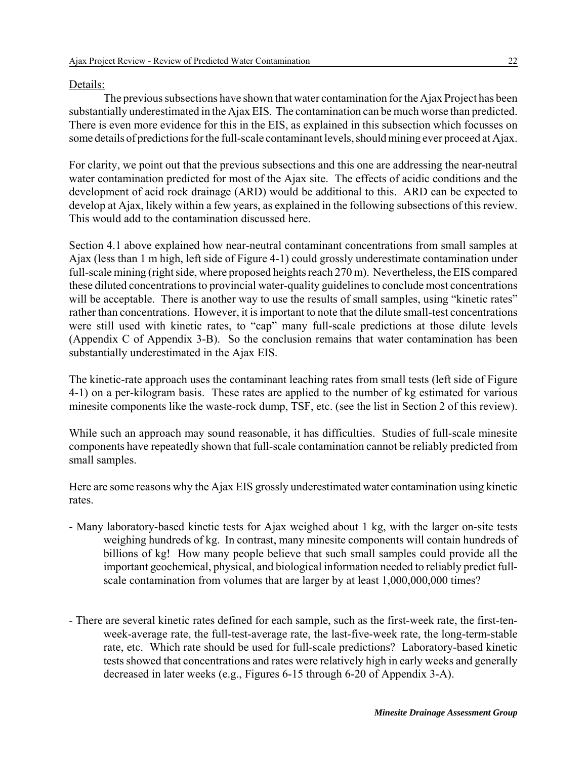Details:

The previous subsections have shown that water contamination for the Ajax Project has been substantially underestimated in the Ajax EIS. The contamination can be much worse than predicted. There is even more evidence for this in the EIS, as explained in this subsection which focusses on some details of predictions for the full-scale contaminant levels, should mining ever proceed at Ajax.

For clarity, we point out that the previous subsections and this one are addressing the near-neutral water contamination predicted for most of the Ajax site. The effects of acidic conditions and the development of acid rock drainage (ARD) would be additional to this. ARD can be expected to develop at Ajax, likely within a few years, as explained in the following subsections of this review. This would add to the contamination discussed here.

Section 4.1 above explained how near-neutral contaminant concentrations from small samples at Ajax (less than 1 m high, left side of Figure 4-1) could grossly underestimate contamination under full-scale mining (right side, where proposed heights reach 270 m). Nevertheless, the EIS compared these diluted concentrations to provincial water-quality guidelines to conclude most concentrations will be acceptable. There is another way to use the results of small samples, using "kinetic rates" rather than concentrations. However, it is important to note that the dilute small-test concentrations were still used with kinetic rates, to "cap" many full-scale predictions at those dilute levels (Appendix C of Appendix 3-B). So the conclusion remains that water contamination has been substantially underestimated in the Ajax EIS.

The kinetic-rate approach uses the contaminant leaching rates from small tests (left side of Figure 4-1) on a per-kilogram basis. These rates are applied to the number of kg estimated for various minesite components like the waste-rock dump, TSF, etc. (see the list in Section 2 of this review).

While such an approach may sound reasonable, it has difficulties. Studies of full-scale minesite components have repeatedly shown that full-scale contamination cannot be reliably predicted from small samples.

Here are some reasons why the Ajax EIS grossly underestimated water contamination using kinetic rates.

- Many laboratory-based kinetic tests for Ajax weighed about 1 kg, with the larger on-site tests weighing hundreds of kg. In contrast, many minesite components will contain hundreds of billions of kg! How many people believe that such small samples could provide all the important geochemical, physical, and biological information needed to reliably predict full-scale contamination from volumes that are larger by at least 1,000,000,000 times?

- There are several kinetic rates defined for each sample, such as the first-week rate, the first-ten-week-average rate, the full-test-average rate, the last-five-week rate, the long-term-stable rate, etc. Which rate should be used for full-scale predictions? Laboratory-based kinetic tests showed that concentrations and rates were relatively high in early weeks and generally decreased in later weeks (e.g., Figures 6-15 through 6-20 of Appendix 3-A).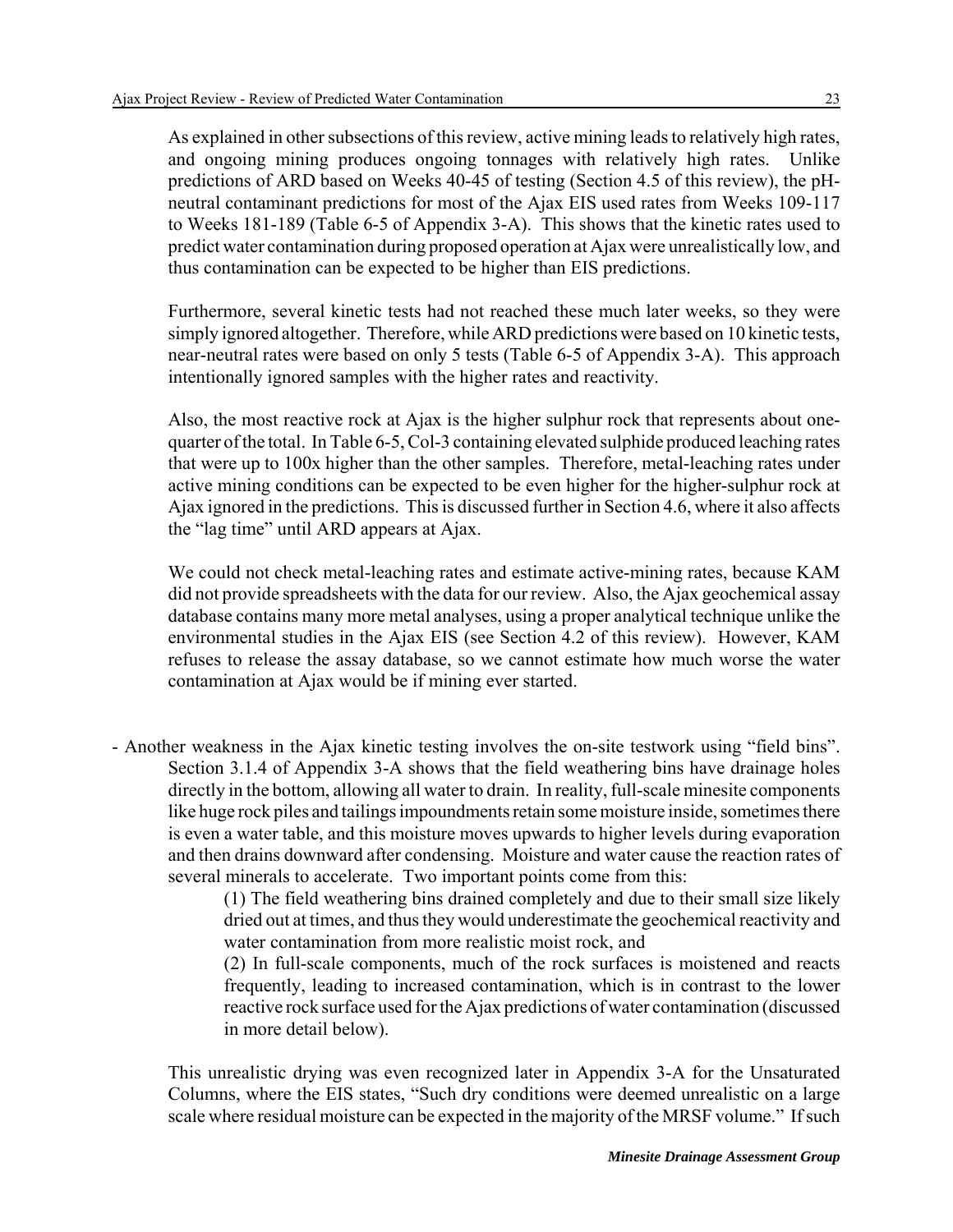As explained in other subsections of this review, active mining leads to relatively high rates, and ongoing mining produces ongoing tonnages with relatively high rates. Unlike predictions of ARD based on Weeks 40-45 of testing (Section 4.5 of this review), the pH-neutral contaminant predictions for most of the Ajax EIS used rates from Weeks 109-117 to Weeks 181-189 (Table 6-5 of Appendix 3-A). This shows that the kinetic rates used to predict water contamination during proposed operation at Ajax were unrealistically low, and thus contamination can be expected to be higher than EIS predictions.

Furthermore, several kinetic tests had not reached these much later weeks, so they were simply ignored altogether. Therefore, while ARD predictions were based on 10 kinetic tests, near-neutral rates were based on only 5 tests (Table 6-5 of Appendix 3-A). This approach intentionally ignored samples with the higher rates and reactivity.

Also, the most reactive rock at Ajax is the higher sulphur rock that represents about one-quarter of the total. In Table 6-5, Col-3 containing elevated sulphide produced leaching rates that were up to 100x higher than the other samples. Therefore, metal-leaching rates under active mining conditions can be expected to be even higher for the higher-sulphur rock at Ajax ignored in the predictions. This is discussed further in Section 4.6, where it also affects the "lag time" until ARD appears at Ajax.

We could not check metal-leaching rates and estimate active-mining rates, because KAM did not provide spreadsheets with the data for our review. Also, the Ajax geochemical assay database contains many more metal analyses, using a proper analytical technique unlike the environmental studies in the Ajax EIS (see Section 4.2 of this review). However, KAM refuses to release the assay database, so we cannot estimate how much worse the water contamination at Ajax would be if mining ever started.

- Another weakness in the Ajax kinetic testing involves the on-site testwork using "field bins". Section 3.1.4 of Appendix 3-A shows that the field weathering bins have drainage holes directly in the bottom, allowing all water to drain. In reality, full-scale minesite components like huge rock piles and tailings impoundments retain some moisture inside, sometimes there is even a water table, and this moisture moves upwards to higher levels during evaporation and then drains downward after condensing. Moisture and water cause the reaction rates of several minerals to accelerate. Two important points come from this:

  (1) The field weathering bins drained completely and due to their small size likely dried out at times, and thus they would underestimate the geochemical reactivity and water contamination from more realistic moist rock, and

  (2) In full-scale components, much of the rock surfaces is moistened and reacts frequently, leading to increased contamination, which is in contrast to the lower reactive rock surface used for the Ajax predictions of water contamination (discussed in more detail below).

  This unrealistic drying was even recognized later in Appendix 3-A for the Unsaturated Columns, where the EIS states, "Such dry conditions were deemed unrealistic on a large scale where residual moisture can be expected in the majority of the MRSF volume." If such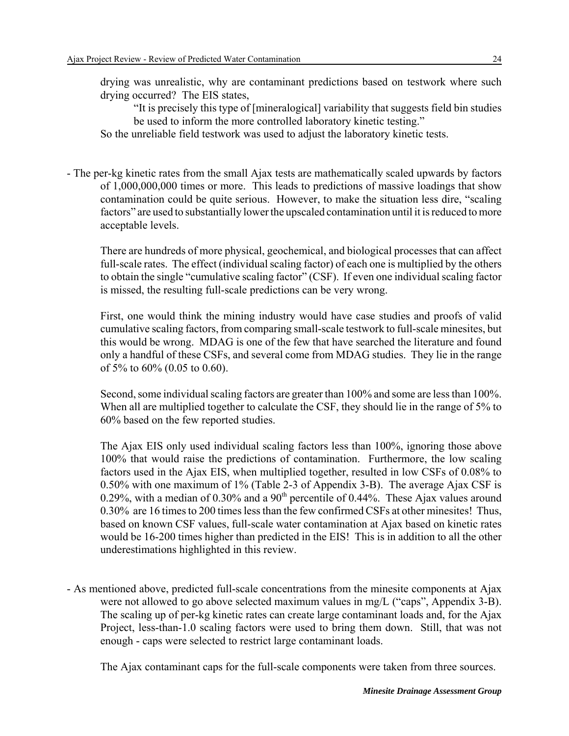drying was unrealistic, why are contaminant predictions based on testwork where such drying occurred? The EIS states,

> "It is precisely this type of [mineralogical] variability that suggests field bin studies be used to inform the more controlled laboratory kinetic testing."

So the unreliable field testwork was used to adjust the laboratory kinetic tests.

- The per-kg kinetic rates from the small Ajax tests are mathematically scaled upwards by factors of 1,000,000,000 times or more. This leads to predictions of massive loadings that show contamination could be quite serious. However, to make the situation less dire, "scaling factors" are used to substantially lower the upscaled contamination until it is reduced to more acceptable levels.

  There are hundreds of more physical, geochemical, and biological processes that can affect full-scale rates. The effect (individual scaling factor) of each one is multiplied by the others to obtain the single "cumulative scaling factor" (CSF). If even one individual scaling factor is missed, the resulting full-scale predictions can be very wrong.

  First, one would think the mining industry would have case studies and proofs of valid cumulative scaling factors, from comparing small-scale testwork to full-scale minesites, but this would be wrong. MDAG is one of the few that have searched the literature and found only a handful of these CSFs, and several come from MDAG studies. They lie in the range of 5% to 60% (0.05 to 0.60).

  Second, some individual scaling factors are greater than 100% and some are less than 100%. When all are multiplied together to calculate the CSF, they should lie in the range of 5% to 60% based on the few reported studies.

  The Ajax EIS only used individual scaling factors less than 100%, ignoring those above 100% that would raise the predictions of contamination. Furthermore, the low scaling factors used in the Ajax EIS, when multiplied together, resulted in low CSFs of 0.08% to 0.50% with one maximum of 1% (Table 2-3 of Appendix 3-B). The average Ajax CSF is 0.29%, with a median of 0.30% and a 90$^{th}$ percentile of 0.44%. These Ajax values around 0.30% are 16 times to 200 times less than the few confirmed CSFs at other minesites! Thus, based on known CSF values, full-scale water contamination at Ajax based on kinetic rates would be 16-200 times higher than predicted in the EIS! This is in addition to all the other underestimations highlighted in this review.

- As mentioned above, predicted full-scale concentrations from the minesite components at Ajax were not allowed to go above selected maximum values in mg/L ("caps", Appendix 3-B). The scaling up of per-kg kinetic rates can create large contaminant loads and, for the Ajax Project, less-than-1.0 scaling factors were used to bring them down. Still, that was not enough - caps were selected to restrict large contaminant loads.

  The Ajax contaminant caps for the full-scale components were taken from three sources.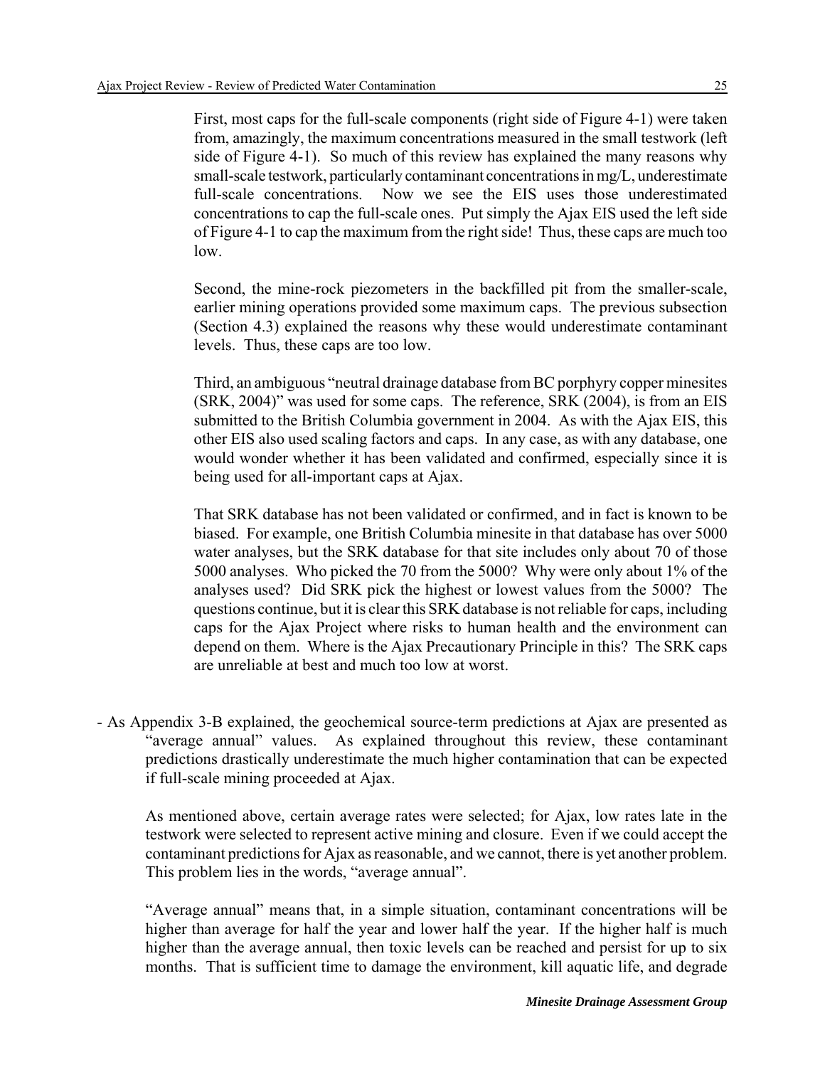First, most caps for the full-scale components (right side of Figure 4-1) were taken from, amazingly, the maximum concentrations measured in the small testwork (left side of Figure 4-1). So much of this review has explained the many reasons why small-scale testwork, particularly contaminant concentrations in mg/L, underestimate full-scale concentrations. Now we see the EIS uses those underestimated concentrations to cap the full-scale ones. Put simply the Ajax EIS used the left side of Figure 4-1 to cap the maximum from the right side! Thus, these caps are much too low.

Second, the mine-rock piezometers in the backfilled pit from the smaller-scale, earlier mining operations provided some maximum caps. The previous subsection (Section 4.3) explained the reasons why these would underestimate contaminant levels. Thus, these caps are too low.

Third, an ambiguous "neutral drainage database from BC porphyry copper minesites (SRK, 2004)" was used for some caps. The reference, SRK (2004), is from an EIS submitted to the British Columbia government in 2004. As with the Ajax EIS, this other EIS also used scaling factors and caps. In any case, as with any database, one would wonder whether it has been validated and confirmed, especially since it is being used for all-important caps at Ajax.

That SRK database has not been validated or confirmed, and in fact is known to be biased. For example, one British Columbia minesite in that database has over 5000 water analyses, but the SRK database for that site includes only about 70 of those 5000 analyses. Who picked the 70 from the 5000? Why were only about 1% of the analyses used? Did SRK pick the highest or lowest values from the 5000? The questions continue, but it is clear this SRK database is not reliable for caps, including caps for the Ajax Project where risks to human health and the environment can depend on them. Where is the Ajax Precautionary Principle in this? The SRK caps are unreliable at best and much too low at worst.

- As Appendix 3-B explained, the geochemical source-term predictions at Ajax are presented as "average annual" values. As explained throughout this review, these contaminant predictions drastically underestimate the much higher contamination that can be expected if full-scale mining proceeded at Ajax.

  As mentioned above, certain average rates were selected; for Ajax, low rates late in the testwork were selected to represent active mining and closure. Even if we could accept the contaminant predictions for Ajax as reasonable, and we cannot, there is yet another problem. This problem lies in the words, "average annual".

  "Average annual" means that, in a simple situation, contaminant concentrations will be higher than average for half the year and lower half the year. If the higher half is much higher than the average annual, then toxic levels can be reached and persist for up to six months. That is sufficient time to damage the environment, kill aquatic life, and degrade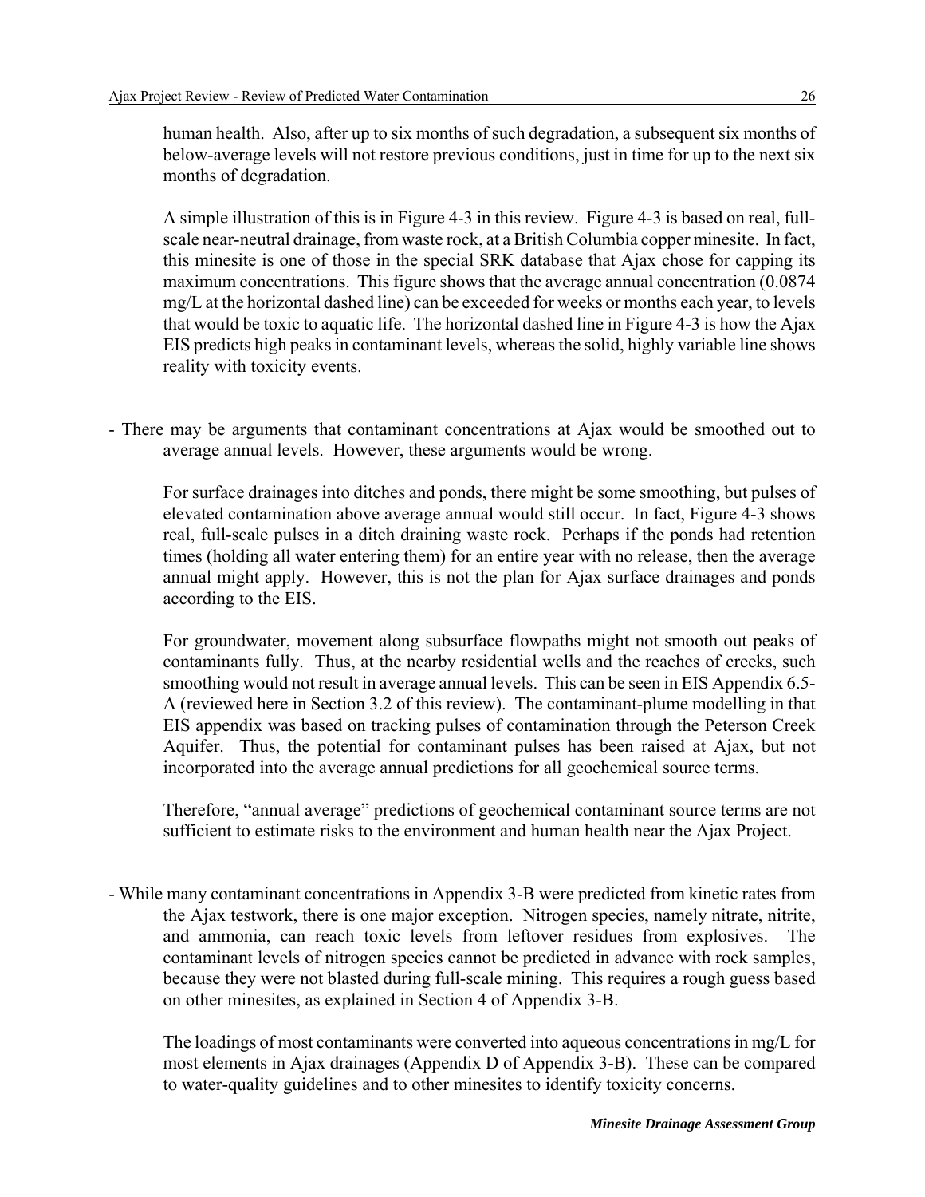human health. Also, after up to six months of such degradation, a subsequent six months of below-average levels will not restore previous conditions, just in time for up to the next six months of degradation.

A simple illustration of this is in Figure 4-3 in this review. Figure 4-3 is based on real, full-scale near-neutral drainage, from waste rock, at a British Columbia copper minesite. In fact, this minesite is one of those in the special SRK database that Ajax chose for capping its maximum concentrations. This figure shows that the average annual concentration (0.0874 mg/L at the horizontal dashed line) can be exceeded for weeks or months each year, to levels that would be toxic to aquatic life. The horizontal dashed line in Figure 4-3 is how the Ajax EIS predicts high peaks in contaminant levels, whereas the solid, highly variable line shows reality with toxicity events.

- There may be arguments that contaminant concentrations at Ajax would be smoothed out to average annual levels. However, these arguments would be wrong.

  For surface drainages into ditches and ponds, there might be some smoothing, but pulses of elevated contamination above average annual would still occur. In fact, Figure 4-3 shows real, full-scale pulses in a ditch draining waste rock. Perhaps if the ponds had retention times (holding all water entering them) for an entire year with no release, then the average annual might apply. However, this is not the plan for Ajax surface drainages and ponds according to the EIS.

  For groundwater, movement along subsurface flowpaths might not smooth out peaks of contaminants fully. Thus, at the nearby residential wells and the reaches of creeks, such smoothing would not result in average annual levels. This can be seen in EIS Appendix 6.5-A (reviewed here in Section 3.2 of this review). The contaminant-plume modelling in that EIS appendix was based on tracking pulses of contamination through the Peterson Creek Aquifer. Thus, the potential for contaminant pulses has been raised at Ajax, but not incorporated into the average annual predictions for all geochemical source terms.

  Therefore, "annual average" predictions of geochemical contaminant source terms are not sufficient to estimate risks to the environment and human health near the Ajax Project.

- While many contaminant concentrations in Appendix 3-B were predicted from kinetic rates from the Ajax testwork, there is one major exception. Nitrogen species, namely nitrate, nitrite, and ammonia, can reach toxic levels from leftover residues from explosives. The contaminant levels of nitrogen species cannot be predicted in advance with rock samples, because they were not blasted during full-scale mining. This requires a rough guess based on other minesites, as explained in Section 4 of Appendix 3-B.

  The loadings of most contaminants were converted into aqueous concentrations in mg/L for most elements in Ajax drainages (Appendix D of Appendix 3-B). These can be compared to water-quality guidelines and to other minesites to identify toxicity concerns.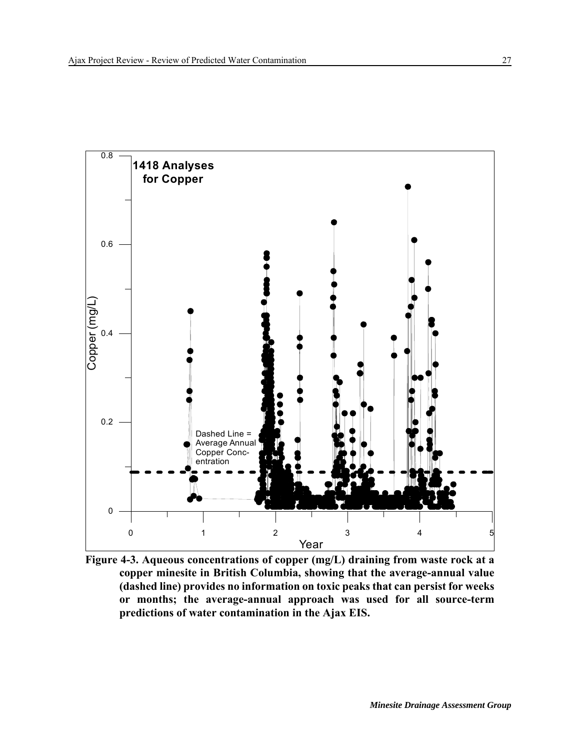**Figure 4-3. Aqueous concentrations of copper (mg/L) draining from waste rock at a copper minesite in British Columbia, showing that the average-annual value (dashed line) provides no information on toxic peaks that can persist for weeks or months; the average-annual approach was used for all source-term predictions of water contamination in the Ajax EIS.**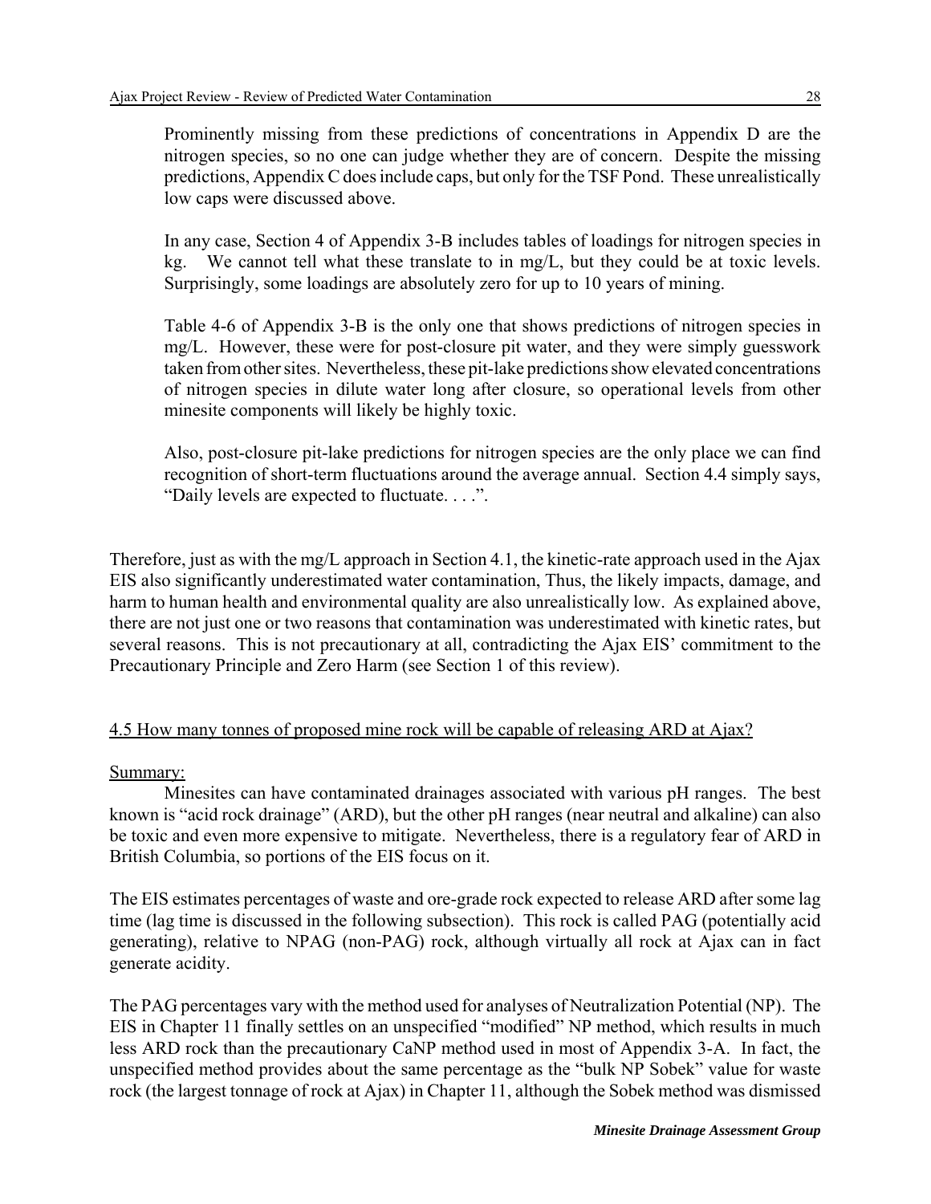Prominently missing from these predictions of concentrations in Appendix D are the nitrogen species, so no one can judge whether they are of concern. Despite the missing predictions, Appendix C does include caps, but only for the TSF Pond. These unrealistically low caps were discussed above.

In any case, Section 4 of Appendix 3-B includes tables of loadings for nitrogen species in kg. We cannot tell what these translate to in mg/L, but they could be at toxic levels. Surprisingly, some loadings are absolutely zero for up to 10 years of mining.

Table 4-6 of Appendix 3-B is the only one that shows predictions of nitrogen species in mg/L. However, these were for post-closure pit water, and they were simply guesswork taken from other sites. Nevertheless, these pit-lake predictions show elevated concentrations of nitrogen species in dilute water long after closure, so operational levels from other minesite components will likely be highly toxic.

Also, post-closure pit-lake predictions for nitrogen species are the only place we can find recognition of short-term fluctuations around the average annual. Section 4.4 simply says, "Daily levels are expected to fluctuate. . . .".

Therefore, just as with the mg/L approach in Section 4.1, the kinetic-rate approach used in the Ajax EIS also significantly underestimated water contamination, Thus, the likely impacts, damage, and harm to human health and environmental quality are also unrealistically low. As explained above, there are not just one or two reasons that contamination was underestimated with kinetic rates, but several reasons. This is not precautionary at all, contradicting the Ajax EIS' commitment to the Precautionary Principle and Zero Harm (see Section 1 of this review).

## 4.5 How many tonnes of proposed mine rock will be capable of releasing ARD at Ajax?

Summary:

Minesites can have contaminated drainages associated with various pH ranges. The best known is "acid rock drainage" (ARD), but the other pH ranges (near neutral and alkaline) can also be toxic and even more expensive to mitigate. Nevertheless, there is a regulatory fear of ARD in British Columbia, so portions of the EIS focus on it.

The EIS estimates percentages of waste and ore-grade rock expected to release ARD after some lag time (lag time is discussed in the following subsection). This rock is called PAG (potentially acid generating), relative to NPAG (non-PAG) rock, although virtually all rock at Ajax can in fact generate acidity.

The PAG percentages vary with the method used for analyses of Neutralization Potential (NP). The EIS in Chapter 11 finally settles on an unspecified "modified" NP method, which results in much less ARD rock than the precautionary CaNP method used in most of Appendix 3-A. In fact, the unspecified method provides about the same percentage as the "bulk NP Sobek" value for waste rock (the largest tonnage of rock at Ajax) in Chapter 11, although the Sobek method was dismissed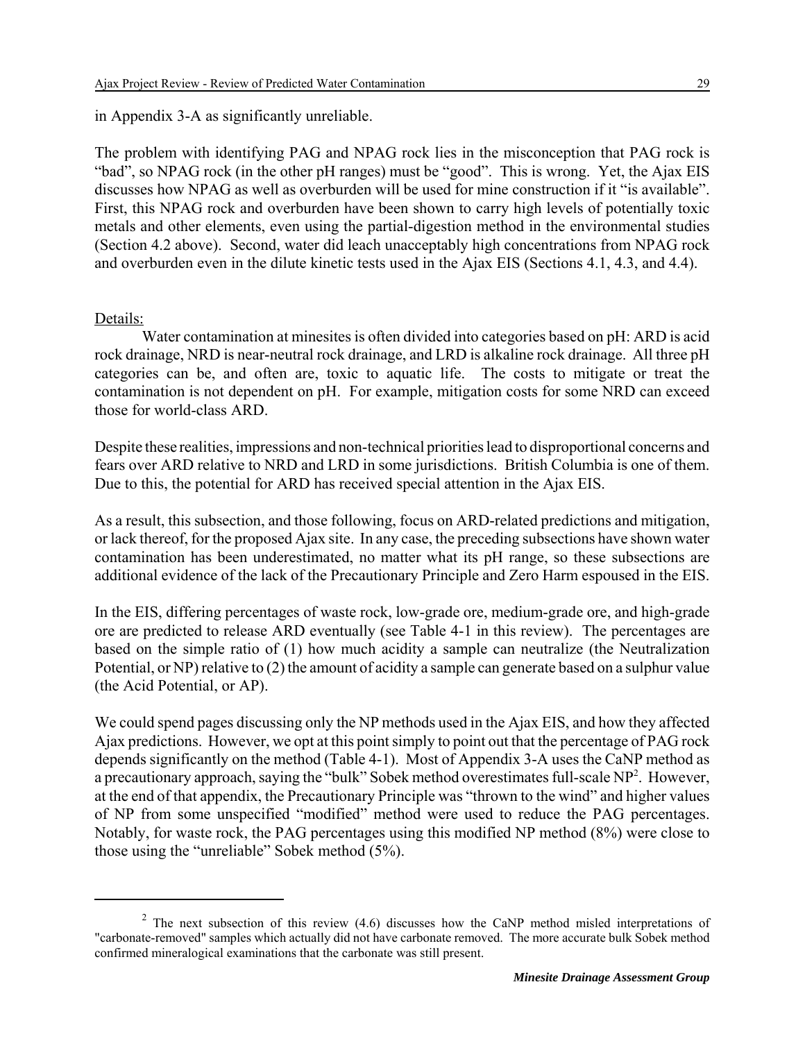in Appendix 3-A as significantly unreliable.

The problem with identifying PAG and NPAG rock lies in the misconception that PAG rock is "bad", so NPAG rock (in the other pH ranges) must be "good". This is wrong. Yet, the Ajax EIS discusses how NPAG as well as overburden will be used for mine construction if it "is available". First, this NPAG rock and overburden have been shown to carry high levels of potentially toxic metals and other elements, even using the partial-digestion method in the environmental studies (Section 4.2 above). Second, water did leach unacceptably high concentrations from NPAG rock and overburden even in the dilute kinetic tests used in the Ajax EIS (Sections 4.1, 4.3, and 4.4).

Details:

Water contamination at minesites is often divided into categories based on pH: ARD is acid rock drainage, NRD is near-neutral rock drainage, and LRD is alkaline rock drainage. All three pH categories can be, and often are, toxic to aquatic life. The costs to mitigate or treat the contamination is not dependent on pH. For example, mitigation costs for some NRD can exceed those for world-class ARD.

Despite these realities, impressions and non-technical priorities lead to disproportional concerns and fears over ARD relative to NRD and LRD in some jurisdictions. British Columbia is one of them. Due to this, the potential for ARD has received special attention in the Ajax EIS.

As a result, this subsection, and those following, focus on ARD-related predictions and mitigation, or lack thereof, for the proposed Ajax site. In any case, the preceding subsections have shown water contamination has been underestimated, no matter what its pH range, so these subsections are additional evidence of the lack of the Precautionary Principle and Zero Harm espoused in the EIS.

In the EIS, differing percentages of waste rock, low-grade ore, medium-grade ore, and high-grade ore are predicted to release ARD eventually (see Table 4-1 in this review). The percentages are based on the simple ratio of (1) how much acidity a sample can neutralize (the Neutralization Potential, or NP) relative to (2) the amount of acidity a sample can generate based on a sulphur value (the Acid Potential, or AP).

We could spend pages discussing only the NP methods used in the Ajax EIS, and how they affected Ajax predictions. However, we opt at this point simply to point out that the percentage of PAG rock depends significantly on the method (Table 4-1). Most of Appendix 3-A uses the CaNP method as a precautionary approach, saying the "bulk" Sobek method overestimates full-scale NP[2]. However, at the end of that appendix, the Precautionary Principle was "thrown to the wind" and higher values of NP from some unspecified "modified" method were used to reduce the PAG percentages. Notably, for waste rock, the PAG percentages using this modified NP method (8%) were close to those using the "unreliable" Sobek method (5%).

---

[2] The next subsection of this review (4.6) discusses how the CaNP method misled interpretations of "carbonate-removed" samples which actually did not have carbonate removed. The more accurate bulk Sobek method confirmed mineralogical examinations that the carbonate was still present.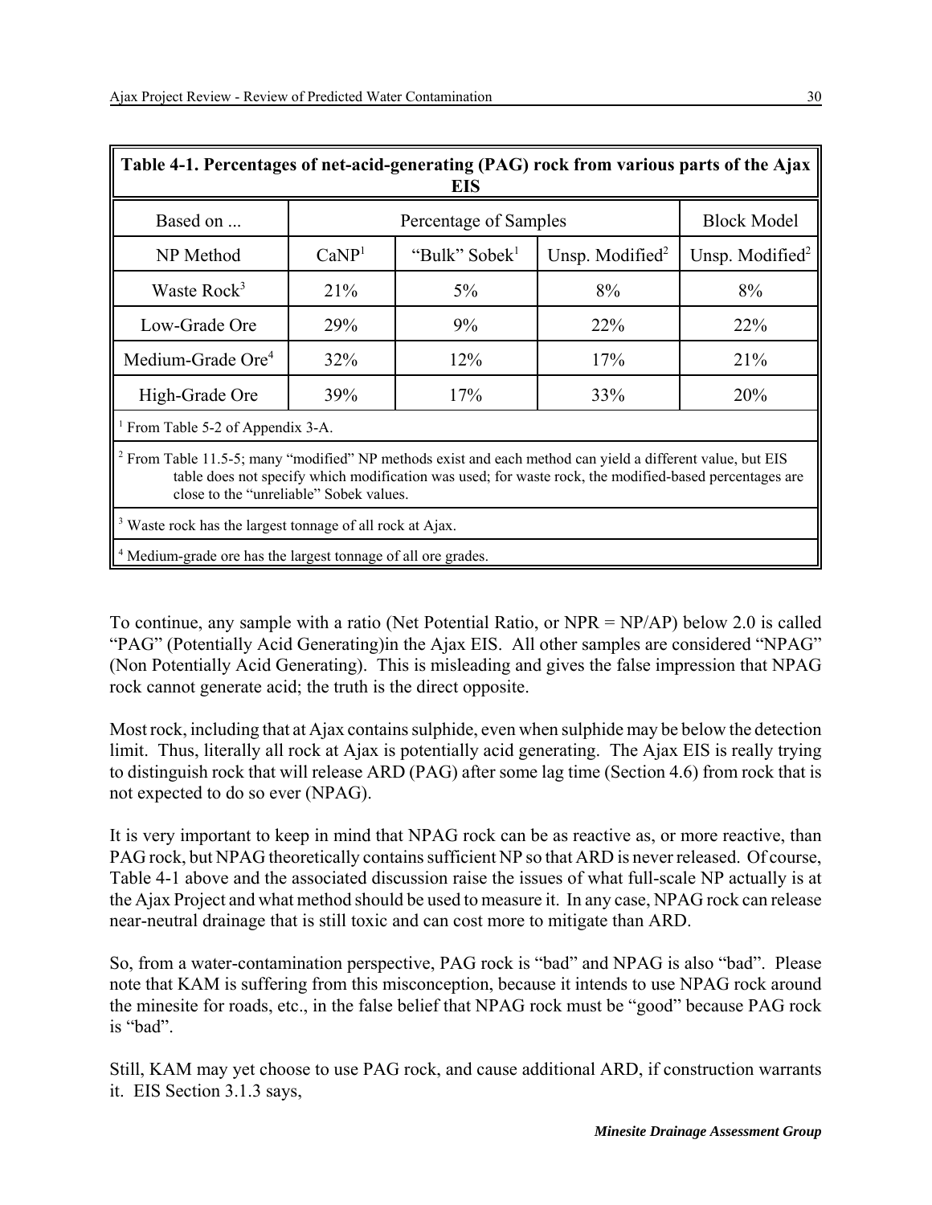**Table 4-1. Percentages of net-acid-generating (PAG) rock from various parts of the Ajax EIS**

| Based on ... | Percentage of Samples | | | Block Model |
|---|---|---|---|---|
| NP Method | CaNP[1] | "Bulk" Sobek[1] | Unsp. Modified[2] | Unsp. Modified[2] |
| Waste Rock[3] | 21% | 5% | 8% | 8% |
| Low-Grade Ore | 29% | 9% | 22% | 22% |
| Medium-Grade Ore[4] | 32% | 12% | 17% | 21% |
| High-Grade Ore | 39% | 17% | 33% | 20% |

[1] From Table 5-2 of Appendix 3-A.

[2] From Table 11.5-5; many "modified" NP methods exist and each method can yield a different value, but EIS table does not specify which modification was used; for waste rock, the modified-based percentages are close to the "unreliable" Sobek values.

[3] Waste rock has the largest tonnage of all rock at Ajax.

[4] Medium-grade ore has the largest tonnage of all ore grades.

To continue, any sample with a ratio (Net Potential Ratio, or NPR = NP/AP) below 2.0 is called "PAG" (Potentially Acid Generating)in the Ajax EIS. All other samples are considered "NPAG" (Non Potentially Acid Generating). This is misleading and gives the false impression that NPAG rock cannot generate acid; the truth is the direct opposite.

Most rock, including that at Ajax contains sulphide, even when sulphide may be below the detection limit. Thus, literally all rock at Ajax is potentially acid generating. The Ajax EIS is really trying to distinguish rock that will release ARD (PAG) after some lag time (Section 4.6) from rock that is not expected to do so ever (NPAG).

It is very important to keep in mind that NPAG rock can be as reactive as, or more reactive, than PAG rock, but NPAG theoretically contains sufficient NP so that ARD is never released. Of course, Table 4-1 above and the associated discussion raise the issues of what full-scale NP actually is at the Ajax Project and what method should be used to measure it. In any case, NPAG rock can release near-neutral drainage that is still toxic and can cost more to mitigate than ARD.

So, from a water-contamination perspective, PAG rock is "bad" and NPAG is also "bad". Please note that KAM is suffering from this misconception, because it intends to use NPAG rock around the minesite for roads, etc., in the false belief that NPAG rock must be "good" because PAG rock is "bad".

Still, KAM may yet choose to use PAG rock, and cause additional ARD, if construction warrants it. EIS Section 3.1.3 says,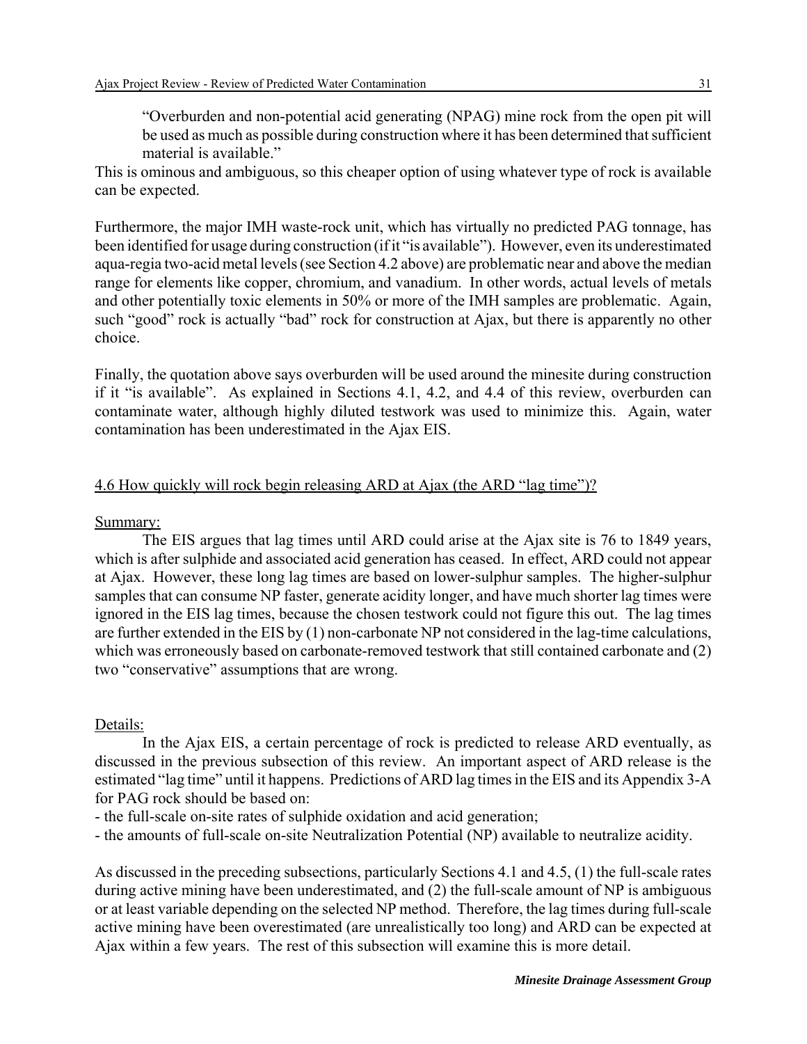> "Overburden and non-potential acid generating (NPAG) mine rock from the open pit will be used as much as possible during construction where it has been determined that sufficient material is available."

This is ominous and ambiguous, so this cheaper option of using whatever type of rock is available can be expected.

Furthermore, the major IMH waste-rock unit, which has virtually no predicted PAG tonnage, has been identified for usage during construction (if it "is available"). However, even its underestimated aqua-regia two-acid metal levels (see Section 4.2 above) are problematic near and above the median range for elements like copper, chromium, and vanadium. In other words, actual levels of metals and other potentially toxic elements in 50% or more of the IMH samples are problematic. Again, such "good" rock is actually "bad" rock for construction at Ajax, but there is apparently no other choice.

Finally, the quotation above says overburden will be used around the minesite during construction if it "is available". As explained in Sections 4.1, 4.2, and 4.4 of this review, overburden can contaminate water, although highly diluted testwork was used to minimize this. Again, water contamination has been underestimated in the Ajax EIS.

## 4.6 How quickly will rock begin releasing ARD at Ajax (the ARD "lag time")?

Summary:

The EIS argues that lag times until ARD could arise at the Ajax site is 76 to 1849 years, which is after sulphide and associated acid generation has ceased. In effect, ARD could not appear at Ajax. However, these long lag times are based on lower-sulphur samples. The higher-sulphur samples that can consume NP faster, generate acidity longer, and have much shorter lag times were ignored in the EIS lag times, because the chosen testwork could not figure this out. The lag times are further extended in the EIS by (1) non-carbonate NP not considered in the lag-time calculations, which was erroneously based on carbonate-removed testwork that still contained carbonate and (2) two "conservative" assumptions that are wrong.

Details:

In the Ajax EIS, a certain percentage of rock is predicted to release ARD eventually, as discussed in the previous subsection of this review. An important aspect of ARD release is the estimated "lag time" until it happens. Predictions of ARD lag times in the EIS and its Appendix 3-A for PAG rock should be based on:

- the full-scale on-site rates of sulphide oxidation and acid generation;
- the amounts of full-scale on-site Neutralization Potential (NP) available to neutralize acidity.

As discussed in the preceding subsections, particularly Sections 4.1 and 4.5, (1) the full-scale rates during active mining have been underestimated, and (2) the full-scale amount of NP is ambiguous or at least variable depending on the selected NP method. Therefore, the lag times during full-scale active mining have been overestimated (are unrealistically too long) and ARD can be expected at Ajax within a few years. The rest of this subsection will examine this is more detail.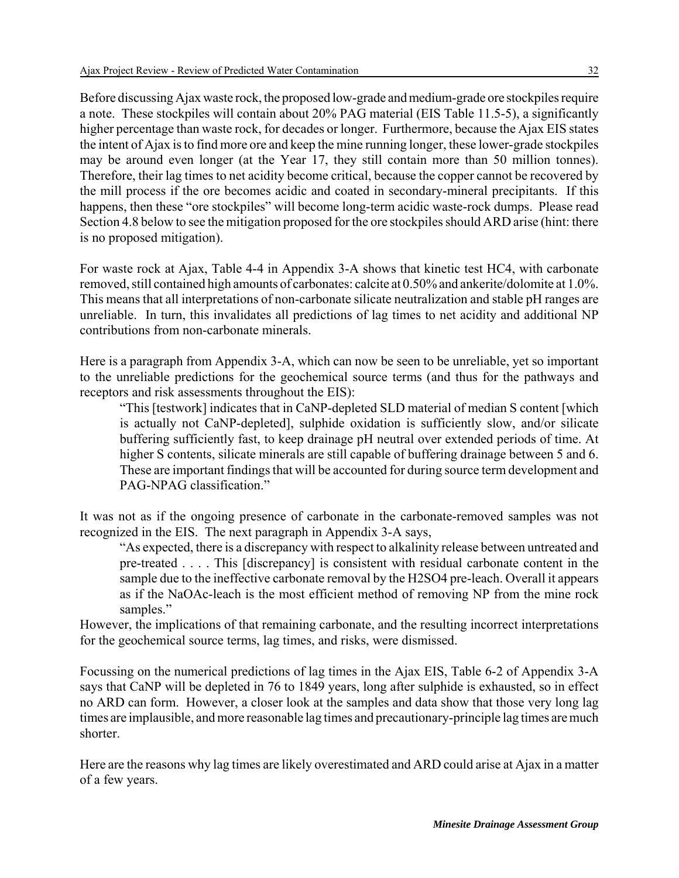Before discussing Ajax waste rock, the proposed low-grade and medium-grade ore stockpiles require a note. These stockpiles will contain about 20% PAG material (EIS Table 11.5-5), a significantly higher percentage than waste rock, for decades or longer. Furthermore, because the Ajax EIS states the intent of Ajax is to find more ore and keep the mine running longer, these lower-grade stockpiles may be around even longer (at the Year 17, they still contain more than 50 million tonnes). Therefore, their lag times to net acidity become critical, because the copper cannot be recovered by the mill process if the ore becomes acidic and coated in secondary-mineral precipitants. If this happens, then these "ore stockpiles" will become long-term acidic waste-rock dumps. Please read Section 4.8 below to see the mitigation proposed for the ore stockpiles should ARD arise (hint: there is no proposed mitigation).

For waste rock at Ajax, Table 4-4 in Appendix 3-A shows that kinetic test HC4, with carbonate removed, still contained high amounts of carbonates: calcite at 0.50% and ankerite/dolomite at 1.0%. This means that all interpretations of non-carbonate silicate neutralization and stable pH ranges are unreliable. In turn, this invalidates all predictions of lag times to net acidity and additional NP contributions from non-carbonate minerals.

Here is a paragraph from Appendix 3-A, which can now be seen to be unreliable, yet so important to the unreliable predictions for the geochemical source terms (and thus for the pathways and receptors and risk assessments throughout the EIS):

> "This [testwork] indicates that in CaNP-depleted SLD material of median S content [which is actually not CaNP-depleted], sulphide oxidation is sufficiently slow, and/or silicate buffering sufficiently fast, to keep drainage pH neutral over extended periods of time. At higher S contents, silicate minerals are still capable of buffering drainage between 5 and 6. These are important findings that will be accounted for during source term development and PAG-NPAG classification."

It was not as if the ongoing presence of carbonate in the carbonate-removed samples was not recognized in the EIS. The next paragraph in Appendix 3-A says,

> "As expected, there is a discrepancy with respect to alkalinity release between untreated and pre-treated . . . . This [discrepancy] is consistent with residual carbonate content in the sample due to the ineffective carbonate removal by the H2SO4 pre-leach. Overall it appears as if the NaOAc-leach is the most efficient method of removing NP from the mine rock samples."

However, the implications of that remaining carbonate, and the resulting incorrect interpretations for the geochemical source terms, lag times, and risks, were dismissed.

Focussing on the numerical predictions of lag times in the Ajax EIS, Table 6-2 of Appendix 3-A says that CaNP will be depleted in 76 to 1849 years, long after sulphide is exhausted, so in effect no ARD can form. However, a closer look at the samples and data show that those very long lag times are implausible, and more reasonable lag times and precautionary-principle lag times are much shorter.

Here are the reasons why lag times are likely overestimated and ARD could arise at Ajax in a matter of a few years.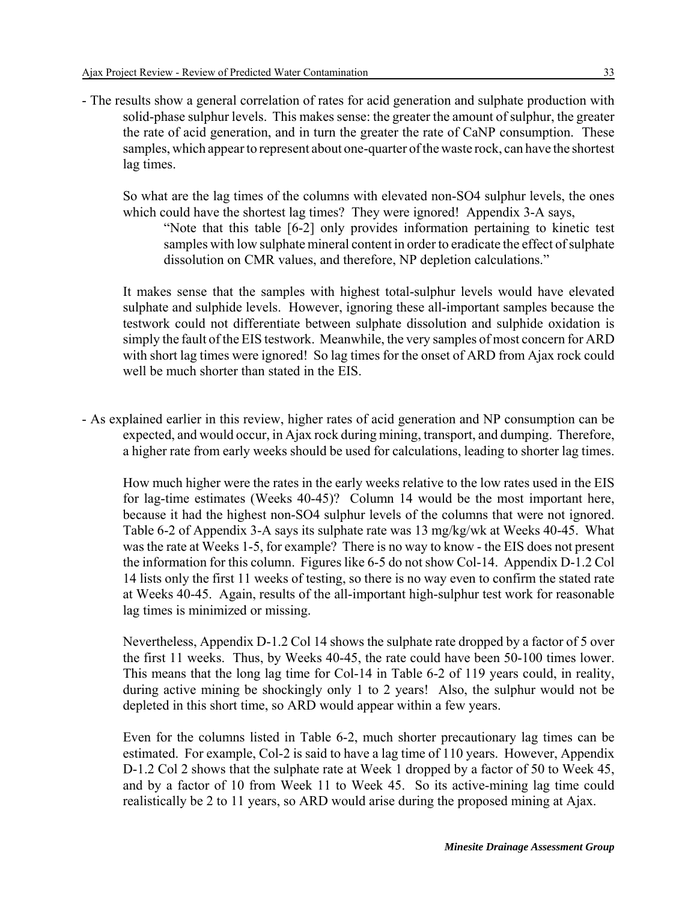- The results show a general correlation of rates for acid generation and sulphate production with solid-phase sulphur levels. This makes sense: the greater the amount of sulphur, the greater the rate of acid generation, and in turn the greater the rate of CaNP consumption. These samples, which appear to represent about one-quarter of the waste rock, can have the shortest lag times.

    So what are the lag times of the columns with elevated non-SO4 sulphur levels, the ones which could have the shortest lag times? They were ignored! Appendix 3-A says,

    > "Note that this table [6-2] only provides information pertaining to kinetic test samples with low sulphate mineral content in order to eradicate the effect of sulphate dissolution on CMR values, and therefore, NP depletion calculations."

    It makes sense that the samples with highest total-sulphur levels would have elevated sulphate and sulphide levels. However, ignoring these all-important samples because the testwork could not differentiate between sulphate dissolution and sulphide oxidation is simply the fault of the EIS testwork. Meanwhile, the very samples of most concern for ARD with short lag times were ignored! So lag times for the onset of ARD from Ajax rock could well be much shorter than stated in the EIS.

- As explained earlier in this review, higher rates of acid generation and NP consumption can be expected, and would occur, in Ajax rock during mining, transport, and dumping. Therefore, a higher rate from early weeks should be used for calculations, leading to shorter lag times.

    How much higher were the rates in the early weeks relative to the low rates used in the EIS for lag-time estimates (Weeks 40-45)? Column 14 would be the most important here, because it had the highest non-SO4 sulphur levels of the columns that were not ignored. Table 6-2 of Appendix 3-A says its sulphate rate was 13 mg/kg/wk at Weeks 40-45. What was the rate at Weeks 1-5, for example? There is no way to know - the EIS does not present the information for this column. Figures like 6-5 do not show Col-14. Appendix D-1.2 Col 14 lists only the first 11 weeks of testing, so there is no way even to confirm the stated rate at Weeks 40-45. Again, results of the all-important high-sulphur test work for reasonable lag times is minimized or missing.

    Nevertheless, Appendix D-1.2 Col 14 shows the sulphate rate dropped by a factor of 5 over the first 11 weeks. Thus, by Weeks 40-45, the rate could have been 50-100 times lower. This means that the long lag time for Col-14 in Table 6-2 of 119 years could, in reality, during active mining be shockingly only 1 to 2 years! Also, the sulphur would not be depleted in this short time, so ARD would appear within a few years.

    Even for the columns listed in Table 6-2, much shorter precautionary lag times can be estimated. For example, Col-2 is said to have a lag time of 110 years. However, Appendix D-1.2 Col 2 shows that the sulphate rate at Week 1 dropped by a factor of 50 to Week 45, and by a factor of 10 from Week 11 to Week 45. So its active-mining lag time could realistically be 2 to 11 years, so ARD would arise during the proposed mining at Ajax.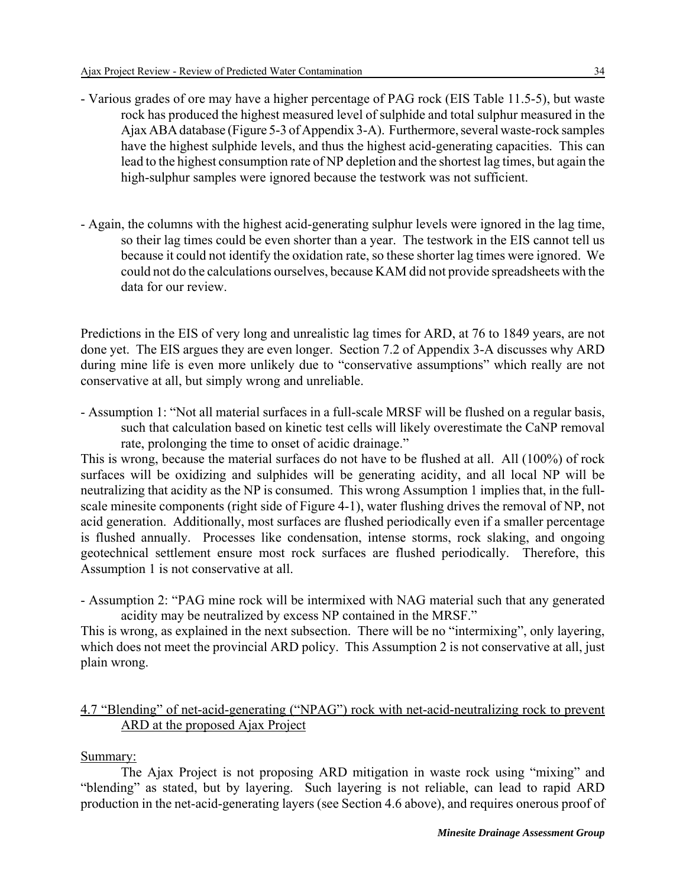- Various grades of ore may have a higher percentage of PAG rock (EIS Table 11.5-5), but waste rock has produced the highest measured level of sulphide and total sulphur measured in the Ajax ABA database (Figure 5-3 of Appendix 3-A). Furthermore, several waste-rock samples have the highest sulphide levels, and thus the highest acid-generating capacities. This can lead to the highest consumption rate of NP depletion and the shortest lag times, but again the high-sulphur samples were ignored because the testwork was not sufficient.

- Again, the columns with the highest acid-generating sulphur levels were ignored in the lag time, so their lag times could be even shorter than a year. The testwork in the EIS cannot tell us because it could not identify the oxidation rate, so these shorter lag times were ignored. We could not do the calculations ourselves, because KAM did not provide spreadsheets with the data for our review.

Predictions in the EIS of very long and unrealistic lag times for ARD, at 76 to 1849 years, are not done yet. The EIS argues they are even longer. Section 7.2 of Appendix 3-A discusses why ARD during mine life is even more unlikely due to "conservative assumptions" which really are not conservative at all, but simply wrong and unreliable.

- Assumption 1: "Not all material surfaces in a full-scale MRSF will be flushed on a regular basis, such that calculation based on kinetic test cells will likely overestimate the CaNP removal rate, prolonging the time to onset of acidic drainage."

This is wrong, because the material surfaces do not have to be flushed at all. All (100%) of rock surfaces will be oxidizing and sulphides will be generating acidity, and all local NP will be neutralizing that acidity as the NP is consumed. This wrong Assumption 1 implies that, in the full-scale minesite components (right side of Figure 4-1), water flushing drives the removal of NP, not acid generation. Additionally, most surfaces are flushed periodically even if a smaller percentage is flushed annually. Processes like condensation, intense storms, rock slaking, and ongoing geotechnical settlement ensure most rock surfaces are flushed periodically. Therefore, this Assumption 1 is not conservative at all.

- Assumption 2: "PAG mine rock will be intermixed with NAG material such that any generated acidity may be neutralized by excess NP contained in the MRSF."

This is wrong, as explained in the next subsection. There will be no "intermixing", only layering, which does not meet the provincial ARD policy. This Assumption 2 is not conservative at all, just plain wrong.

## 4.7 "Blending" of net-acid-generating ("NPAG") rock with net-acid-neutralizing rock to prevent ARD at the proposed Ajax Project

Summary:

The Ajax Project is not proposing ARD mitigation in waste rock using "mixing" and "blending" as stated, but by layering. Such layering is not reliable, can lead to rapid ARD production in the net-acid-generating layers (see Section 4.6 above), and requires onerous proof of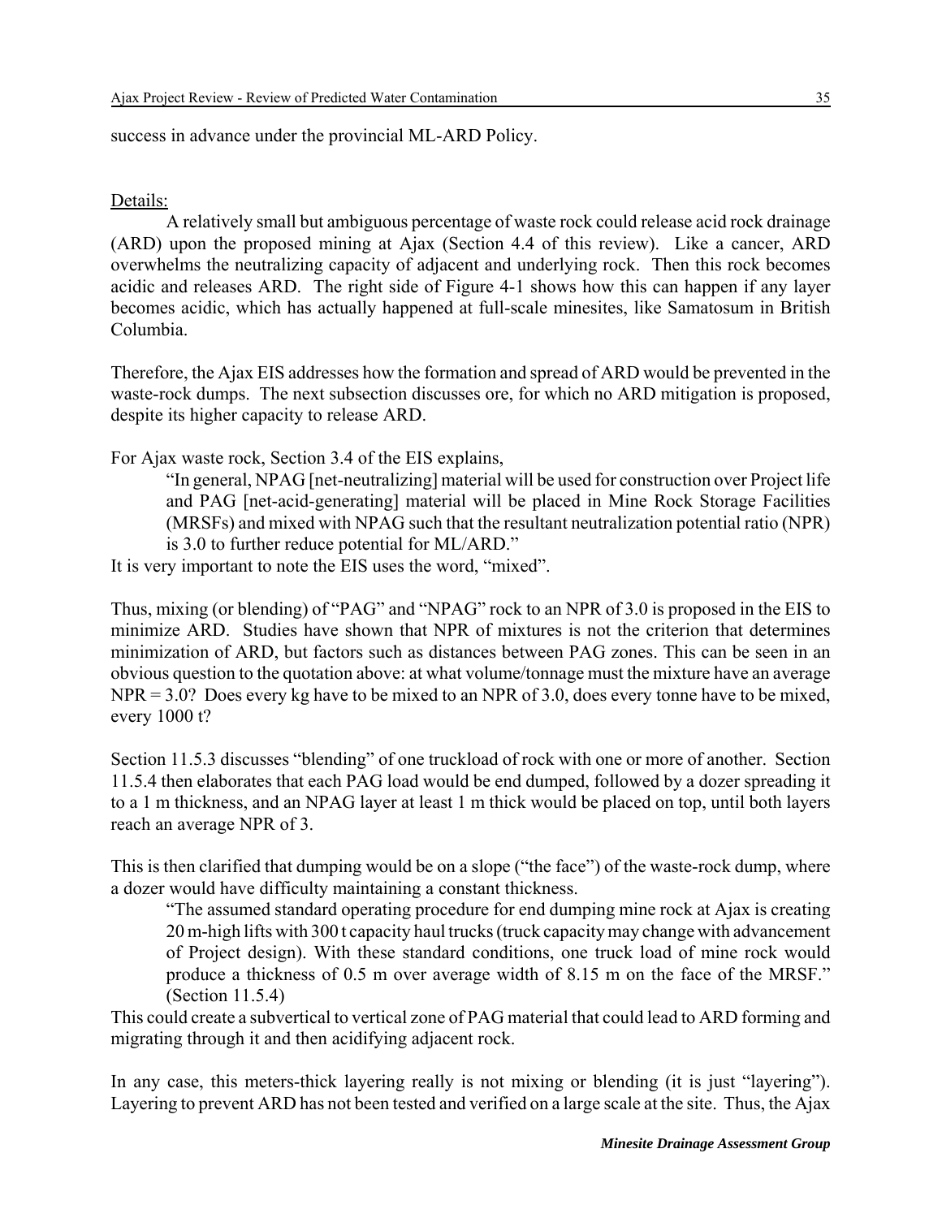success in advance under the provincial ML-ARD Policy.

Details:

A relatively small but ambiguous percentage of waste rock could release acid rock drainage (ARD) upon the proposed mining at Ajax (Section 4.4 of this review). Like a cancer, ARD overwhelms the neutralizing capacity of adjacent and underlying rock. Then this rock becomes acidic and releases ARD. The right side of Figure 4-1 shows how this can happen if any layer becomes acidic, which has actually happened at full-scale minesites, like Samatosum in British Columbia.

Therefore, the Ajax EIS addresses how the formation and spread of ARD would be prevented in the waste-rock dumps. The next subsection discusses ore, for which no ARD mitigation is proposed, despite its higher capacity to release ARD.

For Ajax waste rock, Section 3.4 of the EIS explains,

> "In general, NPAG [net-neutralizing] material will be used for construction over Project life and PAG [net-acid-generating] material will be placed in Mine Rock Storage Facilities (MRSFs) and mixed with NPAG such that the resultant neutralization potential ratio (NPR) is 3.0 to further reduce potential for ML/ARD."

It is very important to note the EIS uses the word, "mixed".

Thus, mixing (or blending) of "PAG" and "NPAG" rock to an NPR of 3.0 is proposed in the EIS to minimize ARD. Studies have shown that NPR of mixtures is not the criterion that determines minimization of ARD, but factors such as distances between PAG zones. This can be seen in an obvious question to the quotation above: at what volume/tonnage must the mixture have an average NPR = 3.0? Does every kg have to be mixed to an NPR of 3.0, does every tonne have to be mixed, every 1000 t?

Section 11.5.3 discusses "blending" of one truckload of rock with one or more of another. Section 11.5.4 then elaborates that each PAG load would be end dumped, followed by a dozer spreading it to a 1 m thickness, and an NPAG layer at least 1 m thick would be placed on top, until both layers reach an average NPR of 3.

This is then clarified that dumping would be on a slope ("the face") of the waste-rock dump, where a dozer would have difficulty maintaining a constant thickness.

> "The assumed standard operating procedure for end dumping mine rock at Ajax is creating 20 m-high lifts with 300 t capacity haul trucks (truck capacity may change with advancement of Project design). With these standard conditions, one truck load of mine rock would produce a thickness of 0.5 m over average width of 8.15 m on the face of the MRSF." (Section 11.5.4)

This could create a subvertical to vertical zone of PAG material that could lead to ARD forming and migrating through it and then acidifying adjacent rock.

In any case, this meters-thick layering really is not mixing or blending (it is just "layering"). Layering to prevent ARD has not been tested and verified on a large scale at the site. Thus, the Ajax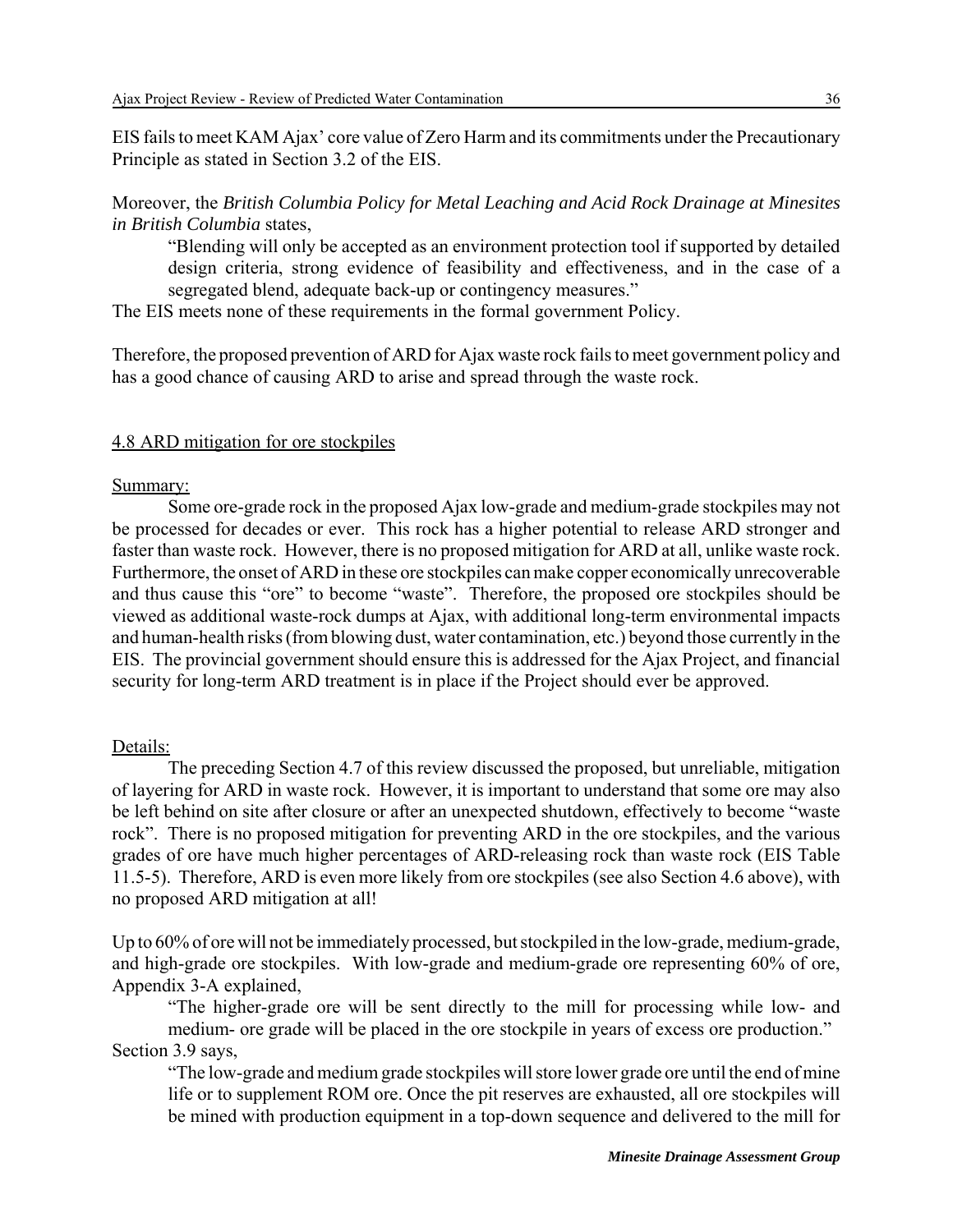EIS fails to meet KAM Ajax' core value of Zero Harm and its commitments under the Precautionary Principle as stated in Section 3.2 of the EIS.

Moreover, the *British Columbia Policy for Metal Leaching and Acid Rock Drainage at Minesites in British Columbia* states,

> "Blending will only be accepted as an environment protection tool if supported by detailed design criteria, strong evidence of feasibility and effectiveness, and in the case of a segregated blend, adequate back-up or contingency measures."

The EIS meets none of these requirements in the formal government Policy.

Therefore, the proposed prevention of ARD for Ajax waste rock fails to meet government policy and has a good chance of causing ARD to arise and spread through the waste rock.

## 4.8 ARD mitigation for ore stockpiles

Summary:

Some ore-grade rock in the proposed Ajax low-grade and medium-grade stockpiles may not be processed for decades or ever. This rock has a higher potential to release ARD stronger and faster than waste rock. However, there is no proposed mitigation for ARD at all, unlike waste rock. Furthermore, the onset of ARD in these ore stockpiles can make copper economically unrecoverable and thus cause this "ore" to become "waste". Therefore, the proposed ore stockpiles should be viewed as additional waste-rock dumps at Ajax, with additional long-term environmental impacts and human-health risks (from blowing dust, water contamination, etc.) beyond those currently in the EIS. The provincial government should ensure this is addressed for the Ajax Project, and financial security for long-term ARD treatment is in place if the Project should ever be approved.

Details:

The preceding Section 4.7 of this review discussed the proposed, but unreliable, mitigation of layering for ARD in waste rock. However, it is important to understand that some ore may also be left behind on site after closure or after an unexpected shutdown, effectively to become "waste rock". There is no proposed mitigation for preventing ARD in the ore stockpiles, and the various grades of ore have much higher percentages of ARD-releasing rock than waste rock (EIS Table 11.5-5). Therefore, ARD is even more likely from ore stockpiles (see also Section 4.6 above), with no proposed ARD mitigation at all!

Up to 60% of ore will not be immediately processed, but stockpiled in the low-grade, medium-grade, and high-grade ore stockpiles. With low-grade and medium-grade ore representing 60% of ore, Appendix 3-A explained,

> "The higher-grade ore will be sent directly to the mill for processing while low- and medium- ore grade will be placed in the ore stockpile in years of excess ore production."

Section 3.9 says,

> "The low-grade and medium grade stockpiles will store lower grade ore until the end of mine life or to supplement ROM ore. Once the pit reserves are exhausted, all ore stockpiles will be mined with production equipment in a top-down sequence and delivered to the mill for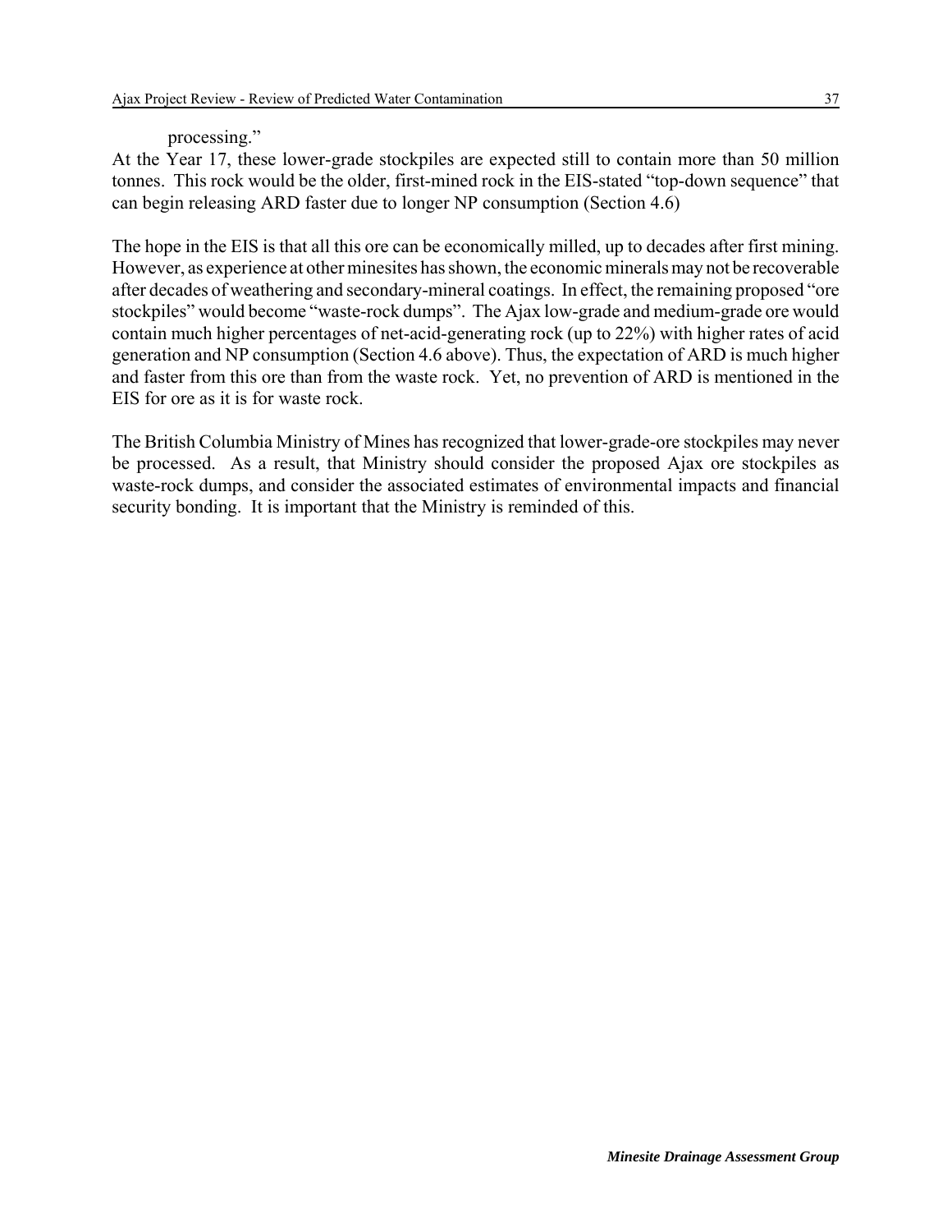processing."

At the Year 17, these lower-grade stockpiles are expected still to contain more than 50 million tonnes. This rock would be the older, first-mined rock in the EIS-stated "top-down sequence" that can begin releasing ARD faster due to longer NP consumption (Section 4.6)

The hope in the EIS is that all this ore can be economically milled, up to decades after first mining. However, as experience at other minesites has shown, the economic minerals may not be recoverable after decades of weathering and secondary-mineral coatings. In effect, the remaining proposed "ore stockpiles" would become "waste-rock dumps". The Ajax low-grade and medium-grade ore would contain much higher percentages of net-acid-generating rock (up to 22%) with higher rates of acid generation and NP consumption (Section 4.6 above). Thus, the expectation of ARD is much higher and faster from this ore than from the waste rock. Yet, no prevention of ARD is mentioned in the EIS for ore as it is for waste rock.

The British Columbia Ministry of Mines has recognized that lower-grade-ore stockpiles may never be processed. As a result, that Ministry should consider the proposed Ajax ore stockpiles as waste-rock dumps, and consider the associated estimates of environmental impacts and financial security bonding. It is important that the Ministry is reminded of this.